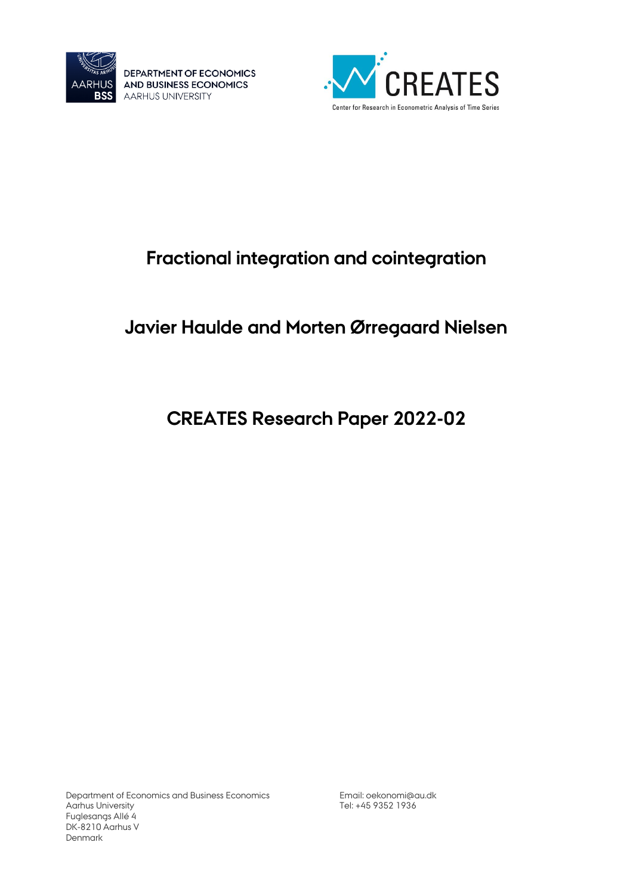DEPARTMENT OF ECONOMICS AND BUSINESS ECONOMICS
AARHUS UNIVERSITY

CREATES
Center for Research in Econometric Analysis of Time Series

# Fractional integration and cointegration

## Javier Haulde and Morten Ørregaard Nielsen

## CREATES Research Paper 2022-02

Department of Economics and Business Economics
Aarhus University
Fuglesangs Allé 4
DK-8210 Aarhus V
Denmark

Email: oekonomi@au.dk
Tel: +45 9352 1936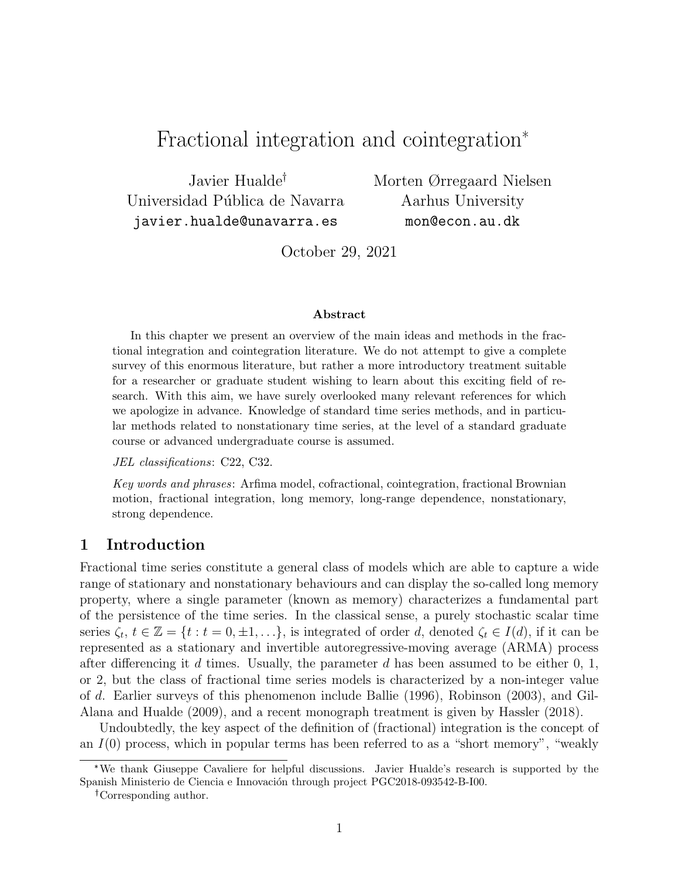# Fractional integration and cointegration[*]

Javier Hualde[†]
Universidad Pública de Navarra
javier.hualde@unavarra.es

Morten Ørregaard Nielsen
Aarhus University
mon@econ.au.dk

October 29, 2021

**Abstract**

In this chapter we present an overview of the main ideas and methods in the fractional integration and cointegration literature. We do not attempt to give a complete survey of this enormous literature, but rather a more introductory treatment suitable for a researcher or graduate student wishing to learn about this exciting field of research. With this aim, we have surely overlooked many relevant references for which we apologize in advance. Knowledge of standard time series methods, and in particular methods related to nonstationary time series, at the level of a standard graduate course or advanced undergraduate course is assumed.

*JEL classifications*: C22, C32.

*Key words and phrases*: Arfima model, cofractional, cointegration, fractional Brownian motion, fractional integration, long memory, long-range dependence, nonstationary, strong dependence.

## 1 Introduction

Fractional time series constitute a general class of models which are able to capture a wide range of stationary and nonstationary behaviours and can display the so-called long memory property, where a single parameter (known as memory) characterizes a fundamental part of the persistence of the time series. In the classical sense, a purely stochastic scalar time series $\zeta_t$, $t \in \mathbb{Z} = \{t : t = 0, \pm 1, \ldots\}$, is integrated of order $d$, denoted $\zeta_t \in I(d)$, if it can be represented as a stationary and invertible autoregressive-moving average (ARMA) process after differencing it $d$ times. Usually, the parameter $d$ has been assumed to be either 0, 1, or 2, but the class of fractional time series models is characterized by a non-integer value of $d$. Earlier surveys of this phenomenon include Ballie (1996), Robinson (2003), and Gil-Alana and Hualde (2009), and a recent monograph treatment is given by Hassler (2018).

Undoubtedly, the key aspect of the definition of (fractional) integration is the concept of an $I(0)$ process, which in popular terms has been referred to as a "short memory", "weakly

---

[*] We thank Giuseppe Cavaliere for helpful discussions. Javier Hualde's research is supported by the Spanish Ministerio de Ciencia e Innovación through project PGC2018-093542-B-I00.

[†] Corresponding author.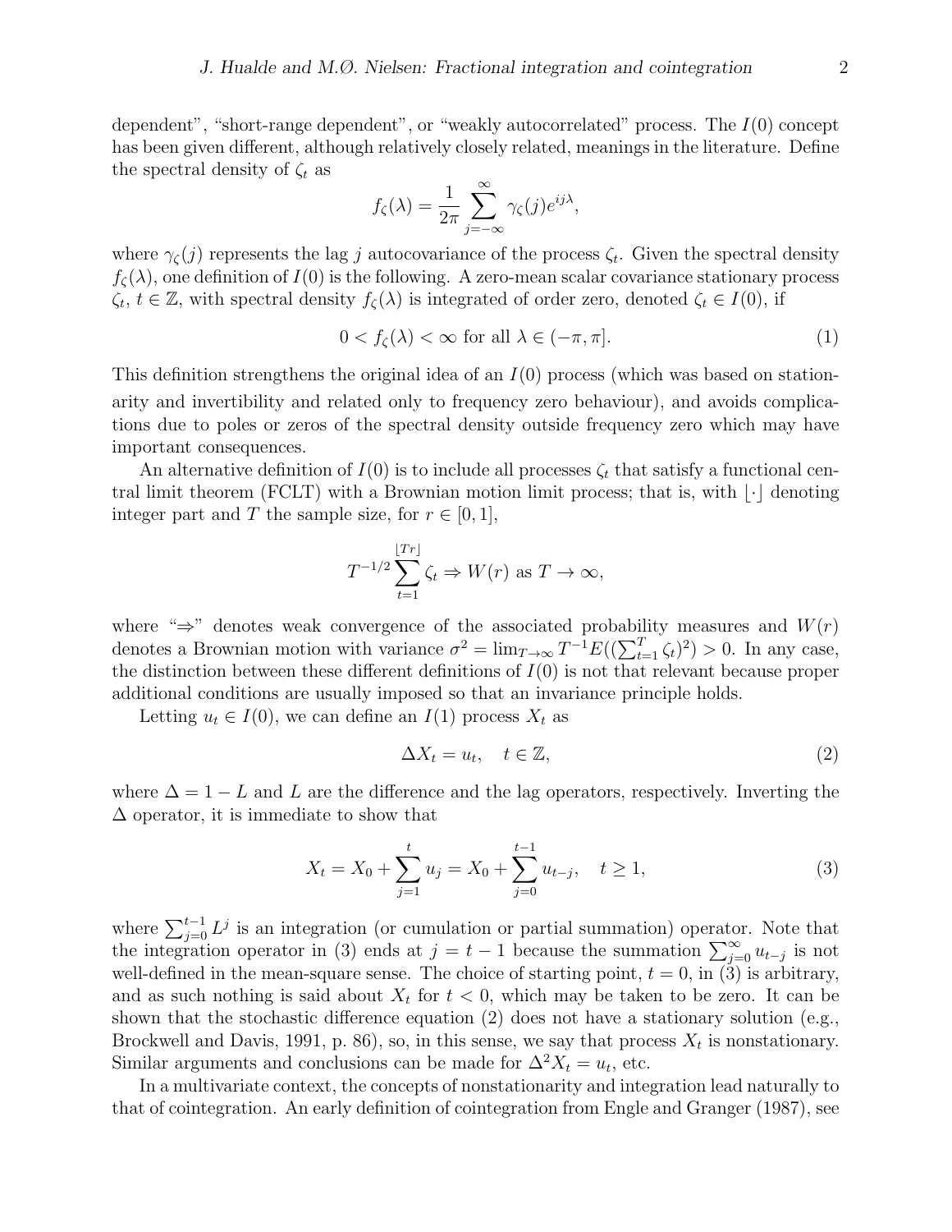dependent", "short-range dependent", or "weakly autocorrelated" process. The $I(0)$ concept has been given different, although relatively closely related, meanings in the literature. Define the spectral density of $\zeta_t$ as

$$f_\zeta(\lambda) = \frac{1}{2\pi} \sum_{j=-\infty}^{\infty} \gamma_\zeta(j) e^{ij\lambda},$$

where $\gamma_\zeta(j)$ represents the lag $j$ autocovariance of the process $\zeta_t$. Given the spectral density $f_\zeta(\lambda)$, one definition of $I(0)$ is the following. A zero-mean scalar covariance stationary process $\zeta_t$, $t \in \mathbb{Z}$, with spectral density $f_\zeta(\lambda)$ is integrated of order zero, denoted $\zeta_t \in I(0)$, if

$$0 < f_\zeta(\lambda) < \infty \text{ for all } \lambda \in (-\pi, \pi]. \tag{1}$$

This definition strengthens the original idea of an $I(0)$ process (which was based on stationarity and invertibility and related only to frequency zero behaviour), and avoids complications due to poles or zeros of the spectral density outside frequency zero which may have important consequences.

An alternative definition of $I(0)$ is to include all processes $\zeta_t$ that satisfy a functional central limit theorem (FCLT) with a Brownian motion limit process; that is, with $\lfloor \cdot \rfloor$ denoting integer part and $T$ the sample size, for $r \in [0, 1]$,

$$T^{-1/2} \sum_{t=1}^{\lfloor Tr \rfloor} \zeta_t \Rightarrow W(r) \text{ as } T \to \infty,$$

where "$\Rightarrow$" denotes weak convergence of the associated probability measures and $W(r)$ denotes a Brownian motion with variance $\sigma^2 = \lim_{T\to\infty} T^{-1} E((\sum_{t=1}^{T} \zeta_t)^2) > 0$. In any case, the distinction between these different definitions of $I(0)$ is not that relevant because proper additional conditions are usually imposed so that an invariance principle holds.

Letting $u_t \in I(0)$, we can define an $I(1)$ process $X_t$ as

$$\Delta X_t = u_t, \quad t \in \mathbb{Z}, \tag{2}$$

where $\Delta = 1 - L$ and $L$ are the difference and the lag operators, respectively. Inverting the $\Delta$ operator, it is immediate to show that

$$X_t = X_0 + \sum_{j=1}^{t} u_j = X_0 + \sum_{j=0}^{t-1} u_{t-j}, \quad t \geq 1, \tag{3}$$

where $\sum_{j=0}^{t-1} L^j$ is an integration (or cumulation or partial summation) operator. Note that the integration operator in (3) ends at $j = t - 1$ because the summation $\sum_{j=0}^{\infty} u_{t-j}$ is not well-defined in the mean-square sense. The choice of starting point, $t = 0$, in (3) is arbitrary, and as such nothing is said about $X_t$ for $t < 0$, which may be taken to be zero. It can be shown that the stochastic difference equation (2) does not have a stationary solution (e.g., Brockwell and Davis, 1991, p. 86), so, in this sense, we say that process $X_t$ is nonstationary. Similar arguments and conclusions can be made for $\Delta^2 X_t = u_t$, etc.

In a multivariate context, the concepts of nonstationarity and integration lead naturally to that of cointegration. An early definition of cointegration from Engle and Granger (1987), see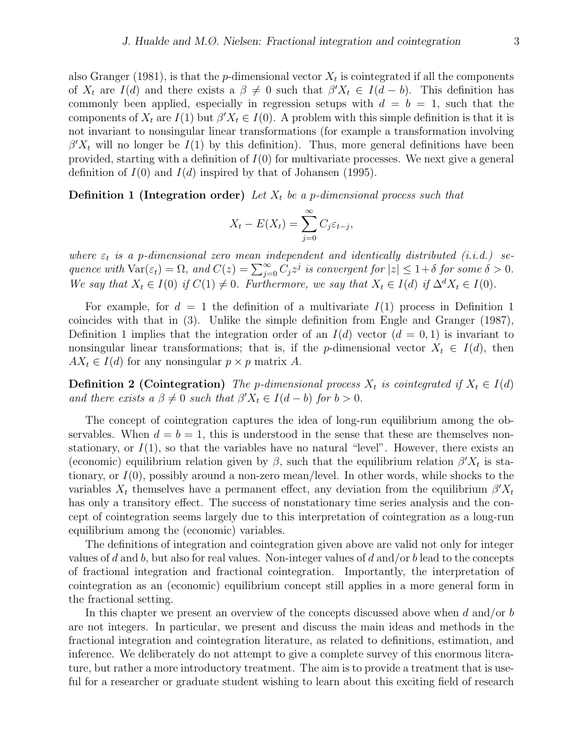also Granger (1981), is that the $p$-dimensional vector $X_t$ is cointegrated if all the components of $X_t$ are $I(d)$ and there exists a $\beta \neq 0$ such that $\beta' X_t \in I(d-b)$. This definition has commonly been applied, especially in regression setups with $d = b = 1$, such that the components of $X_t$ are $I(1)$ but $\beta' X_t \in I(0)$. A problem with this simple definition is that it is not invariant to nonsingular linear transformations (for example a transformation involving $\beta' X_t$ will no longer be $I(1)$ by this definition). Thus, more general definitions have been provided, starting with a definition of $I(0)$ for multivariate processes. We next give a general definition of $I(0)$ and $I(d)$ inspired by that of Johansen (1995).

**Definition 1 (Integration order)** *Let $X_t$ be a $p$-dimensional process such that*

$$X_t - E(X_t) = \sum_{j=0}^{\infty} C_j \varepsilon_{t-j},$$

*where $\varepsilon_t$ is a $p$-dimensional zero mean independent and identically distributed (i.i.d.) sequence with $\mathrm{Var}(\varepsilon_t) = \Omega$, and $C(z) = \sum_{j=0}^{\infty} C_j z^j$ is convergent for $|z| \leq 1+\delta$ for some $\delta > 0$. We say that $X_t \in I(0)$ if $C(1) \neq 0$. Furthermore, we say that $X_t \in I(d)$ if $\Delta^d X_t \in I(0)$.*

For example, for $d = 1$ the definition of a multivariate $I(1)$ process in Definition 1 coincides with that in (3). Unlike the simple definition from Engle and Granger (1987), Definition 1 implies that the integration order of an $I(d)$ vector ($d = 0, 1$) is invariant to nonsingular linear transformations; that is, if the $p$-dimensional vector $X_t \in I(d)$, then $AX_t \in I(d)$ for any nonsingular $p \times p$ matrix $A$.

**Definition 2 (Cointegration)** *The $p$-dimensional process $X_t$ is cointegrated if $X_t \in I(d)$ and there exists a $\beta \neq 0$ such that $\beta' X_t \in I(d-b)$ for $b > 0$.*

The concept of cointegration captures the idea of long-run equilibrium among the observables. When $d = b = 1$, this is understood in the sense that these are themselves nonstationary, or $I(1)$, so that the variables have no natural "level". However, there exists an (economic) equilibrium relation given by $\beta$, such that the equilibrium relation $\beta' X_t$ is stationary, or $I(0)$, possibly around a non-zero mean/level. In other words, while shocks to the variables $X_t$ themselves have a permanent effect, any deviation from the equilibrium $\beta' X_t$ has only a transitory effect. The success of nonstationary time series analysis and the concept of cointegration seems largely due to this interpretation of cointegration as a long-run equilibrium among the (economic) variables.

The definitions of integration and cointegration given above are valid not only for integer values of $d$ and $b$, but also for real values. Non-integer values of $d$ and/or $b$ lead to the concepts of fractional integration and fractional cointegration. Importantly, the interpretation of cointegration as an (economic) equilibrium concept still applies in a more general form in the fractional setting.

In this chapter we present an overview of the concepts discussed above when $d$ and/or $b$ are not integers. In particular, we present and discuss the main ideas and methods in the fractional integration and cointegration literature, as related to definitions, estimation, and inference. We deliberately do not attempt to give a complete survey of this enormous literature, but rather a more introductory treatment. The aim is to provide a treatment that is useful for a researcher or graduate student wishing to learn about this exciting field of research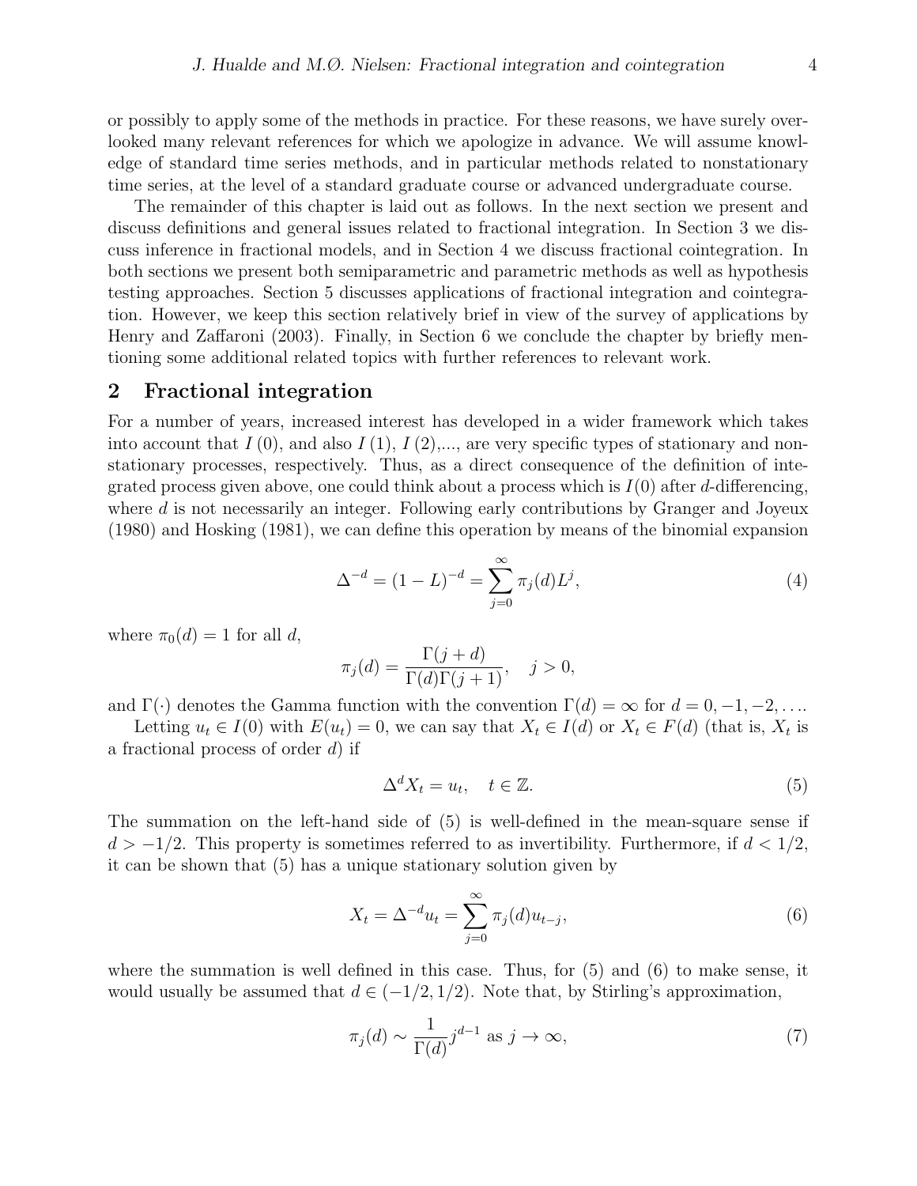or possibly to apply some of the methods in practice. For these reasons, we have surely overlooked many relevant references for which we apologize in advance. We will assume knowledge of standard time series methods, and in particular methods related to nonstationary time series, at the level of a standard graduate course or advanced undergraduate course.

The remainder of this chapter is laid out as follows. In the next section we present and discuss definitions and general issues related to fractional integration. In Section 3 we discuss inference in fractional models, and in Section 4 we discuss fractional cointegration. In both sections we present both semiparametric and parametric methods as well as hypothesis testing approaches. Section 5 discusses applications of fractional integration and cointegration. However, we keep this section relatively brief in view of the survey of applications by Henry and Zaffaroni (2003). Finally, in Section 6 we conclude the chapter by briefly mentioning some additional related topics with further references to relevant work.

## 2 Fractional integration

For a number of years, increased interest has developed in a wider framework which takes into account that $I(0)$, and also $I(1)$, $I(2)$,..., are very specific types of stationary and nonstationary processes, respectively. Thus, as a direct consequence of the definition of integrated process given above, one could think about a process which is $I(0)$ after $d$-differencing, where $d$ is not necessarily an integer. Following early contributions by Granger and Joyeux (1980) and Hosking (1981), we can define this operation by means of the binomial expansion

$$\Delta^{-d} = (1-L)^{-d} = \sum_{j=0}^{\infty} \pi_j(d) L^j, \tag{4}$$

where $\pi_0(d) = 1$ for all $d$,

$$\pi_j(d) = \frac{\Gamma(j+d)}{\Gamma(d)\Gamma(j+1)}, \quad j > 0,$$

and $\Gamma(\cdot)$ denotes the Gamma function with the convention $\Gamma(d) = \infty$ for $d = 0, -1, -2, \ldots$.

Letting $u_t \in I(0)$ with $E(u_t) = 0$, we can say that $X_t \in I(d)$ or $X_t \in F(d)$ (that is, $X_t$ is a fractional process of order $d$) if

$$\Delta^d X_t = u_t, \quad t \in \mathbb{Z}. \tag{5}$$

The summation on the left-hand side of (5) is well-defined in the mean-square sense if $d > -1/2$. This property is sometimes referred to as invertibility. Furthermore, if $d < 1/2$, it can be shown that (5) has a unique stationary solution given by

$$X_t = \Delta^{-d} u_t = \sum_{j=0}^{\infty} \pi_j(d) u_{t-j}, \tag{6}$$

where the summation is well defined in this case. Thus, for (5) and (6) to make sense, it would usually be assumed that $d \in (-1/2, 1/2)$. Note that, by Stirling's approximation,

$$\pi_j(d) \sim \frac{1}{\Gamma(d)} j^{d-1} \text{ as } j \to \infty, \tag{7}$$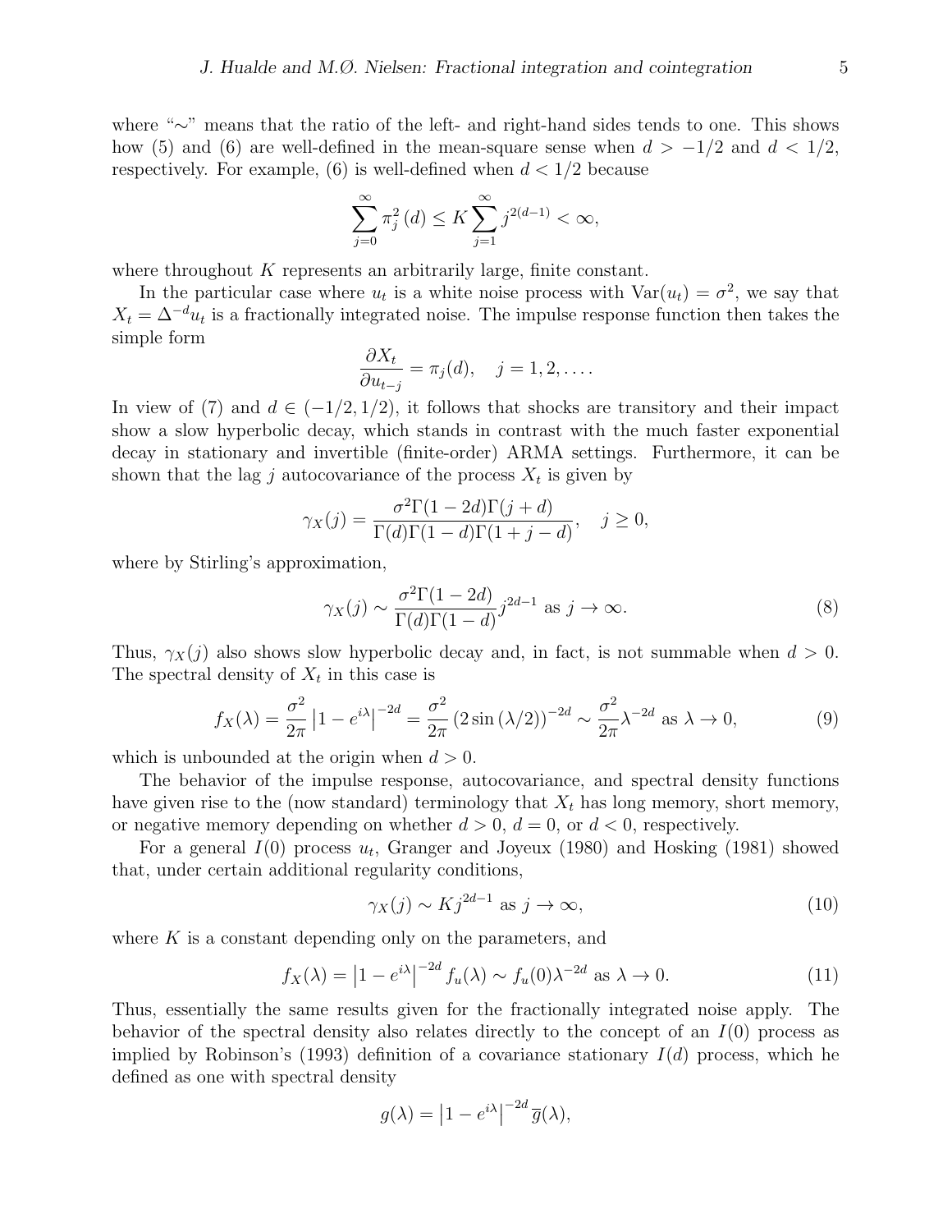where "$\sim$" means that the ratio of the left- and right-hand sides tends to one. This shows how (5) and (6) are well-defined in the mean-square sense when $d > -1/2$ and $d < 1/2$, respectively. For example, (6) is well-defined when $d < 1/2$ because

$$\sum_{j=0}^{\infty} \pi_j^2(d) \leq K \sum_{j=1}^{\infty} j^{2(d-1)} < \infty,$$

where throughout $K$ represents an arbitrarily large, finite constant.

In the particular case where $u_t$ is a white noise process with $\mathrm{Var}(u_t) = \sigma^2$, we say that $X_t = \Delta^{-d} u_t$ is a fractionally integrated noise. The impulse response function then takes the simple form

$$\frac{\partial X_t}{\partial u_{t-j}} = \pi_j(d), \quad j = 1, 2, \ldots.$$

In view of (7) and $d \in (-1/2, 1/2)$, it follows that shocks are transitory and their impact show a slow hyperbolic decay, which stands in contrast with the much faster exponential decay in stationary and invertible (finite-order) ARMA settings. Furthermore, it can be shown that the lag $j$ autocovariance of the process $X_t$ is given by

$$\gamma_X(j) = \frac{\sigma^2 \Gamma(1-2d) \Gamma(j+d)}{\Gamma(d) \Gamma(1-d) \Gamma(1+j-d)}, \quad j \geq 0,$$

where by Stirling's approximation,

$$\gamma_X(j) \sim \frac{\sigma^2 \Gamma(1-2d)}{\Gamma(d) \Gamma(1-d)} j^{2d-1} \text{ as } j \to \infty. \tag{8}$$

Thus, $\gamma_X(j)$ also shows slow hyperbolic decay and, in fact, is not summable when $d > 0$. The spectral density of $X_t$ in this case is

$$f_X(\lambda) = \frac{\sigma^2}{2\pi} \left| 1 - e^{i\lambda} \right|^{-2d} = \frac{\sigma^2}{2\pi} \left( 2 \sin(\lambda/2) \right)^{-2d} \sim \frac{\sigma^2}{2\pi} \lambda^{-2d} \text{ as } \lambda \to 0, \tag{9}$$

which is unbounded at the origin when $d > 0$.

The behavior of the impulse response, autocovariance, and spectral density functions have given rise to the (now standard) terminology that $X_t$ has long memory, short memory, or negative memory depending on whether $d > 0$, $d = 0$, or $d < 0$, respectively.

For a general $I(0)$ process $u_t$, Granger and Joyeux (1980) and Hosking (1981) showed that, under certain additional regularity conditions,

$$\gamma_X(j) \sim K j^{2d-1} \text{ as } j \to \infty, \tag{10}$$

where $K$ is a constant depending only on the parameters, and

$$f_X(\lambda) = \left| 1 - e^{i\lambda} \right|^{-2d} f_u(\lambda) \sim f_u(0) \lambda^{-2d} \text{ as } \lambda \to 0. \tag{11}$$

Thus, essentially the same results given for the fractionally integrated noise apply. The behavior of the spectral density also relates directly to the concept of an $I(0)$ process as implied by Robinson's (1993) definition of a covariance stationary $I(d)$ process, which he defined as one with spectral density

$$g(\lambda) = \left| 1 - e^{i\lambda} \right|^{-2d} \overline{g}(\lambda),$$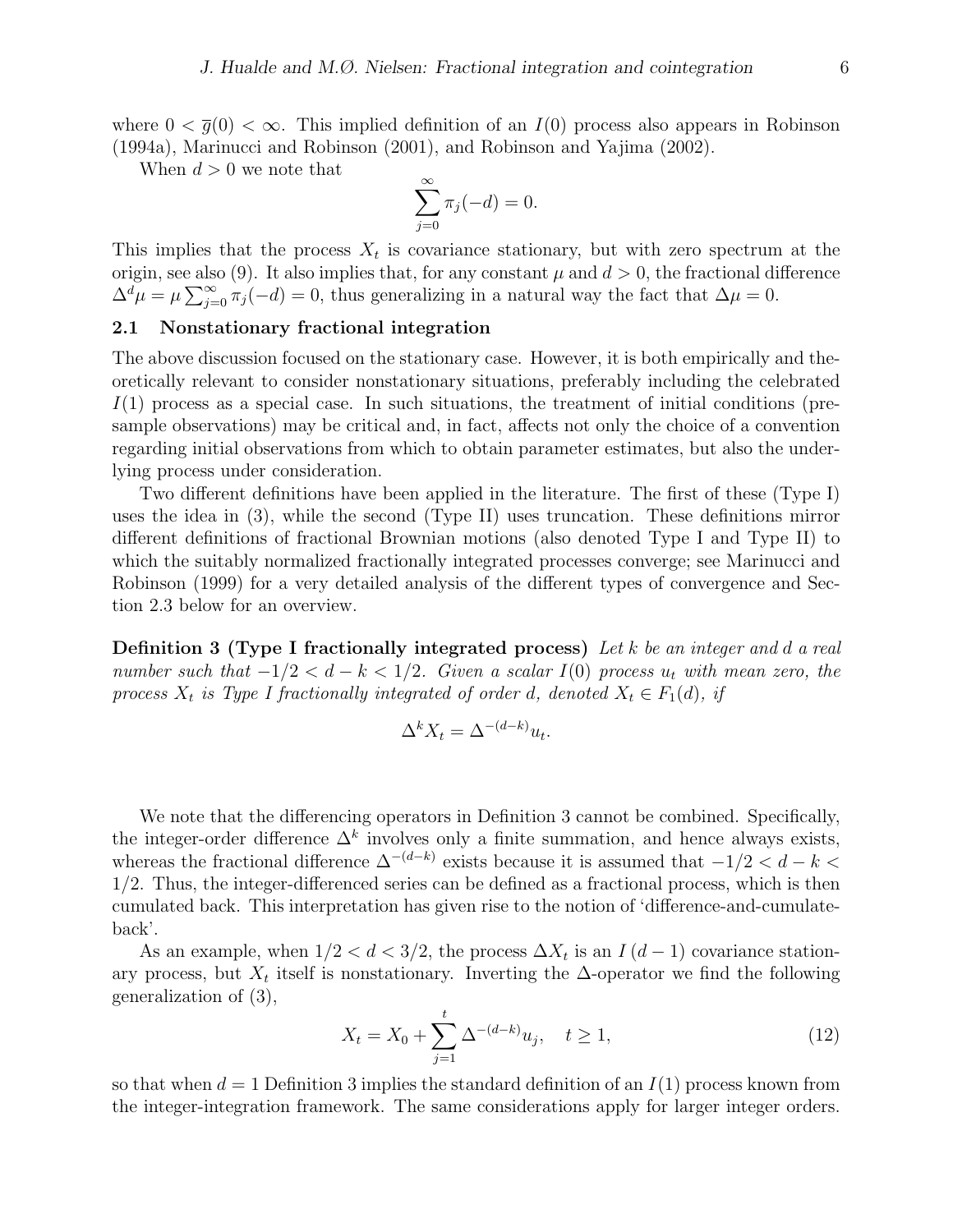where $0 < \bar{g}(0) < \infty$. This implied definition of an $I(0)$ process also appears in Robinson (1994a), Marinucci and Robinson (2001), and Robinson and Yajima (2002).

When $d > 0$ we note that

$$\sum_{j=0}^{\infty} \pi_j(-d) = 0.$$

This implies that the process $X_t$ is covariance stationary, but with zero spectrum at the origin, see also (9). It also implies that, for any constant $\mu$ and $d > 0$, the fractional difference $\Delta^d \mu = \mu \sum_{j=0}^{\infty} \pi_j(-d) = 0$, thus generalizing in a natural way the fact that $\Delta \mu = 0$.

### 2.1 Nonstationary fractional integration

The above discussion focused on the stationary case. However, it is both empirically and theoretically relevant to consider nonstationary situations, preferably including the celebrated $I(1)$ process as a special case. In such situations, the treatment of initial conditions (presample observations) may be critical and, in fact, affects not only the choice of a convention regarding initial observations from which to obtain parameter estimates, but also the underlying process under consideration.

Two different definitions have been applied in the literature. The first of these (Type I) uses the idea in (3), while the second (Type II) uses truncation. These definitions mirror different definitions of fractional Brownian motions (also denoted Type I and Type II) to which the suitably normalized fractionally integrated processes converge; see Marinucci and Robinson (1999) for a very detailed analysis of the different types of convergence and Section 2.3 below for an overview.

**Definition 3 (Type I fractionally integrated process)** *Let $k$ be an integer and $d$ a real number such that $-1/2 < d - k < 1/2$. Given a scalar $I(0)$ process $u_t$ with mean zero, the process $X_t$ is Type I fractionally integrated of order $d$, denoted $X_t \in F_1(d)$, if*

$$\Delta^k X_t = \Delta^{-(d-k)} u_t.$$

We note that the differencing operators in Definition 3 cannot be combined. Specifically, the integer-order difference $\Delta^k$ involves only a finite summation, and hence always exists, whereas the fractional difference $\Delta^{-(d-k)}$ exists because it is assumed that $-1/2 < d - k < 1/2$. Thus, the integer-differenced series can be defined as a fractional process, which is then cumulated back. This interpretation has given rise to the notion of 'difference-and-cumulate-back'.

As an example, when $1/2 < d < 3/2$, the process $\Delta X_t$ is an $I(d-1)$ covariance stationary process, but $X_t$ itself is nonstationary. Inverting the $\Delta$-operator we find the following generalization of (3),

$$X_t = X_0 + \sum_{j=1}^{t} \Delta^{-(d-k)} u_j, \quad t \geq 1, \tag{12}$$

so that when $d = 1$ Definition 3 implies the standard definition of an $I(1)$ process known from the integer-integration framework. The same considerations apply for larger integer orders.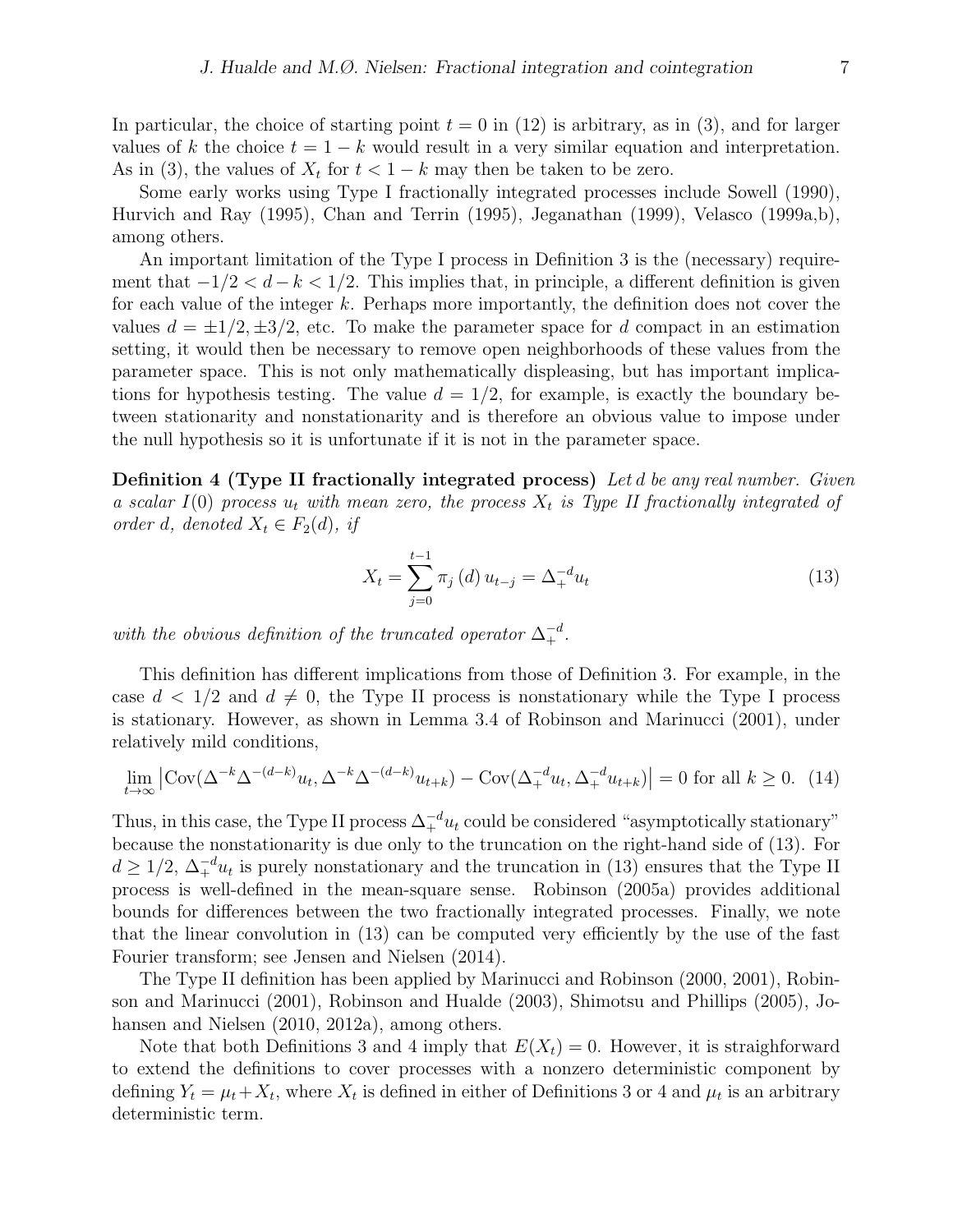In particular, the choice of starting point $t = 0$ in (12) is arbitrary, as in (3), and for larger values of $k$ the choice $t = 1 - k$ would result in a very similar equation and interpretation. As in (3), the values of $X_t$ for $t < 1 - k$ may then be taken to be zero.

Some early works using Type I fractionally integrated processes include Sowell (1990), Hurvich and Ray (1995), Chan and Terrin (1995), Jeganathan (1999), Velasco (1999a,b), among others.

An important limitation of the Type I process in Definition 3 is the (necessary) requirement that $-1/2 < d - k < 1/2$. This implies that, in principle, a different definition is given for each value of the integer $k$. Perhaps more importantly, the definition does not cover the values $d = \pm 1/2, \pm 3/2$, etc. To make the parameter space for $d$ compact in an estimation setting, it would then be necessary to remove open neighborhoods of these values from the parameter space. This is not only mathematically displeasing, but has important implications for hypothesis testing. The value $d = 1/2$, for example, is exactly the boundary between stationarity and nonstationarity and is therefore an obvious value to impose under the null hypothesis so it is unfortunate if it is not in the parameter space.

**Definition 4 (Type II fractionally integrated process)** *Let $d$ be any real number. Given a scalar $I(0)$ process $u_t$ with mean zero, the process $X_t$ is Type II fractionally integrated of order $d$, denoted $X_t \in F_2(d)$, if*

$$X_t = \sum_{j=0}^{t-1} \pi_j(d) u_{t-j} = \Delta_+^{-d} u_t \tag{13}$$

*with the obvious definition of the truncated operator $\Delta_+^{-d}$.*

This definition has different implications from those of Definition 3. For example, in the case $d < 1/2$ and $d \neq 0$, the Type II process is nonstationary while the Type I process is stationary. However, as shown in Lemma 3.4 of Robinson and Marinucci (2001), under relatively mild conditions,

$$\lim_{t\to\infty} \left| \mathrm{Cov}(\Delta^{-k}\Delta^{-(d-k)}u_t, \Delta^{-k}\Delta^{-(d-k)}u_{t+k}) - \mathrm{Cov}(\Delta_+^{-d}u_t, \Delta_+^{-d}u_{t+k}) \right| = 0 \text{ for all } k \geq 0. \tag{14}$$

Thus, in this case, the Type II process $\Delta_+^{-d}u_t$ could be considered "asymptotically stationary" because the nonstationarity is due only to the truncation on the right-hand side of (13). For $d \geq 1/2$, $\Delta_+^{-d}u_t$ is purely nonstationary and the truncation in (13) ensures that the Type II process is well-defined in the mean-square sense. Robinson (2005a) provides additional bounds for differences between the two fractionally integrated processes. Finally, we note that the linear convolution in (13) can be computed very efficiently by the use of the fast Fourier transform; see Jensen and Nielsen (2014).

The Type II definition has been applied by Marinucci and Robinson (2000, 2001), Robinson and Marinucci (2001), Robinson and Hualde (2003), Shimotsu and Phillips (2005), Johansen and Nielsen (2010, 2012a), among others.

Note that both Definitions 3 and 4 imply that $E(X_t) = 0$. However, it is straighforward to extend the definitions to cover processes with a nonzero deterministic component by defining $Y_t = \mu_t + X_t$, where $X_t$ is defined in either of Definitions 3 or 4 and $\mu_t$ is an arbitrary deterministic term.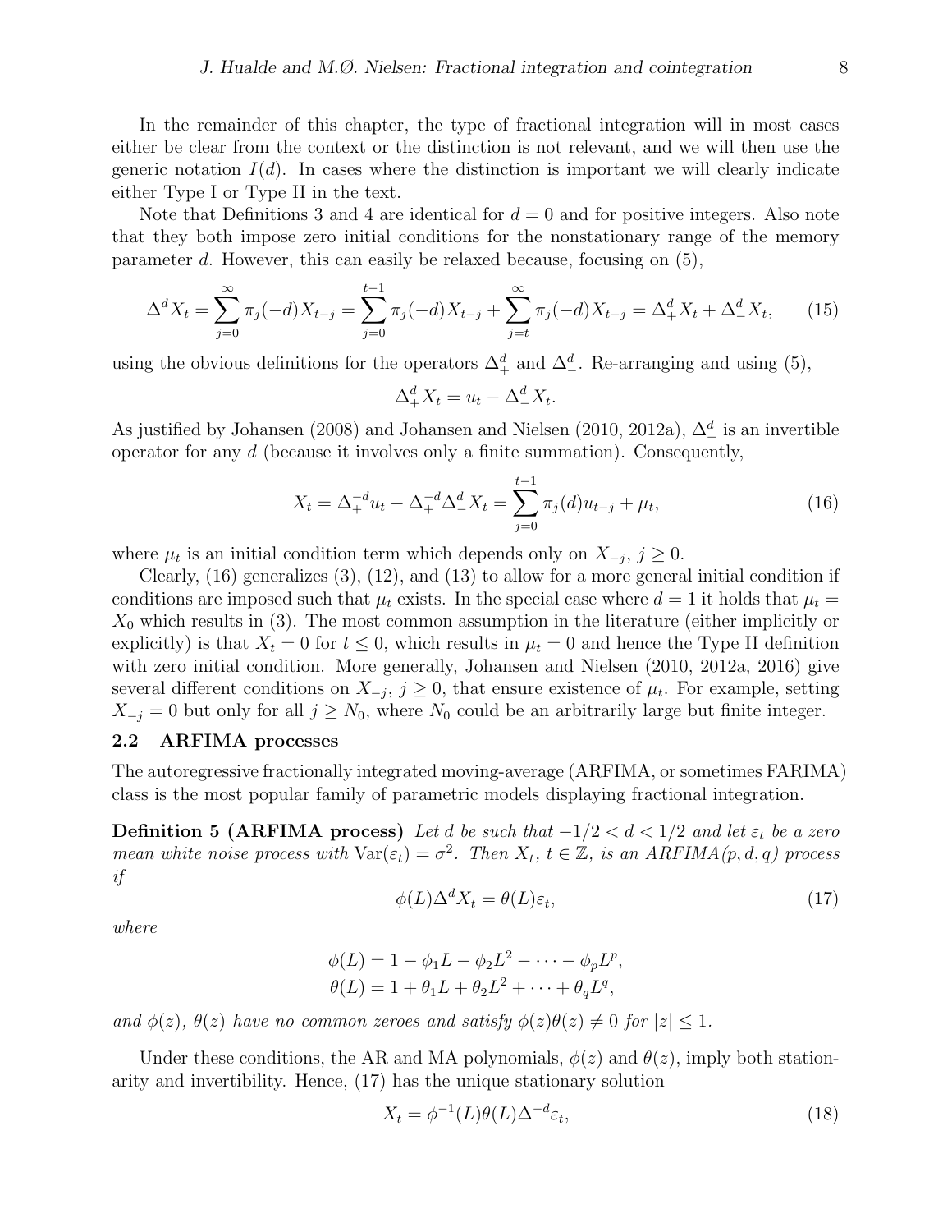In the remainder of this chapter, the type of fractional integration will in most cases either be clear from the context or the distinction is not relevant, and we will then use the generic notation $I(d)$. In cases where the distinction is important we will clearly indicate either Type I or Type II in the text.

Note that Definitions 3 and 4 are identical for $d = 0$ and for positive integers. Also note that they both impose zero initial conditions for the nonstationary range of the memory parameter $d$. However, this can easily be relaxed because, focusing on (5),

$$\Delta^d X_t = \sum_{j=0}^{\infty} \pi_j(-d) X_{t-j} = \sum_{j=0}^{t-1} \pi_j(-d) X_{t-j} + \sum_{j=t}^{\infty} \pi_j(-d) X_{t-j} = \Delta_+^d X_t + \Delta_-^d X_t, \tag{15}$$

using the obvious definitions for the operators $\Delta_+^d$ and $\Delta_-^d$. Re-arranging and using (5),

$$\Delta_+^d X_t = u_t - \Delta_-^d X_t.$$

As justified by Johansen (2008) and Johansen and Nielsen (2010, 2012a), $\Delta_+^d$ is an invertible operator for any $d$ (because it involves only a finite summation). Consequently,

$$X_t = \Delta_+^{-d} u_t - \Delta_+^{-d} \Delta_-^d X_t = \sum_{j=0}^{t-1} \pi_j(d) u_{t-j} + \mu_t, \tag{16}$$

where $\mu_t$ is an initial condition term which depends only on $X_{-j}$, $j \geq 0$.

Clearly, (16) generalizes (3), (12), and (13) to allow for a more general initial condition if conditions are imposed such that $\mu_t$ exists. In the special case where $d = 1$ it holds that $\mu_t = X_0$ which results in (3). The most common assumption in the literature (either implicitly or explicitly) is that $X_t = 0$ for $t \leq 0$, which results in $\mu_t = 0$ and hence the Type II definition with zero initial condition. More generally, Johansen and Nielsen (2010, 2012a, 2016) give several different conditions on $X_{-j}$, $j \geq 0$, that ensure existence of $\mu_t$. For example, setting $X_{-j} = 0$ but only for all $j \geq N_0$, where $N_0$ could be an arbitrarily large but finite integer.

### 2.2 ARFIMA processes

The autoregressive fractionally integrated moving-average (ARFIMA, or sometimes FARIMA) class is the most popular family of parametric models displaying fractional integration.

**Definition 5 (ARFIMA process)** *Let $d$ be such that $-1/2 < d < 1/2$ and let $\varepsilon_t$ be a zero mean white noise process with $\mathrm{Var}(\varepsilon_t) = \sigma^2$. Then $X_t$, $t \in \mathbb{Z}$, is an ARFIMA$(p, d, q)$ process if*

$$\phi(L) \Delta^d X_t = \theta(L) \varepsilon_t, \tag{17}$$

*where*

$$\phi(L) = 1 - \phi_1 L - \phi_2 L^2 - \cdots - \phi_p L^p,$$
$$\theta(L) = 1 + \theta_1 L + \theta_2 L^2 + \cdots + \theta_q L^q,$$

*and $\phi(z)$, $\theta(z)$ have no common zeroes and satisfy $\phi(z)\theta(z) \neq 0$ for $|z| \leq 1$.*

Under these conditions, the AR and MA polynomials, $\phi(z)$ and $\theta(z)$, imply both stationarity and invertibility. Hence, (17) has the unique stationary solution

$$X_t = \phi^{-1}(L) \theta(L) \Delta^{-d} \varepsilon_t, \tag{18}$$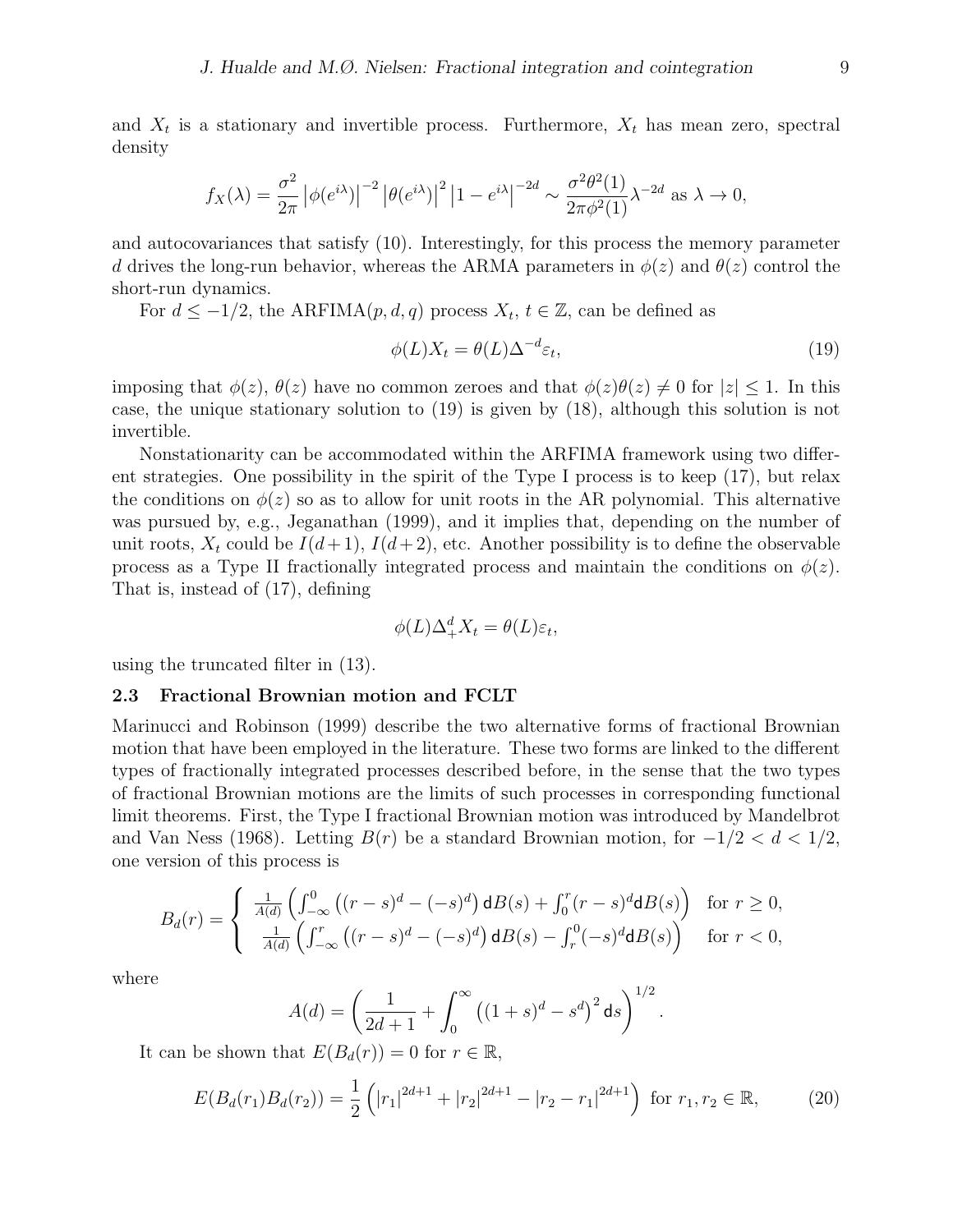and $X_t$ is a stationary and invertible process. Furthermore, $X_t$ has mean zero, spectral density

$$f_X(\lambda) = \frac{\sigma^2}{2\pi}\left|\phi(e^{i\lambda})\right|^{-2}\left|\theta(e^{i\lambda})\right|^2\left|1-e^{i\lambda}\right|^{-2d} \sim \frac{\sigma^2\theta^2(1)}{2\pi\phi^2(1)}\lambda^{-2d} \text{ as } \lambda \to 0,$$

and autocovariances that satisfy (10). Interestingly, for this process the memory parameter $d$ drives the long-run behavior, whereas the ARMA parameters in $\phi(z)$ and $\theta(z)$ control the short-run dynamics.

For $d \leq -1/2$, the ARFIMA$(p,d,q)$ process $X_t$, $t \in \mathbb{Z}$, can be defined as

$$\phi(L)X_t = \theta(L)\Delta^{-d}\varepsilon_t, \tag{19}$$

imposing that $\phi(z)$, $\theta(z)$ have no common zeroes and that $\phi(z)\theta(z) \neq 0$ for $|z| \leq 1$. In this case, the unique stationary solution to (19) is given by (18), although this solution is not invertible.

Nonstationarity can be accommodated within the ARFIMA framework using two different strategies. One possibility in the spirit of the Type I process is to keep (17), but relax the conditions on $\phi(z)$ so as to allow for unit roots in the AR polynomial. This alternative was pursued by, e.g., Jeganathan (1999), and it implies that, depending on the number of unit roots, $X_t$ could be $I(d+1)$, $I(d+2)$, etc. Another possibility is to define the observable process as a Type II fractionally integrated process and maintain the conditions on $\phi(z)$. That is, instead of (17), defining

$$\phi(L)\Delta_+^d X_t = \theta(L)\varepsilon_t,$$

using the truncated filter in (13).

### 2.3 Fractional Brownian motion and FCLT

Marinucci and Robinson (1999) describe the two alternative forms of fractional Brownian motion that have been employed in the literature. These two forms are linked to the different types of fractionally integrated processes described before, in the sense that the two types of fractional Brownian motions are the limits of such processes in corresponding functional limit theorems. First, the Type I fractional Brownian motion was introduced by Mandelbrot and Van Ness (1968). Letting $B(r)$ be a standard Brownian motion, for $-1/2 < d < 1/2$, one version of this process is

$$B_d(r) = \begin{cases} \frac{1}{A(d)}\left(\int_{-\infty}^0 \left((r-s)^d - (-s)^d\right)\mathsf{d}B(s) + \int_0^r (r-s)^d \mathsf{d}B(s)\right) & \text{for } r \geq 0, \\ \frac{1}{A(d)}\left(\int_{-\infty}^r \left((r-s)^d - (-s)^d\right)\mathsf{d}B(s) - \int_r^0 (-s)^d \mathsf{d}B(s)\right) & \text{for } r < 0, \end{cases}$$

where

$$A(d) = \left(\frac{1}{2d+1} + \int_0^\infty \left((1+s)^d - s^d\right)^2 \mathsf{d}s\right)^{1/2}.$$

It can be shown that $E(B_d(r)) = 0$ for $r \in \mathbb{R}$,

$$E(B_d(r_1)B_d(r_2)) = \frac{1}{2}\left(|r_1|^{2d+1} + |r_2|^{2d+1} - |r_2 - r_1|^{2d+1}\right) \text{ for } r_1, r_2 \in \mathbb{R}, \tag{20}$$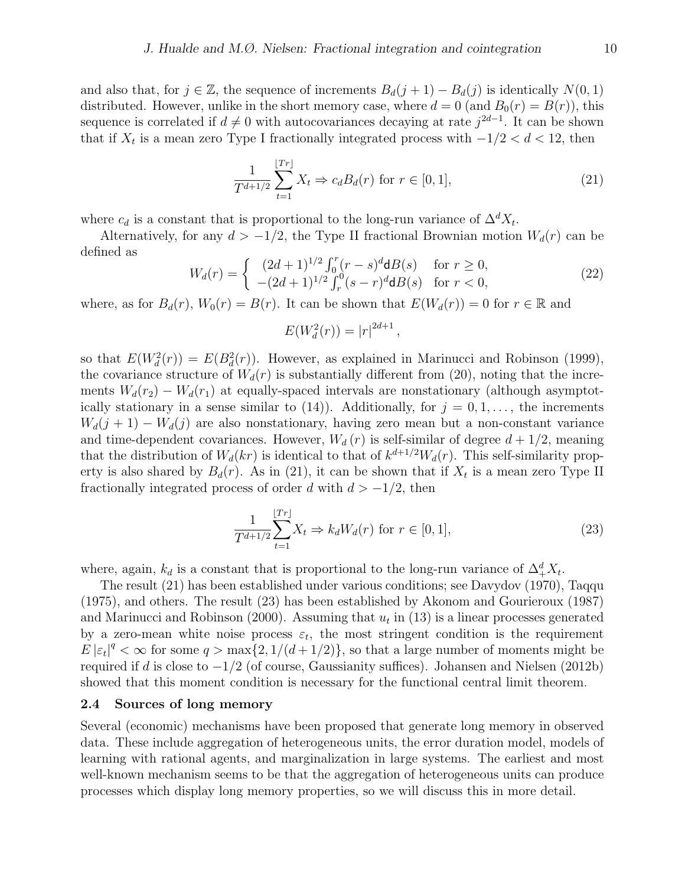and also that, for $j \in \mathbb{Z}$, the sequence of increments $B_d(j+1) - B_d(j)$ is identically $N(0,1)$ distributed. However, unlike in the short memory case, where $d = 0$ (and $B_0(r) = B(r)$), this sequence is correlated if $d \neq 0$ with autocovariances decaying at rate $j^{2d-1}$. It can be shown that if $X_t$ is a mean zero Type I fractionally integrated process with $-1/2 < d < 12$, then

$$\frac{1}{T^{d+1/2}} \sum_{t=1}^{\lfloor Tr \rfloor} X_t \Rightarrow c_d B_d(r) \text{ for } r \in [0,1], \tag{21}$$

where $c_d$ is a constant that is proportional to the long-run variance of $\Delta^d X_t$.

Alternatively, for any $d > -1/2$, the Type II fractional Brownian motion $W_d(r)$ can be defined as

$$W_d(r) = \begin{cases} (2d+1)^{1/2} \int_0^r (r-s)^d \mathsf{d}B(s) & \text{for } r \geq 0, \\ -(2d+1)^{1/2} \int_r^0 (s-r)^d \mathsf{d}B(s) & \text{for } r < 0, \end{cases} \tag{22}$$

where, as for $B_d(r)$, $W_0(r) = B(r)$. It can be shown that $E(W_d(r)) = 0$ for $r \in \mathbb{R}$ and

$$E(W_d^2(r)) = |r|^{2d+1},$$

so that $E(W_d^2(r)) = E(B_d^2(r))$. However, as explained in Marinucci and Robinson (1999), the covariance structure of $W_d(r)$ is substantially different from (20), noting that the increments $W_d(r_2) - W_d(r_1)$ at equally-spaced intervals are nonstationary (although asymptotically stationary in a sense similar to (14)). Additionally, for $j = 0, 1, \ldots$, the increments $W_d(j+1) - W_d(j)$ are also nonstationary, having zero mean but a non-constant variance and time-dependent covariances. However, $W_d(r)$ is self-similar of degree $d + 1/2$, meaning that the distribution of $W_d(kr)$ is identical to that of $k^{d+1/2} W_d(r)$. This self-similarity property is also shared by $B_d(r)$. As in (21), it can be shown that if $X_t$ is a mean zero Type II fractionally integrated process of order $d$ with $d > -1/2$, then

$$\frac{1}{T^{d+1/2}} \sum_{t=1}^{\lfloor Tr \rfloor} X_t \Rightarrow k_d W_d(r) \text{ for } r \in [0,1], \tag{23}$$

where, again, $k_d$ is a constant that is proportional to the long-run variance of $\Delta_+^d X_t$.

The result (21) has been established under various conditions; see Davydov (1970), Taqqu (1975), and others. The result (23) has been established by Akonom and Gourieroux (1987) and Marinucci and Robinson (2000). Assuming that $u_t$ in (13) is a linear processes generated by a zero-mean white noise process $\varepsilon_t$, the most stringent condition is the requirement $E|\varepsilon_t|^q < \infty$ for some $q > \max\{2, 1/(d+1/2)\}$, so that a large number of moments might be required if $d$ is close to $-1/2$ (of course, Gaussianity suffices). Johansen and Nielsen (2012b) showed that this moment condition is necessary for the functional central limit theorem.

### 2.4 Sources of long memory

Several (economic) mechanisms have been proposed that generate long memory in observed data. These include aggregation of heterogeneous units, the error duration model, models of learning with rational agents, and marginalization in large systems. The earliest and most well-known mechanism seems to be that the aggregation of heterogeneous units can produce processes which display long memory properties, so we will discuss this in more detail.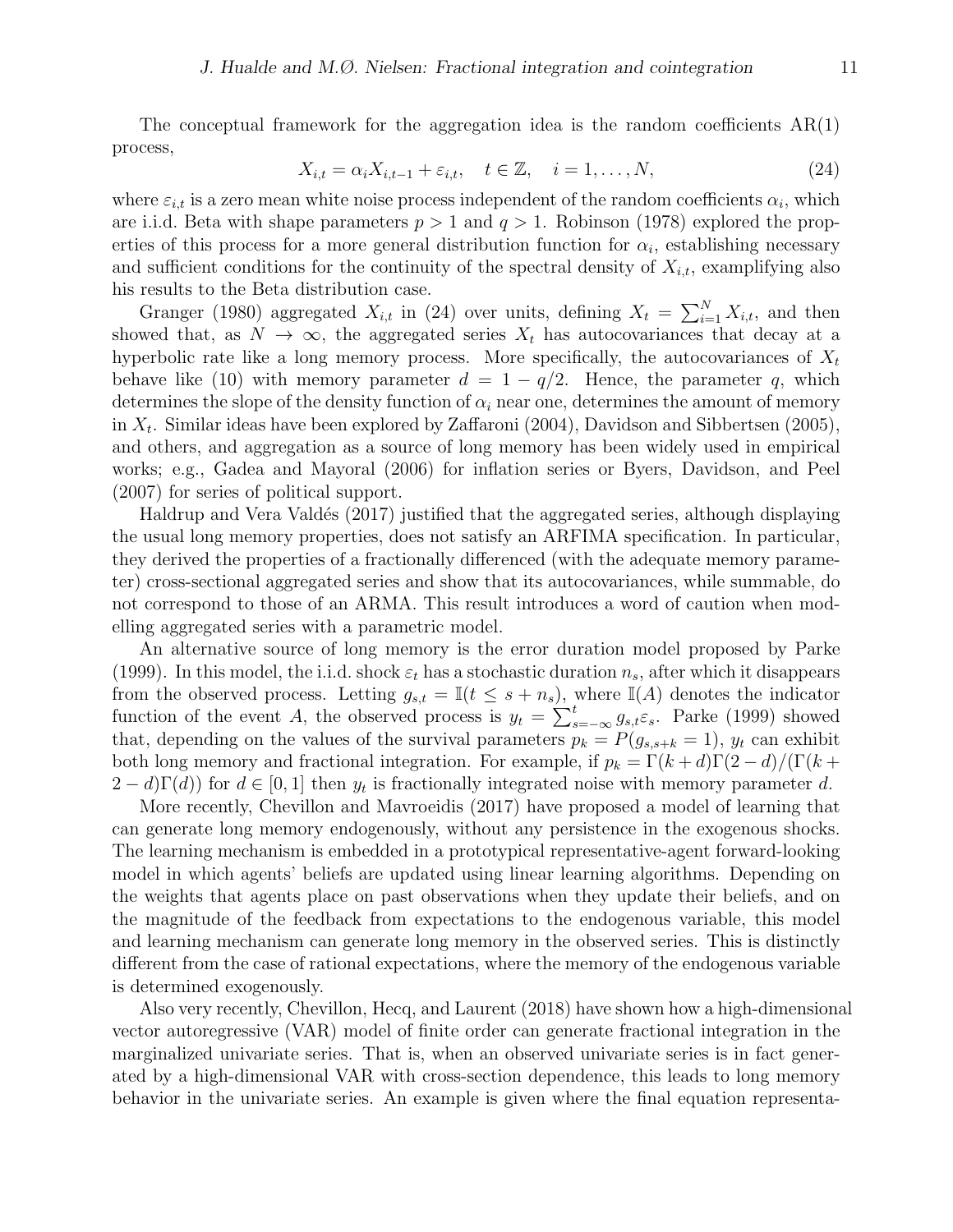The conceptual framework for the aggregation idea is the random coefficients AR(1) process,

$$X_{i,t} = \alpha_i X_{i,t-1} + \varepsilon_{i,t}, \quad t \in \mathbb{Z}, \quad i = 1, \ldots, N, \tag{24}$$

where $\varepsilon_{i,t}$ is a zero mean white noise process independent of the random coefficients $\alpha_i$, which are i.i.d. Beta with shape parameters $p > 1$ and $q > 1$. Robinson (1978) explored the properties of this process for a more general distribution function for $\alpha_i$, establishing necessary and sufficient conditions for the continuity of the spectral density of $X_{i,t}$, examplifying also his results to the Beta distribution case.

Granger (1980) aggregated $X_{i,t}$ in (24) over units, defining $X_t = \sum_{i=1}^{N} X_{i,t}$, and then showed that, as $N \to \infty$, the aggregated series $X_t$ has autocovariances that decay at a hyperbolic rate like a long memory process. More specifically, the autocovariances of $X_t$ behave like (10) with memory parameter $d = 1 - q/2$. Hence, the parameter $q$, which determines the slope of the density function of $\alpha_i$ near one, determines the amount of memory in $X_t$. Similar ideas have been explored by Zaffaroni (2004), Davidson and Sibbertsen (2005), and others, and aggregation as a source of long memory has been widely used in empirical works; e.g., Gadea and Mayoral (2006) for inflation series or Byers, Davidson, and Peel (2007) for series of political support.

Haldrup and Vera Valdés (2017) justified that the aggregated series, although displaying the usual long memory properties, does not satisfy an ARFIMA specification. In particular, they derived the properties of a fractionally differenced (with the adequate memory parameter) cross-sectional aggregated series and show that its autocovariances, while summable, do not correspond to those of an ARMA. This result introduces a word of caution when modelling aggregated series with a parametric model.

An alternative source of long memory is the error duration model proposed by Parke (1999). In this model, the i.i.d. shock $\varepsilon_t$ has a stochastic duration $n_s$, after which it disappears from the observed process. Letting $g_{s,t} = \mathbb{I}(t \leq s + n_s)$, where $\mathbb{I}(A)$ denotes the indicator function of the event $A$, the observed process is $y_t = \sum_{s=-\infty}^{t} g_{s,t}\varepsilon_s$. Parke (1999) showed that, depending on the values of the survival parameters $p_k = P(g_{s,s+k} = 1)$, $y_t$ can exhibit both long memory and fractional integration. For example, if $p_k = \Gamma(k+d)\Gamma(2-d)/(\Gamma(k+2-d)\Gamma(d))$ for $d \in [0, 1]$ then $y_t$ is fractionally integrated noise with memory parameter $d$.

More recently, Chevillon and Mavroeidis (2017) have proposed a model of learning that can generate long memory endogenously, without any persistence in the exogenous shocks. The learning mechanism is embedded in a prototypical representative-agent forward-looking model in which agents' beliefs are updated using linear learning algorithms. Depending on the weights that agents place on past observations when they update their beliefs, and on the magnitude of the feedback from expectations to the endogenous variable, this model and learning mechanism can generate long memory in the observed series. This is distinctly different from the case of rational expectations, where the memory of the endogenous variable is determined exogenously.

Also very recently, Chevillon, Hecq, and Laurent (2018) have shown how a high-dimensional vector autoregressive (VAR) model of finite order can generate fractional integration in the marginalized univariate series. That is, when an observed univariate series is in fact generated by a high-dimensional VAR with cross-section dependence, this leads to long memory behavior in the univariate series. An example is given where the final equation representa-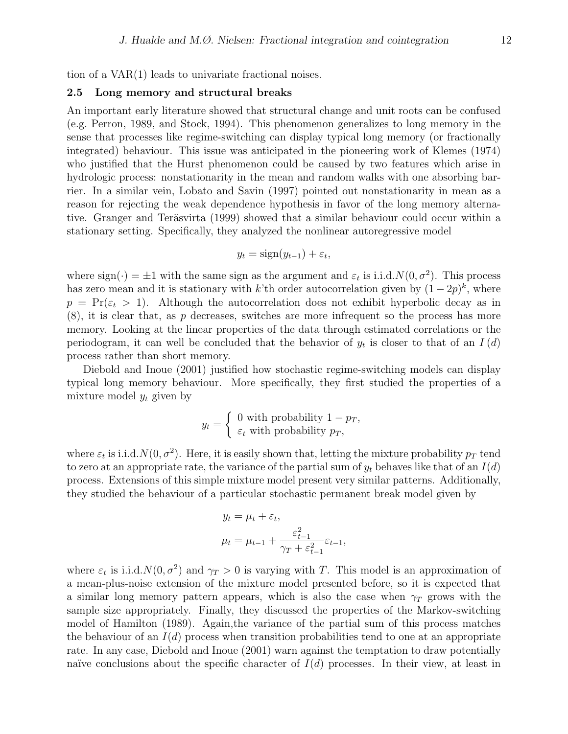tion of a VAR(1) leads to univariate fractional noises.

### 2.5 Long memory and structural breaks

An important early literature showed that structural change and unit roots can be confused (e.g. Perron, 1989, and Stock, 1994). This phenomenon generalizes to long memory in the sense that processes like regime-switching can display typical long memory (or fractionally integrated) behaviour. This issue was anticipated in the pioneering work of Klemes (1974) who justified that the Hurst phenomenon could be caused by two features which arise in hydrologic process: nonstationarity in the mean and random walks with one absorbing barrier. In a similar vein, Lobato and Savin (1997) pointed out nonstationarity in mean as a reason for rejecting the weak dependence hypothesis in favor of the long memory alternative. Granger and Teräsvirta (1999) showed that a similar behaviour could occur within a stationary setting. Specifically, they analyzed the nonlinear autoregressive model

$$y_t = \text{sign}(y_{t-1}) + \varepsilon_t,$$

where $\text{sign}(\cdot) = \pm 1$ with the same sign as the argument and $\varepsilon_t$ is i.i.d.$N(0, \sigma^2)$. This process has zero mean and it is stationary with $k$'th order autocorrelation given by $(1 - 2p)^k$, where $p = \Pr(\varepsilon_t > 1)$. Although the autocorrelation does not exhibit hyperbolic decay as in (8), it is clear that, as $p$ decreases, switches are more infrequent so the process has more memory. Looking at the linear properties of the data through estimated correlations or the periodogram, it can well be concluded that the behavior of $y_t$ is closer to that of an $I(d)$ process rather than short memory.

Diebold and Inoue (2001) justified how stochastic regime-switching models can display typical long memory behaviour. More specifically, they first studied the properties of a mixture model $y_t$ given by

$$y_t = \begin{cases} 0 \text{ with probability } 1 - p_T, \\ \varepsilon_t \text{ with probability } p_T, \end{cases}$$

where $\varepsilon_t$ is i.i.d.$N(0, \sigma^2)$. Here, it is easily shown that, letting the mixture probability $p_T$ tend to zero at an appropriate rate, the variance of the partial sum of $y_t$ behaves like that of an $I(d)$ process. Extensions of this simple mixture model present very similar patterns. Additionally, they studied the behaviour of a particular stochastic permanent break model given by

$$y_t = \mu_t + \varepsilon_t,$$
$$\mu_t = \mu_{t-1} + \frac{\varepsilon_{t-1}^2}{\gamma_T + \varepsilon_{t-1}^2}\varepsilon_{t-1},$$

where $\varepsilon_t$ is i.i.d.$N(0, \sigma^2)$ and $\gamma_T > 0$ is varying with $T$. This model is an approximation of a mean-plus-noise extension of the mixture model presented before, so it is expected that a similar long memory pattern appears, which is also the case when $\gamma_T$ grows with the sample size appropriately. Finally, they discussed the properties of the Markov-switching model of Hamilton (1989). Again,the variance of the partial sum of this process matches the behaviour of an $I(d)$ process when transition probabilities tend to one at an appropriate rate. In any case, Diebold and Inoue (2001) warn against the temptation to draw potentially naïve conclusions about the specific character of $I(d)$ processes. In their view, at least in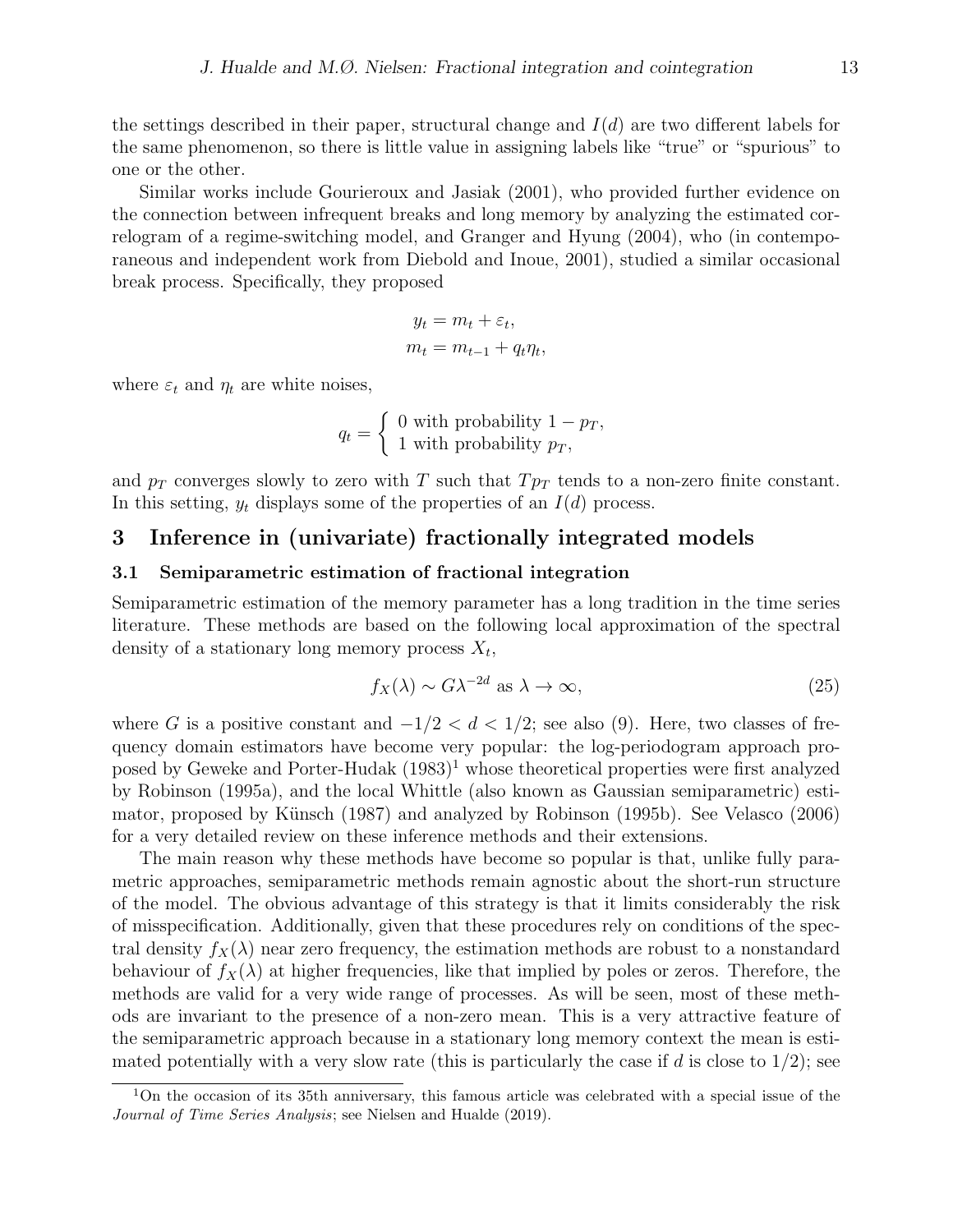the settings described in their paper, structural change and $I(d)$ are two different labels for the same phenomenon, so there is little value in assigning labels like "true" or "spurious" to one or the other.

Similar works include Gourieroux and Jasiak (2001), who provided further evidence on the connection between infrequent breaks and long memory by analyzing the estimated correlogram of a regime-switching model, and Granger and Hyung (2004), who (in contemporaneous and independent work from Diebold and Inoue, 2001), studied a similar occasional break process. Specifically, they proposed

$$
\begin{aligned}
y_t &= m_t + \varepsilon_t, \\
m_t &= m_{t-1} + q_t \eta_t,
\end{aligned}
$$

where $\varepsilon_t$ and $\eta_t$ are white noises,

$$
q_t = \begin{cases} 0 \text{ with probability } 1 - p_T, \\ 1 \text{ with probability } p_T, \end{cases}
$$

and $p_T$ converges slowly to zero with $T$ such that $Tp_T$ tends to a non-zero finite constant. In this setting, $y_t$ displays some of the properties of an $I(d)$ process.

## 3 Inference in (univariate) fractionally integrated models

### 3.1 Semiparametric estimation of fractional integration

Semiparametric estimation of the memory parameter has a long tradition in the time series literature. These methods are based on the following local approximation of the spectral density of a stationary long memory process $X_t$,

$$
f_X(\lambda) \sim G\lambda^{-2d} \text{ as } \lambda \to \infty, \tag{25}
$$

where $G$ is a positive constant and $-1/2 < d < 1/2$; see also (9). Here, two classes of frequency domain estimators have become very popular: the log-periodogram approach proposed by Geweke and Porter-Hudak (1983)[1] whose theoretical properties were first analyzed by Robinson (1995a), and the local Whittle (also known as Gaussian semiparametric) estimator, proposed by Künsch (1987) and analyzed by Robinson (1995b). See Velasco (2006) for a very detailed review on these inference methods and their extensions.

The main reason why these methods have become so popular is that, unlike fully parametric approaches, semiparametric methods remain agnostic about the short-run structure of the model. The obvious advantage of this strategy is that it limits considerably the risk of misspecification. Additionally, given that these procedures rely on conditions of the spectral density $f_X(\lambda)$ near zero frequency, the estimation methods are robust to a nonstandard behaviour of $f_X(\lambda)$ at higher frequencies, like that implied by poles or zeros. Therefore, the methods are valid for a very wide range of processes. As will be seen, most of these methods are invariant to the presence of a non-zero mean. This is a very attractive feature of the semiparametric approach because in a stationary long memory context the mean is estimated potentially with a very slow rate (this is particularly the case if $d$ is close to $1/2$); see

[1] On the occasion of its 35th anniversary, this famous article was celebrated with a special issue of the *Journal of Time Series Analysis*; see Nielsen and Hualde (2019).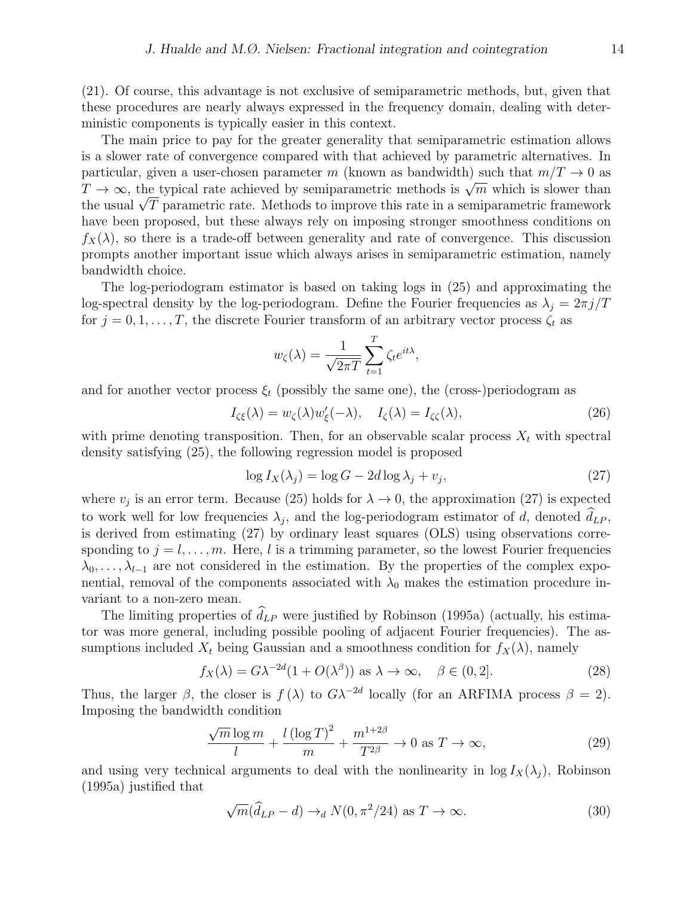(21). Of course, this advantage is not exclusive of semiparametric methods, but, given that these procedures are nearly always expressed in the frequency domain, dealing with deterministic components is typically easier in this context.

The main price to pay for the greater generality that semiparametric estimation allows is a slower rate of convergence compared with that achieved by parametric alternatives. In particular, given a user-chosen parameter $m$ (known as bandwidth) such that $m/T \to 0$ as $T \to \infty$, the typical rate achieved by semiparametric methods is $\sqrt{m}$ which is slower than the usual $\sqrt{T}$ parametric rate. Methods to improve this rate in a semiparametric framework have been proposed, but these always rely on imposing stronger smoothness conditions on $f_X(\lambda)$, so there is a trade-off between generality and rate of convergence. This discussion prompts another important issue which always arises in semiparametric estimation, namely bandwidth choice.

The log-periodogram estimator is based on taking logs in (25) and approximating the log-spectral density by the log-periodogram. Define the Fourier frequencies as $\lambda_j = 2\pi j/T$ for $j = 0, 1, \ldots, T$, the discrete Fourier transform of an arbitrary vector process $\zeta_t$ as

$$w_\zeta(\lambda) = \frac{1}{\sqrt{2\pi T}} \sum_{t=1}^{T} \zeta_t e^{it\lambda},$$

and for another vector process $\xi_t$ (possibly the same one), the (cross-)periodogram as

$$I_{\zeta\xi}(\lambda) = w_\zeta(\lambda) w'_\xi(-\lambda), \quad I_\zeta(\lambda) = I_{\zeta\zeta}(\lambda), \tag{26}$$

with prime denoting transposition. Then, for an observable scalar process $X_t$ with spectral density satisfying (25), the following regression model is proposed

$$\log I_X(\lambda_j) = \log G - 2d \log \lambda_j + v_j, \tag{27}$$

where $v_j$ is an error term. Because (25) holds for $\lambda \to 0$, the approximation (27) is expected to work well for low frequencies $\lambda_j$, and the log-periodogram estimator of $d$, denoted $\widehat{d}_{LP}$, is derived from estimating (27) by ordinary least squares (OLS) using observations corresponding to $j = l, \ldots, m$. Here, $l$ is a trimming parameter, so the lowest Fourier frequencies $\lambda_0, \ldots, \lambda_{l-1}$ are not considered in the estimation. By the properties of the complex exponential, removal of the components associated with $\lambda_0$ makes the estimation procedure invariant to a non-zero mean.

The limiting properties of $\widehat{d}_{LP}$ were justified by Robinson (1995a) (actually, his estimator was more general, including possible pooling of adjacent Fourier frequencies). The assumptions included $X_t$ being Gaussian and a smoothness condition for $f_X(\lambda)$, namely

$$f_X(\lambda) = G\lambda^{-2d}(1 + O(\lambda^\beta)) \text{ as } \lambda \to \infty, \quad \beta \in (0, 2]. \tag{28}$$

Thus, the larger $\beta$, the closer is $f(\lambda)$ to $G\lambda^{-2d}$ locally (for an ARFIMA process $\beta = 2$). Imposing the bandwidth condition

$$\frac{\sqrt{m}\log m}{l} + \frac{l\,(\log T)^2}{m} + \frac{m^{1+2\beta}}{T^{2\beta}} \to 0 \text{ as } T \to \infty, \tag{29}$$

and using very technical arguments to deal with the nonlinearity in $\log I_X(\lambda_j)$, Robinson (1995a) justified that

$$\sqrt{m}(\widehat{d}_{LP} - d) \to_d N(0, \pi^2/24) \text{ as } T \to \infty. \tag{30}$$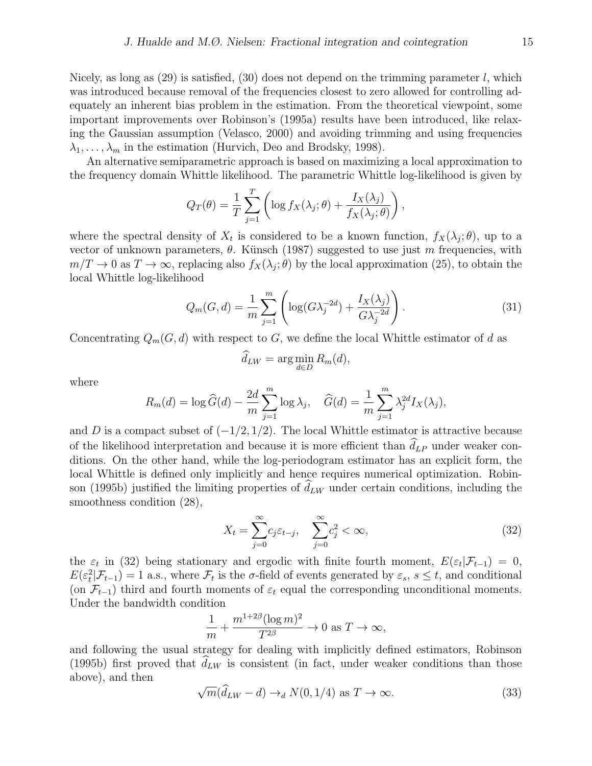Nicely, as long as (29) is satisfied, (30) does not depend on the trimming parameter $l$, which was introduced because removal of the frequencies closest to zero allowed for controlling adequately an inherent bias problem in the estimation. From the theoretical viewpoint, some important improvements over Robinson's (1995a) results have been introduced, like relaxing the Gaussian assumption (Velasco, 2000) and avoiding trimming and using frequencies $\lambda_1, \ldots, \lambda_m$ in the estimation (Hurvich, Deo and Brodsky, 1998).

An alternative semiparametric approach is based on maximizing a local approximation to the frequency domain Whittle likelihood. The parametric Whittle log-likelihood is given by

$$Q_T(\theta) = \frac{1}{T}\sum_{j=1}^{T}\left(\log f_X(\lambda_j;\theta) + \frac{I_X(\lambda_j)}{f_X(\lambda_j;\theta)}\right),$$

where the spectral density of $X_t$ is considered to be a known function, $f_X(\lambda_j;\theta)$, up to a vector of unknown parameters, $\theta$. Künsch (1987) suggested to use just $m$ frequencies, with $m/T \to 0$ as $T \to \infty$, replacing also $f_X(\lambda_j;\theta)$ by the local approximation (25), to obtain the local Whittle log-likelihood

$$Q_m(G,d) = \frac{1}{m}\sum_{j=1}^{m}\left(\log(G\lambda_j^{-2d}) + \frac{I_X(\lambda_j)}{G\lambda_j^{-2d}}\right). \tag{31}$$

Concentrating $Q_m(G,d)$ with respect to $G$, we define the local Whittle estimator of $d$ as

$$\widehat{d}_{LW} = \arg\min_{d\in D} R_m(d),$$

where

$$R_m(d) = \log \widehat{G}(d) - \frac{2d}{m}\sum_{j=1}^{m}\log\lambda_j, \quad \widehat{G}(d) = \frac{1}{m}\sum_{j=1}^{m}\lambda_j^{2d} I_X(\lambda_j),$$

and $D$ is a compact subset of $(-1/2, 1/2)$. The local Whittle estimator is attractive because of the likelihood interpretation and because it is more efficient than $\widehat{d}_{LP}$ under weaker conditions. On the other hand, while the log-periodogram estimator has an explicit form, the local Whittle is defined only implicitly and hence requires numerical optimization. Robinson (1995b) justified the limiting properties of $\widehat{d}_{LW}$ under certain conditions, including the smoothness condition (28),

$$X_t = \sum_{j=0}^{\infty} c_j \varepsilon_{t-j}, \quad \sum_{j=0}^{\infty} c_j^2 < \infty, \tag{32}$$

the $\varepsilon_t$ in (32) being stationary and ergodic with finite fourth moment, $E(\varepsilon_t|\mathcal{F}_{t-1}) = 0$, $E(\varepsilon_t^2|\mathcal{F}_{t-1}) = 1$ a.s., where $\mathcal{F}_t$ is the $\sigma$-field of events generated by $\varepsilon_s$, $s \le t$, and conditional (on $\mathcal{F}_{t-1}$) third and fourth moments of $\varepsilon_t$ equal the corresponding unconditional moments. Under the bandwidth condition

$$\frac{1}{m} + \frac{m^{1+2\beta}(\log m)^2}{T^{2\beta}} \to 0 \text{ as } T \to \infty,$$

and following the usual strategy for dealing with implicitly defined estimators, Robinson (1995b) first proved that $\widehat{d}_{LW}$ is consistent (in fact, under weaker conditions than those above), and then

$$\sqrt{m}(\widehat{d}_{LW} - d) \to_d N(0, 1/4) \text{ as } T \to \infty. \tag{33}$$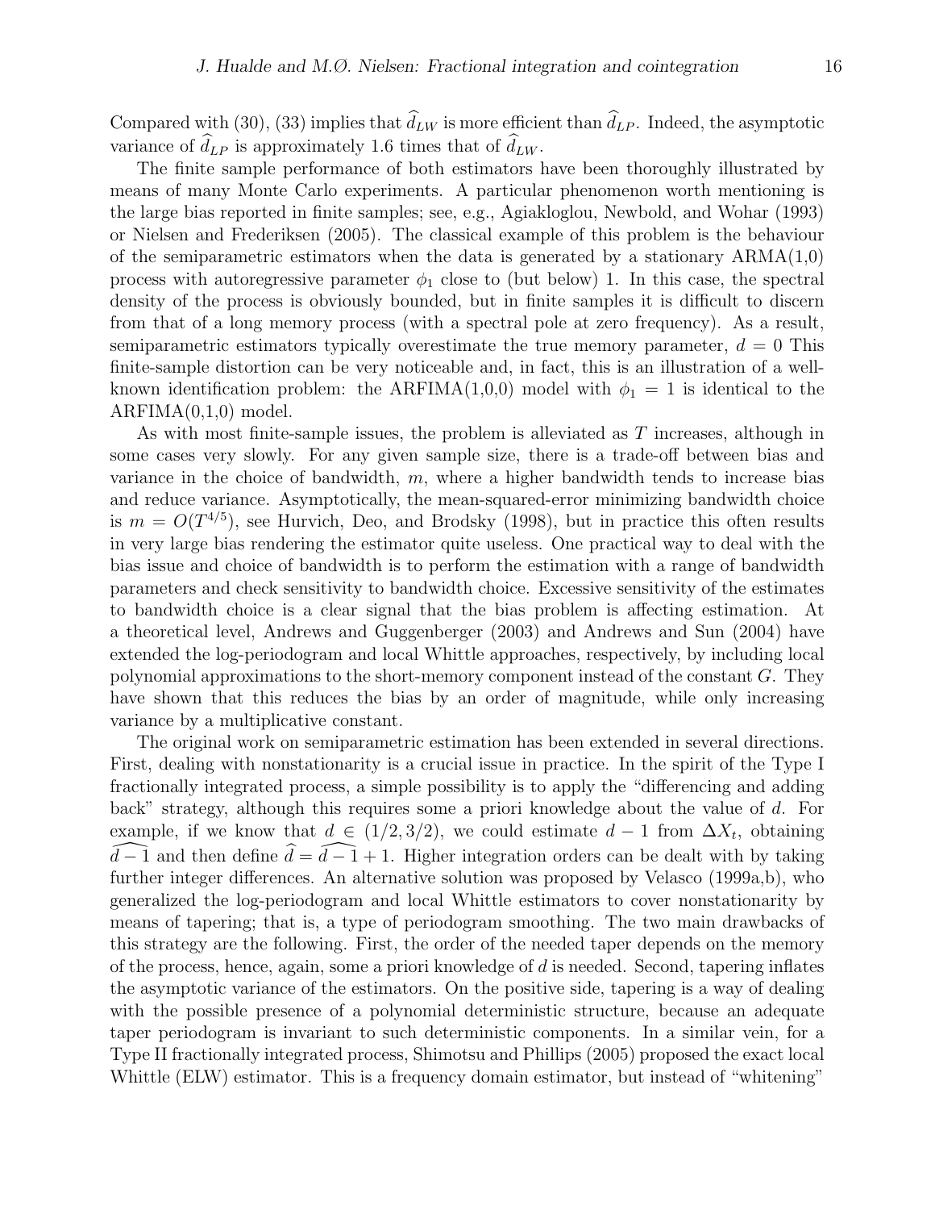Compared with (30), (33) implies that $\widehat{d}_{LW}$ is more efficient than $\widehat{d}_{LP}$. Indeed, the asymptotic variance of $\widehat{d}_{LP}$ is approximately 1.6 times that of $\widehat{d}_{LW}$.

The finite sample performance of both estimators have been thoroughly illustrated by means of many Monte Carlo experiments. A particular phenomenon worth mentioning is the large bias reported in finite samples; see, e.g., Agiakloglou, Newbold, and Wohar (1993) or Nielsen and Frederiksen (2005). The classical example of this problem is the behaviour of the semiparametric estimators when the data is generated by a stationary ARMA(1,0) process with autoregressive parameter $\phi_1$ close to (but below) 1. In this case, the spectral density of the process is obviously bounded, but in finite samples it is difficult to discern from that of a long memory process (with a spectral pole at zero frequency). As a result, semiparametric estimators typically overestimate the true memory parameter, $d = 0$ This finite-sample distortion can be very noticeable and, in fact, this is an illustration of a well-known identification problem: the ARFIMA(1,0,0) model with $\phi_1 = 1$ is identical to the ARFIMA(0,1,0) model.

As with most finite-sample issues, the problem is alleviated as $T$ increases, although in some cases very slowly. For any given sample size, there is a trade-off between bias and variance in the choice of bandwidth, $m$, where a higher bandwidth tends to increase bias and reduce variance. Asymptotically, the mean-squared-error minimizing bandwidth choice is $m = O(T^{4/5})$, see Hurvich, Deo, and Brodsky (1998), but in practice this often results in very large bias rendering the estimator quite useless. One practical way to deal with the bias issue and choice of bandwidth is to perform the estimation with a range of bandwidth parameters and check sensitivity to bandwidth choice. Excessive sensitivity of the estimates to bandwidth choice is a clear signal that the bias problem is affecting estimation. At a theoretical level, Andrews and Guggenberger (2003) and Andrews and Sun (2004) have extended the log-periodogram and local Whittle approaches, respectively, by including local polynomial approximations to the short-memory component instead of the constant $G$. They have shown that this reduces the bias by an order of magnitude, while only increasing variance by a multiplicative constant.

The original work on semiparametric estimation has been extended in several directions. First, dealing with nonstationarity is a crucial issue in practice. In the spirit of the Type I fractionally integrated process, a simple possibility is to apply the "differencing and adding back" strategy, although this requires some a priori knowledge about the value of $d$. For example, if we know that $d \in (1/2, 3/2)$, we could estimate $d - 1$ from $\Delta X_t$, obtaining $\widehat{d-1}$ and then define $\widehat{d} = \widehat{d-1} + 1$. Higher integration orders can be dealt with by taking further integer differences. An alternative solution was proposed by Velasco (1999a,b), who generalized the log-periodogram and local Whittle estimators to cover nonstationarity by means of tapering; that is, a type of periodogram smoothing. The two main drawbacks of this strategy are the following. First, the order of the needed taper depends on the memory of the process, hence, again, some a priori knowledge of $d$ is needed. Second, tapering inflates the asymptotic variance of the estimators. On the positive side, tapering is a way of dealing with the possible presence of a polynomial deterministic structure, because an adequate taper periodogram is invariant to such deterministic components. In a similar vein, for a Type II fractionally integrated process, Shimotsu and Phillips (2005) proposed the exact local Whittle (ELW) estimator. This is a frequency domain estimator, but instead of "whitening"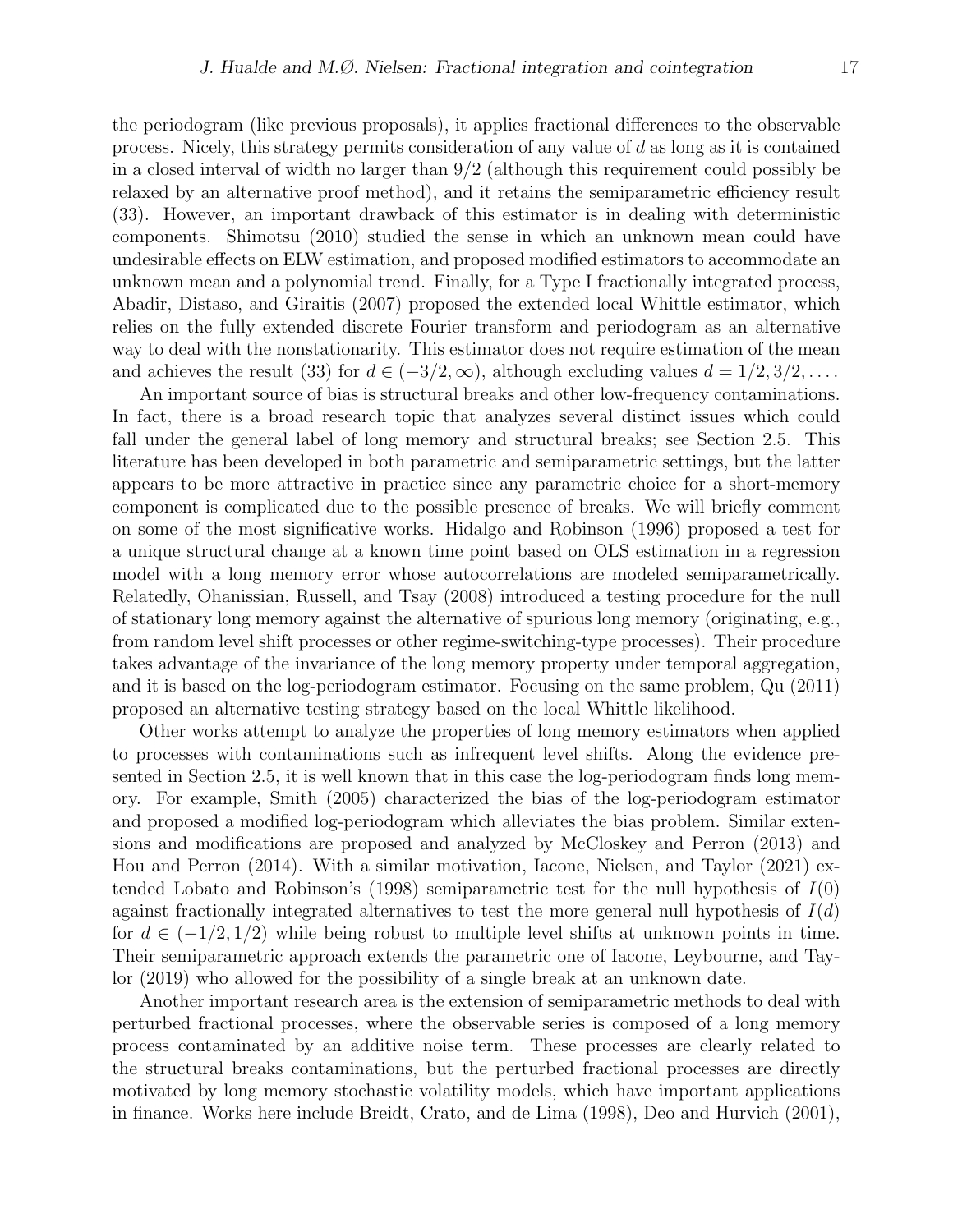the periodogram (like previous proposals), it applies fractional differences to the observable process. Nicely, this strategy permits consideration of any value of $d$ as long as it is contained in a closed interval of width no larger than $9/2$ (although this requirement could possibly be relaxed by an alternative proof method), and it retains the semiparametric efficiency result (33). However, an important drawback of this estimator is in dealing with deterministic components. Shimotsu (2010) studied the sense in which an unknown mean could have undesirable effects on ELW estimation, and proposed modified estimators to accommodate an unknown mean and a polynomial trend. Finally, for a Type I fractionally integrated process, Abadir, Distaso, and Giraitis (2007) proposed the extended local Whittle estimator, which relies on the fully extended discrete Fourier transform and periodogram as an alternative way to deal with the nonstationarity. This estimator does not require estimation of the mean and achieves the result (33) for $d \in (-3/2, \infty)$, although excluding values $d = 1/2, 3/2, \ldots$.

An important source of bias is structural breaks and other low-frequency contaminations. In fact, there is a broad research topic that analyzes several distinct issues which could fall under the general label of long memory and structural breaks; see Section 2.5. This literature has been developed in both parametric and semiparametric settings, but the latter appears to be more attractive in practice since any parametric choice for a short-memory component is complicated due to the possible presence of breaks. We will briefly comment on some of the most significative works. Hidalgo and Robinson (1996) proposed a test for a unique structural change at a known time point based on OLS estimation in a regression model with a long memory error whose autocorrelations are modeled semiparametrically. Relatedly, Ohanissian, Russell, and Tsay (2008) introduced a testing procedure for the null of stationary long memory against the alternative of spurious long memory (originating, e.g., from random level shift processes or other regime-switching-type processes). Their procedure takes advantage of the invariance of the long memory property under temporal aggregation, and it is based on the log-periodogram estimator. Focusing on the same problem, Qu (2011) proposed an alternative testing strategy based on the local Whittle likelihood.

Other works attempt to analyze the properties of long memory estimators when applied to processes with contaminations such as infrequent level shifts. Along the evidence presented in Section 2.5, it is well known that in this case the log-periodogram finds long memory. For example, Smith (2005) characterized the bias of the log-periodogram estimator and proposed a modified log-periodogram which alleviates the bias problem. Similar extensions and modifications are proposed and analyzed by McCloskey and Perron (2013) and Hou and Perron (2014). With a similar motivation, Iacone, Nielsen, and Taylor (2021) extended Lobato and Robinson's (1998) semiparametric test for the null hypothesis of $I(0)$ against fractionally integrated alternatives to test the more general null hypothesis of $I(d)$ for $d \in (-1/2, 1/2)$ while being robust to multiple level shifts at unknown points in time. Their semiparametric approach extends the parametric one of Iacone, Leybourne, and Taylor (2019) who allowed for the possibility of a single break at an unknown date.

Another important research area is the extension of semiparametric methods to deal with perturbed fractional processes, where the observable series is composed of a long memory process contaminated by an additive noise term. These processes are clearly related to the structural breaks contaminations, but the perturbed fractional processes are directly motivated by long memory stochastic volatility models, which have important applications in finance. Works here include Breidt, Crato, and de Lima (1998), Deo and Hurvich (2001),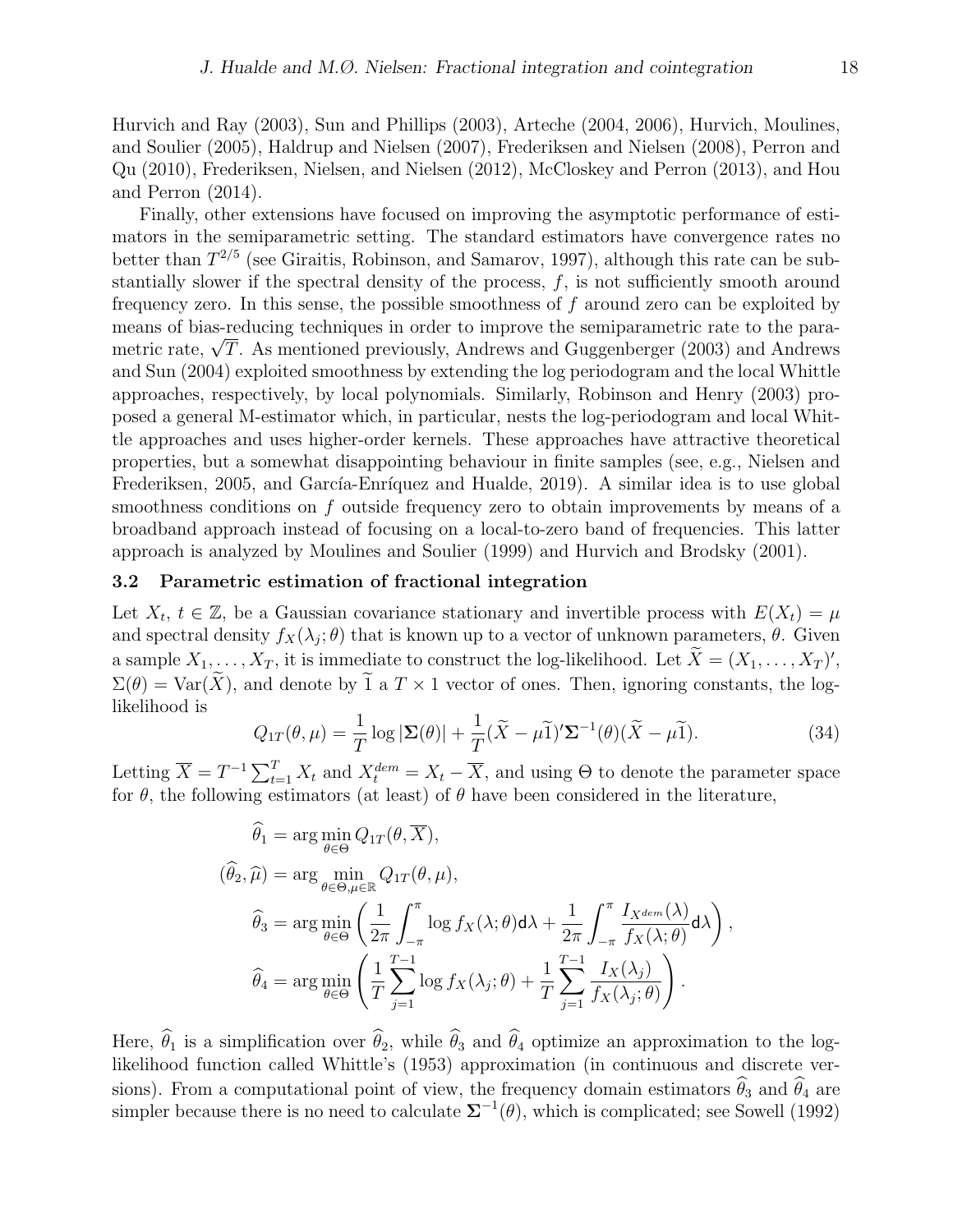Hurvich and Ray (2003), Sun and Phillips (2003), Arteche (2004, 2006), Hurvich, Moulines, and Soulier (2005), Haldrup and Nielsen (2007), Frederiksen and Nielsen (2008), Perron and Qu (2010), Frederiksen, Nielsen, and Nielsen (2012), McCloskey and Perron (2013), and Hou and Perron (2014).

Finally, other extensions have focused on improving the asymptotic performance of estimators in the semiparametric setting. The standard estimators have convergence rates no better than $T^{2/5}$ (see Giraitis, Robinson, and Samarov, 1997), although this rate can be substantially slower if the spectral density of the process, $f$, is not sufficiently smooth around frequency zero. In this sense, the possible smoothness of $f$ around zero can be exploited by means of bias-reducing techniques in order to improve the semiparametric rate to the parametric rate, $\sqrt{T}$. As mentioned previously, Andrews and Guggenberger (2003) and Andrews and Sun (2004) exploited smoothness by extending the log periodogram and the local Whittle approaches, respectively, by local polynomials. Similarly, Robinson and Henry (2003) proposed a general M-estimator which, in particular, nests the log-periodogram and local Whittle approaches and uses higher-order kernels. These approaches have attractive theoretical properties, but a somewhat disappointing behaviour in finite samples (see, e.g., Nielsen and Frederiksen, 2005, and García-Enríquez and Hualde, 2019). A similar idea is to use global smoothness conditions on $f$ outside frequency zero to obtain improvements by means of a broadband approach instead of focusing on a local-to-zero band of frequencies. This latter approach is analyzed by Moulines and Soulier (1999) and Hurvich and Brodsky (2001).

### 3.2 Parametric estimation of fractional integration

Let $X_t$, $t \in \mathbb{Z}$, be a Gaussian covariance stationary and invertible process with $E(X_t) = \mu$ and spectral density $f_X(\lambda_j;\theta)$ that is known up to a vector of unknown parameters, $\theta$. Given a sample $X_1, \ldots, X_T$, it is immediate to construct the log-likelihood. Let $\widetilde{X} = (X_1, \ldots, X_T)'$, $\Sigma(\theta) = \mathrm{Var}(\widetilde{X})$, and denote by $\widetilde{1}$ a $T \times 1$ vector of ones. Then, ignoring constants, the log-likelihood is

$$Q_{1T}(\theta, \mu) = \frac{1}{T} \log |\mathbf{\Sigma}(\theta)| + \frac{1}{T} (\widetilde{X} - \mu\widetilde{1})' \mathbf{\Sigma}^{-1}(\theta) (\widetilde{X} - \mu\widetilde{1}). \tag{34}$$

Letting $\overline{X} = T^{-1} \sum_{t=1}^{T} X_t$ and $X_t^{dem} = X_t - \overline{X}$, and using $\Theta$ to denote the parameter space for $\theta$, the following estimators (at least) of $\theta$ have been considered in the literature,

$$\begin{aligned}
\widehat{\theta}_1 &= \arg\min_{\theta \in \Theta} Q_{1T}(\theta, \overline{X}), \\
(\widehat{\theta}_2, \widehat{\mu}) &= \arg \min_{\theta \in \Theta, \mu \in \mathbb{R}} Q_{1T}(\theta, \mu), \\
\widehat{\theta}_3 &= \arg\min_{\theta \in \Theta} \left( \frac{1}{2\pi} \int_{-\pi}^{\pi} \log f_X(\lambda;\theta) \mathsf{d}\lambda + \frac{1}{2\pi} \int_{-\pi}^{\pi} \frac{I_{X^{dem}}(\lambda)}{f_X(\lambda;\theta)} \mathsf{d}\lambda \right), \\
\widehat{\theta}_4 &= \arg\min_{\theta \in \Theta} \left( \frac{1}{T} \sum_{j=1}^{T-1} \log f_X(\lambda_j;\theta) + \frac{1}{T} \sum_{j=1}^{T-1} \frac{I_X(\lambda_j)}{f_X(\lambda_j;\theta)} \right).
\end{aligned}$$

Here, $\widehat{\theta}_1$ is a simplification over $\widehat{\theta}_2$, while $\widehat{\theta}_3$ and $\widehat{\theta}_4$ optimize an approximation to the log-likelihood function called Whittle's (1953) approximation (in continuous and discrete versions). From a computational point of view, the frequency domain estimators $\widehat{\theta}_3$ and $\widehat{\theta}_4$ are simpler because there is no need to calculate $\mathbf{\Sigma}^{-1}(\theta)$, which is complicated; see Sowell (1992)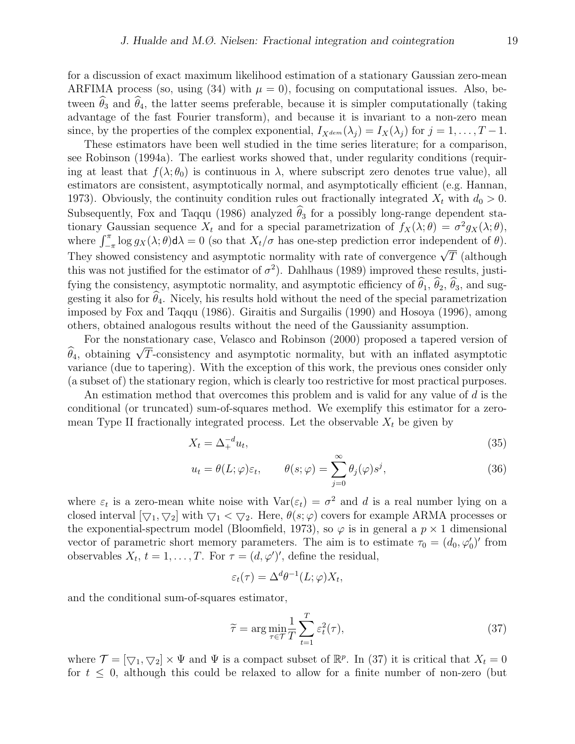for a discussion of exact maximum likelihood estimation of a stationary Gaussian zero-mean ARFIMA process (so, using (34) with $\mu = 0$), focusing on computational issues. Also, between $\widehat{\theta}_3$ and $\widehat{\theta}_4$, the latter seems preferable, because it is simpler computationally (taking advantage of the fast Fourier transform), and because it is invariant to a non-zero mean since, by the properties of the complex exponential, $I_{X^{dem}}(\lambda_j) = I_X(\lambda_j)$ for $j = 1, \ldots, T-1$.

These estimators have been well studied in the time series literature; for a comparison, see Robinson (1994a). The earliest works showed that, under regularity conditions (requiring at least that $f(\lambda; \theta_0)$ is continuous in $\lambda$, where subscript zero denotes true value), all estimators are consistent, asymptotically normal, and asymptotically efficient (e.g. Hannan, 1973). Obviously, the continuity condition rules out fractionally integrated $X_t$ with $d_0 > 0$. Subsequently, Fox and Taqqu (1986) analyzed $\widehat{\theta}_3$ for a possibly long-range dependent stationary Gaussian sequence $X_t$ and for a special parametrization of $f_X(\lambda; \theta) = \sigma^2 g_X(\lambda; \theta)$, where $\int_{-\pi}^{\pi} \log g_X(\lambda; \theta) \mathsf{d}\lambda = 0$ (so that $X_t/\sigma$ has one-step prediction error independent of $\theta$). They showed consistency and asymptotic normality with rate of convergence $\sqrt{T}$ (although this was not justified for the estimator of $\sigma^2$). Dahlhaus (1989) improved these results, justifying the consistency, asymptotic normality, and asymptotic efficiency of $\widehat{\theta}_1$, $\widehat{\theta}_2$, $\widehat{\theta}_3$, and suggesting it also for $\widehat{\theta}_4$. Nicely, his results hold without the need of the special parametrization imposed by Fox and Taqqu (1986). Giraitis and Surgailis (1990) and Hosoya (1996), among others, obtained analogous results without the need of the Gaussianity assumption.

For the nonstationary case, Velasco and Robinson (2000) proposed a tapered version of $\widehat{\theta}_4$, obtaining $\sqrt{T}$-consistency and asymptotic normality, but with an inflated asymptotic variance (due to tapering). With the exception of this work, the previous ones consider only (a subset of) the stationary region, which is clearly too restrictive for most practical purposes.

An estimation method that overcomes this problem and is valid for any value of $d$ is the conditional (or truncated) sum-of-squares method. We exemplify this estimator for a zero-mean Type II fractionally integrated process. Let the observable $X_t$ be given by

$$X_t = \Delta_+^{-d} u_t, \tag{35}$$

$$u_t = \theta(L; \varphi)\varepsilon_t, \qquad \theta(s; \varphi) = \sum_{j=0}^{\infty} \theta_j(\varphi) s^j, \tag{36}$$

where $\varepsilon_t$ is a zero-mean white noise with $\mathrm{Var}(\varepsilon_t) = \sigma^2$ and $d$ is a real number lying on a closed interval $[\triangledown_1, \triangledown_2]$ with $\triangledown_1 < \triangledown_2$. Here, $\theta(s; \varphi)$ covers for example ARMA processes or the exponential-spectrum model (Bloomfield, 1973), so $\varphi$ is in general a $p \times 1$ dimensional vector of parametric short memory parameters. The aim is to estimate $\tau_0 = (d_0, \varphi_0')'$ from observables $X_t$, $t = 1, \ldots, T$. For $\tau = (d, \varphi')'$, define the residual,

$$\varepsilon_t(\tau) = \Delta^d \theta^{-1}(L; \varphi) X_t,$$

and the conditional sum-of-squares estimator,

$$\widetilde{\tau} = \arg\min_{\tau \in \mathcal{T}} \frac{1}{T} \sum_{t=1}^{T} \varepsilon_t^2(\tau), \tag{37}$$

where $\mathcal{T} = [\triangledown_1, \triangledown_2] \times \Psi$ and $\Psi$ is a compact subset of $\mathbb{R}^p$. In (37) it is critical that $X_t = 0$ for $t \leq 0$, although this could be relaxed to allow for a finite number of non-zero (but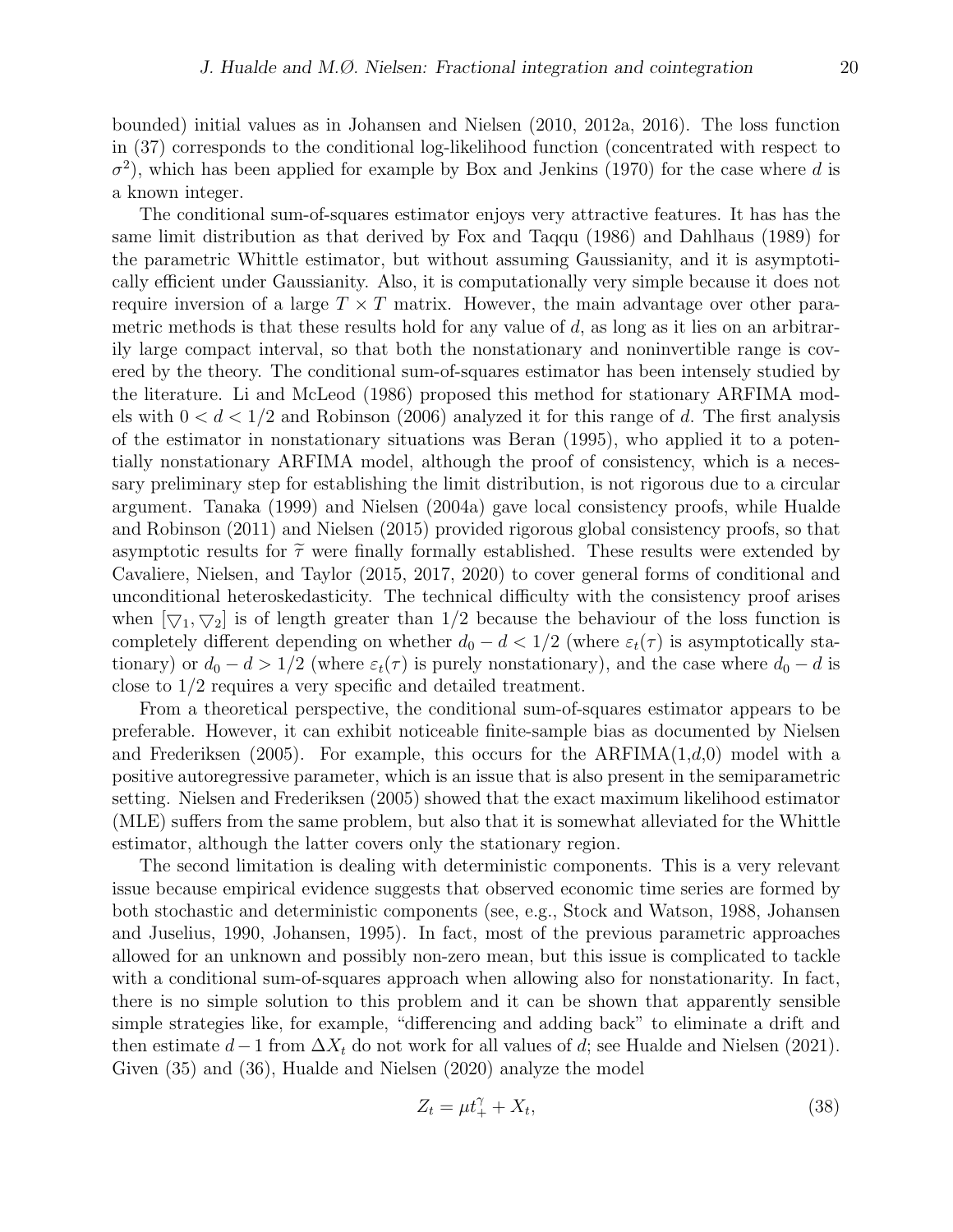bounded) initial values as in Johansen and Nielsen (2010, 2012a, 2016). The loss function in (37) corresponds to the conditional log-likelihood function (concentrated with respect to $\sigma^2$), which has been applied for example by Box and Jenkins (1970) for the case where $d$ is a known integer.

The conditional sum-of-squares estimator enjoys very attractive features. It has has the same limit distribution as that derived by Fox and Taqqu (1986) and Dahlhaus (1989) for the parametric Whittle estimator, but without assuming Gaussianity, and it is asymptotically efficient under Gaussianity. Also, it is computationally very simple because it does not require inversion of a large $T \times T$ matrix. However, the main advantage over other parametric methods is that these results hold for any value of $d$, as long as it lies on an arbitrarily large compact interval, so that both the nonstationary and noninvertible range is covered by the theory. The conditional sum-of-squares estimator has been intensely studied by the literature. Li and McLeod (1986) proposed this method for stationary ARFIMA models with $0 < d < 1/2$ and Robinson (2006) analyzed it for this range of $d$. The first analysis of the estimator in nonstationary situations was Beran (1995), who applied it to a potentially nonstationary ARFIMA model, although the proof of consistency, which is a necessary preliminary step for establishing the limit distribution, is not rigorous due to a circular argument. Tanaka (1999) and Nielsen (2004a) gave local consistency proofs, while Hualde and Robinson (2011) and Nielsen (2015) provided rigorous global consistency proofs, so that asymptotic results for $\widetilde{\tau}$ were finally formally established. These results were extended by Cavaliere, Nielsen, and Taylor (2015, 2017, 2020) to cover general forms of conditional and unconditional heteroskedasticity. The technical difficulty with the consistency proof arises when $[\bigtriangledown_1, \bigtriangledown_2]$ is of length greater than $1/2$ because the behaviour of the loss function is completely different depending on whether $d_0 - d < 1/2$ (where $\varepsilon_t(\tau)$ is asymptotically stationary) or $d_0 - d > 1/2$ (where $\varepsilon_t(\tau)$ is purely nonstationary), and the case where $d_0 - d$ is close to $1/2$ requires a very specific and detailed treatment.

From a theoretical perspective, the conditional sum-of-squares estimator appears to be preferable. However, it can exhibit noticeable finite-sample bias as documented by Nielsen and Frederiksen (2005). For example, this occurs for the ARFIMA(1,$d$,0) model with a positive autoregressive parameter, which is an issue that is also present in the semiparametric setting. Nielsen and Frederiksen (2005) showed that the exact maximum likelihood estimator (MLE) suffers from the same problem, but also that it is somewhat alleviated for the Whittle estimator, although the latter covers only the stationary region.

The second limitation is dealing with deterministic components. This is a very relevant issue because empirical evidence suggests that observed economic time series are formed by both stochastic and deterministic components (see, e.g., Stock and Watson, 1988, Johansen and Juselius, 1990, Johansen, 1995). In fact, most of the previous parametric approaches allowed for an unknown and possibly non-zero mean, but this issue is complicated to tackle with a conditional sum-of-squares approach when allowing also for nonstationarity. In fact, there is no simple solution to this problem and it can be shown that apparently sensible simple strategies like, for example, "differencing and adding back" to eliminate a drift and then estimate $d-1$ from $\Delta X_t$ do not work for all values of $d$; see Hualde and Nielsen (2021). Given (35) and (36), Hualde and Nielsen (2020) analyze the model

$$Z_t = \mu t_+^{\gamma} + X_t, \tag{38}$$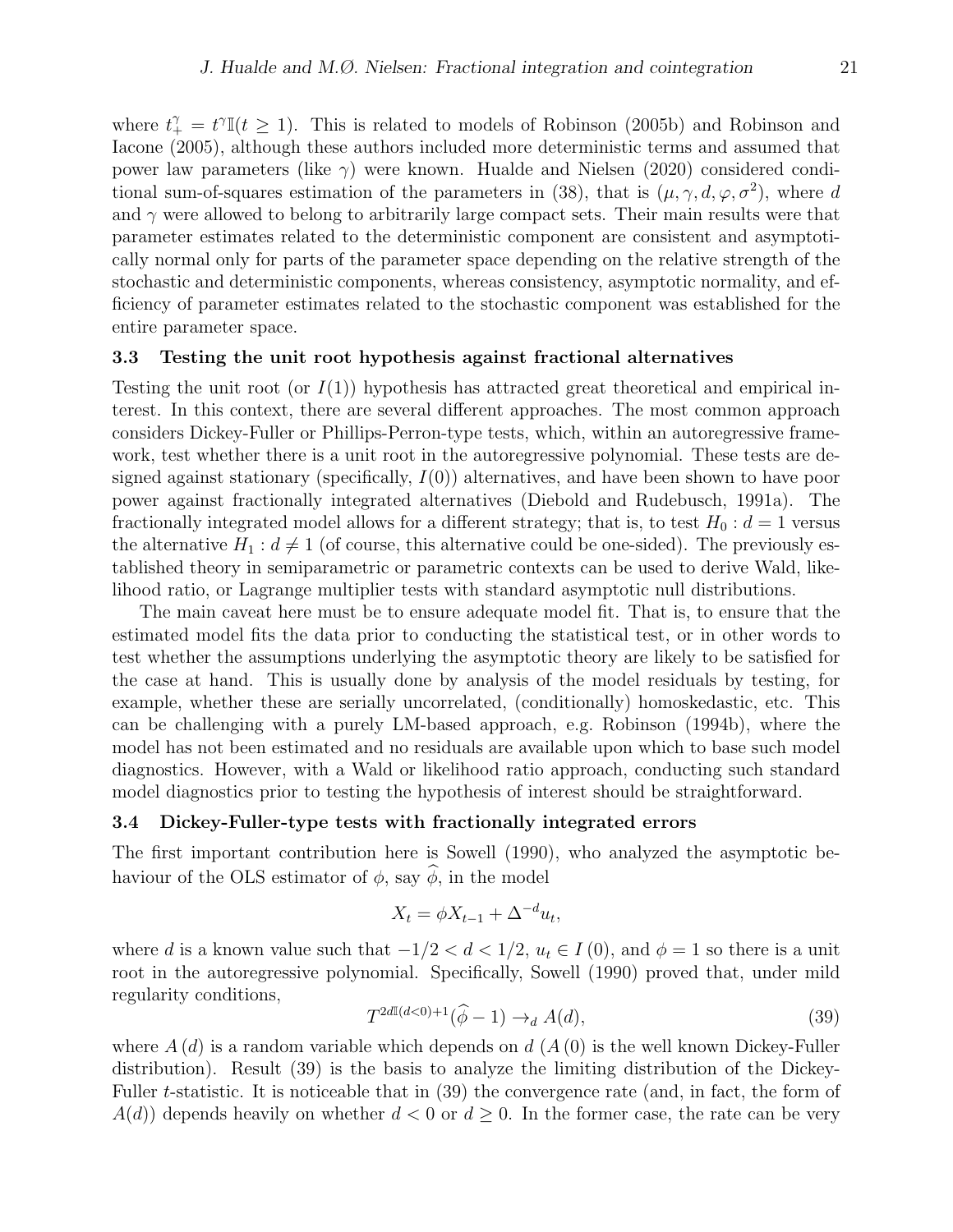where $t_+^\gamma = t^\gamma \mathbb{I}(t \geq 1)$. This is related to models of Robinson (2005b) and Robinson and Iacone (2005), although these authors included more deterministic terms and assumed that power law parameters (like $\gamma$) were known. Hualde and Nielsen (2020) considered conditional sum-of-squares estimation of the parameters in (38), that is $(\mu, \gamma, d, \varphi, \sigma^2)$, where $d$ and $\gamma$ were allowed to belong to arbitrarily large compact sets. Their main results were that parameter estimates related to the deterministic component are consistent and asymptotically normal only for parts of the parameter space depending on the relative strength of the stochastic and deterministic components, whereas consistency, asymptotic normality, and efficiency of parameter estimates related to the stochastic component was established for the entire parameter space.

### 3.3 Testing the unit root hypothesis against fractional alternatives

Testing the unit root (or $I(1)$) hypothesis has attracted great theoretical and empirical interest. In this context, there are several different approaches. The most common approach considers Dickey-Fuller or Phillips-Perron-type tests, which, within an autoregressive framework, test whether there is a unit root in the autoregressive polynomial. These tests are designed against stationary (specifically, $I(0)$) alternatives, and have been shown to have poor power against fractionally integrated alternatives (Diebold and Rudebusch, 1991a). The fractionally integrated model allows for a different strategy; that is, to test $H_0 : d = 1$ versus the alternative $H_1 : d \neq 1$ (of course, this alternative could be one-sided). The previously established theory in semiparametric or parametric contexts can be used to derive Wald, likelihood ratio, or Lagrange multiplier tests with standard asymptotic null distributions.

The main caveat here must be to ensure adequate model fit. That is, to ensure that the estimated model fits the data prior to conducting the statistical test, or in other words to test whether the assumptions underlying the asymptotic theory are likely to be satisfied for the case at hand. This is usually done by analysis of the model residuals by testing, for example, whether these are serially uncorrelated, (conditionally) homoskedastic, etc. This can be challenging with a purely LM-based approach, e.g. Robinson (1994b), where the model has not been estimated and no residuals are available upon which to base such model diagnostics. However, with a Wald or likelihood ratio approach, conducting such standard model diagnostics prior to testing the hypothesis of interest should be straightforward.

### 3.4 Dickey-Fuller-type tests with fractionally integrated errors

The first important contribution here is Sowell (1990), who analyzed the asymptotic behaviour of the OLS estimator of $\phi$, say $\widehat{\phi}$, in the model

$$X_t = \phi X_{t-1} + \Delta^{-d} u_t,$$

where $d$ is a known value such that $-1/2 < d < 1/2$, $u_t \in I(0)$, and $\phi = 1$ so there is a unit root in the autoregressive polynomial. Specifically, Sowell (1990) proved that, under mild regularity conditions,

$$T^{2d\mathbb{I}(d<0)+1}(\widehat{\phi} - 1) \to_d A(d), \tag{39}$$

where $A(d)$ is a random variable which depends on $d$ ($A(0)$ is the well known Dickey-Fuller distribution). Result (39) is the basis to analyze the limiting distribution of the Dickey-Fuller $t$-statistic. It is noticeable that in (39) the convergence rate (and, in fact, the form of $A(d)$) depends heavily on whether $d < 0$ or $d \geq 0$. In the former case, the rate can be very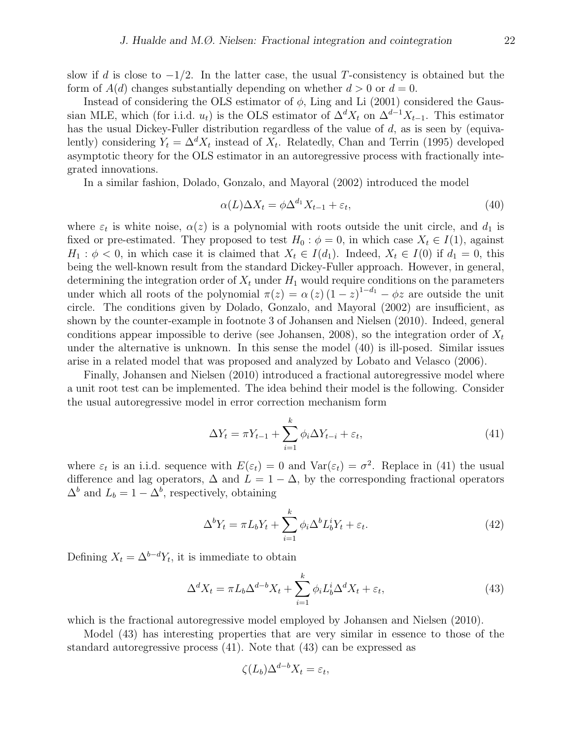slow if $d$ is close to $-1/2$. In the latter case, the usual $T$-consistency is obtained but the form of $A(d)$ changes substantially depending on whether $d > 0$ or $d = 0$.

Instead of considering the OLS estimator of $\phi$, Ling and Li (2001) considered the Gaussian MLE, which (for i.i.d. $u_t$) is the OLS estimator of $\Delta^d X_t$ on $\Delta^{d-1} X_{t-1}$. This estimator has the usual Dickey-Fuller distribution regardless of the value of $d$, as is seen by (equivalently) considering $Y_t = \Delta^d X_t$ instead of $X_t$. Relatedly, Chan and Terrin (1995) developed asymptotic theory for the OLS estimator in an autoregressive process with fractionally integrated innovations.

In a similar fashion, Dolado, Gonzalo, and Mayoral (2002) introduced the model

$$\alpha(L)\Delta X_t = \phi \Delta^{d_1} X_{t-1} + \varepsilon_t, \tag{40}$$

where $\varepsilon_t$ is white noise, $\alpha(z)$ is a polynomial with roots outside the unit circle, and $d_1$ is fixed or pre-estimated. They proposed to test $H_0 : \phi = 0$, in which case $X_t \in I(1)$, against $H_1 : \phi < 0$, in which case it is claimed that $X_t \in I(d_1)$. Indeed, $X_t \in I(0)$ if $d_1 = 0$, this being the well-known result from the standard Dickey-Fuller approach. However, in general, determining the integration order of $X_t$ under $H_1$ would require conditions on the parameters under which all roots of the polynomial $\pi(z) = \alpha(z)(1-z)^{1-d_1} - \phi z$ are outside the unit circle. The conditions given by Dolado, Gonzalo, and Mayoral (2002) are insufficient, as shown by the counter-example in footnote 3 of Johansen and Nielsen (2010). Indeed, general conditions appear impossible to derive (see Johansen, 2008), so the integration order of $X_t$ under the alternative is unknown. In this sense the model (40) is ill-posed. Similar issues arise in a related model that was proposed and analyzed by Lobato and Velasco (2006).

Finally, Johansen and Nielsen (2010) introduced a fractional autoregressive model where a unit root test can be implemented. The idea behind their model is the following. Consider the usual autoregressive model in error correction mechanism form

$$\Delta Y_t = \pi Y_{t-1} + \sum_{i=1}^{k} \phi_i \Delta Y_{t-i} + \varepsilon_t, \tag{41}$$

where $\varepsilon_t$ is an i.i.d. sequence with $E(\varepsilon_t) = 0$ and $\mathrm{Var}(\varepsilon_t) = \sigma^2$. Replace in (41) the usual difference and lag operators, $\Delta$ and $L = 1 - \Delta$, by the corresponding fractional operators $\Delta^b$ and $L_b = 1 - \Delta^b$, respectively, obtaining

$$\Delta^b Y_t = \pi L_b Y_t + \sum_{i=1}^{k} \phi_i \Delta^b L_b^i Y_t + \varepsilon_t. \tag{42}$$

Defining $X_t = \Delta^{b-d} Y_t$, it is immediate to obtain

$$\Delta^d X_t = \pi L_b \Delta^{d-b} X_t + \sum_{i=1}^{k} \phi_i L_b^i \Delta^d X_t + \varepsilon_t, \tag{43}$$

which is the fractional autoregressive model employed by Johansen and Nielsen (2010).

Model (43) has interesting properties that are very similar in essence to those of the standard autoregressive process (41). Note that (43) can be expressed as

$$\zeta(L_b)\Delta^{d-b} X_t = \varepsilon_t,$$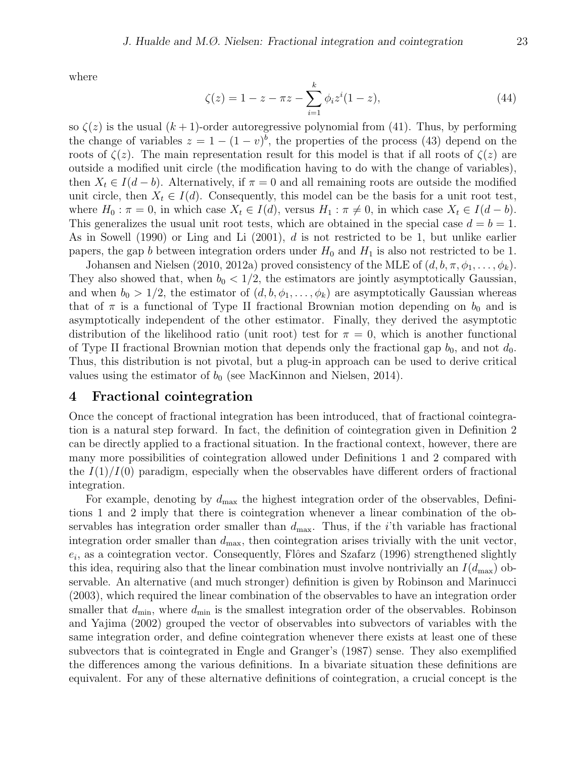where

$$\zeta(z) = 1 - z - \pi z - \sum_{i=1}^{k} \phi_i z^i (1 - z), \tag{44}$$

so $\zeta(z)$ is the usual $(k+1)$-order autoregressive polynomial from (41). Thus, by performing the change of variables $z = 1 - (1 - v)^b$, the properties of the process (43) depend on the roots of $\zeta(z)$. The main representation result for this model is that if all roots of $\zeta(z)$ are outside a modified unit circle (the modification having to do with the change of variables), then $X_t \in I(d - b)$. Alternatively, if $\pi = 0$ and all remaining roots are outside the modified unit circle, then $X_t \in I(d)$. Consequently, this model can be the basis for a unit root test, where $H_0 : \pi = 0$, in which case $X_t \in I(d)$, versus $H_1 : \pi \neq 0$, in which case $X_t \in I(d - b)$. This generalizes the usual unit root tests, which are obtained in the special case $d = b = 1$. As in Sowell (1990) or Ling and Li (2001), $d$ is not restricted to be 1, but unlike earlier papers, the gap $b$ between integration orders under $H_0$ and $H_1$ is also not restricted to be 1.

Johansen and Nielsen (2010, 2012a) proved consistency of the MLE of $(d, b, \pi, \phi_1, \ldots, \phi_k)$. They also showed that, when $b_0 < 1/2$, the estimators are jointly asymptotically Gaussian, and when $b_0 > 1/2$, the estimator of $(d, b, \phi_1, \ldots, \phi_k)$ are asymptotically Gaussian whereas that of $\pi$ is a functional of Type II fractional Brownian motion depending on $b_0$ and is asymptotically independent of the other estimator. Finally, they derived the asymptotic distribution of the likelihood ratio (unit root) test for $\pi = 0$, which is another functional of Type II fractional Brownian motion that depends only the fractional gap $b_0$, and not $d_0$. Thus, this distribution is not pivotal, but a plug-in approach can be used to derive critical values using the estimator of $b_0$ (see MacKinnon and Nielsen, 2014).

## 4 Fractional cointegration

Once the concept of fractional integration has been introduced, that of fractional cointegration is a natural step forward. In fact, the definition of cointegration given in Definition 2 can be directly applied to a fractional situation. In the fractional context, however, there are many more possibilities of cointegration allowed under Definitions 1 and 2 compared with the $I(1)/I(0)$ paradigm, especially when the observables have different orders of fractional integration.

For example, denoting by $d_{\max}$ the highest integration order of the observables, Definitions 1 and 2 imply that there is cointegration whenever a linear combination of the observables has integration order smaller than $d_{\max}$. Thus, if the $i$'th variable has fractional integration order smaller than $d_{\max}$, then cointegration arises trivially with the unit vector, $e_i$, as a cointegration vector. Consequently, Flôres and Szafarz (1996) strengthened slightly this idea, requiring also that the linear combination must involve nontrivially an $I(d_{\max})$ observable. An alternative (and much stronger) definition is given by Robinson and Marinucci (2003), which required the linear combination of the observables to have an integration order smaller that $d_{\min}$, where $d_{\min}$ is the smallest integration order of the observables. Robinson and Yajima (2002) grouped the vector of observables into subvectors of variables with the same integration order, and define cointegration whenever there exists at least one of these subvectors that is cointegrated in Engle and Granger's (1987) sense. They also exemplified the differences among the various definitions. In a bivariate situation these definitions are equivalent. For any of these alternative definitions of cointegration, a crucial concept is the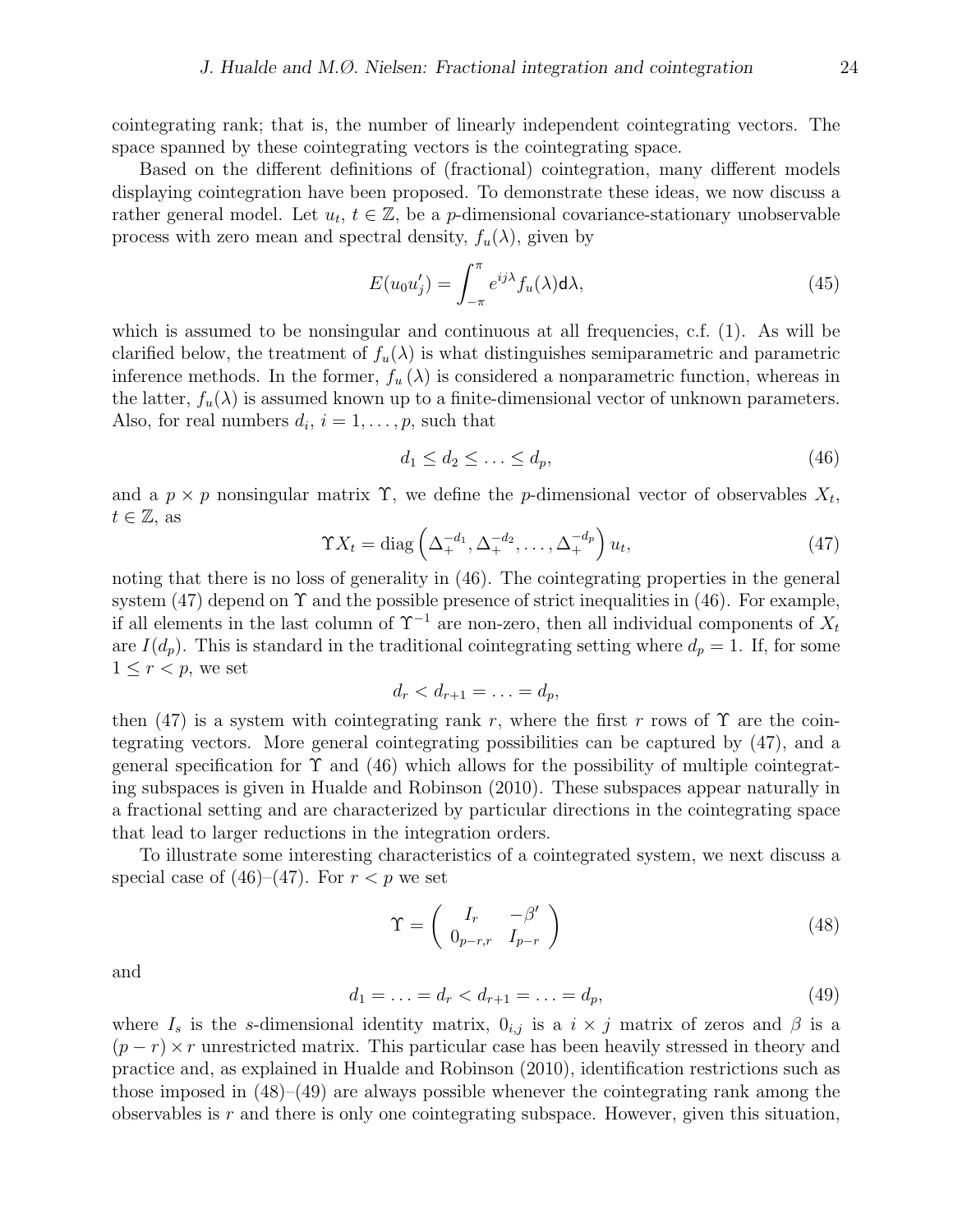cointegrating rank; that is, the number of linearly independent cointegrating vectors. The space spanned by these cointegrating vectors is the cointegrating space.

Based on the different definitions of (fractional) cointegration, many different models displaying cointegration have been proposed. To demonstrate these ideas, we now discuss a rather general model. Let $u_t$, $t \in \mathbb{Z}$, be a $p$-dimensional covariance-stationary unobservable process with zero mean and spectral density, $f_u(\lambda)$, given by

$$E(u_0 u_j') = \int_{-\pi}^{\pi} e^{ij\lambda} f_u(\lambda) \mathsf{d}\lambda, \tag{45}$$

which is assumed to be nonsingular and continuous at all frequencies, c.f. (1). As will be clarified below, the treatment of $f_u(\lambda)$ is what distinguishes semiparametric and parametric inference methods. In the former, $f_u(\lambda)$ is considered a nonparametric function, whereas in the latter, $f_u(\lambda)$ is assumed known up to a finite-dimensional vector of unknown parameters. Also, for real numbers $d_i$, $i = 1, \ldots, p$, such that

$$d_1 \leq d_2 \leq \ldots \leq d_p, \tag{46}$$

and a $p \times p$ nonsingular matrix $\Upsilon$, we define the $p$-dimensional vector of observables $X_t$, $t \in \mathbb{Z}$, as

$$\Upsilon X_t = \operatorname{diag}\left(\Delta_+^{-d_1}, \Delta_+^{-d_2}, \ldots, \Delta_+^{-d_p}\right) u_t, \tag{47}$$

noting that there is no loss of generality in (46). The cointegrating properties in the general system (47) depend on $\Upsilon$ and the possible presence of strict inequalities in (46). For example, if all elements in the last column of $\Upsilon^{-1}$ are non-zero, then all individual components of $X_t$ are $I(d_p)$. This is standard in the traditional cointegrating setting where $d_p = 1$. If, for some $1 \leq r < p$, we set

$$d_r < d_{r+1} = \ldots = d_p,$$

then (47) is a system with cointegrating rank $r$, where the first $r$ rows of $\Upsilon$ are the cointegrating vectors. More general cointegrating possibilities can be captured by (47), and a general specification for $\Upsilon$ and (46) which allows for the possibility of multiple cointegrating subspaces is given in Hualde and Robinson (2010). These subspaces appear naturally in a fractional setting and are characterized by particular directions in the cointegrating space that lead to larger reductions in the integration orders.

To illustrate some interesting characteristics of a cointegrated system, we next discuss a special case of (46)–(47). For $r < p$ we set

$$\Upsilon = \begin{pmatrix} I_r & -\beta' \\ 0_{p-r,r} & I_{p-r} \end{pmatrix} \tag{48}$$

and

$$d_1 = \ldots = d_r < d_{r+1} = \ldots = d_p, \tag{49}$$

where $I_s$ is the $s$-dimensional identity matrix, $0_{i,j}$ is a $i \times j$ matrix of zeros and $\beta$ is a $(p-r) \times r$ unrestricted matrix. This particular case has been heavily stressed in theory and practice and, as explained in Hualde and Robinson (2010), identification restrictions such as those imposed in (48)–(49) are always possible whenever the cointegrating rank among the observables is $r$ and there is only one cointegrating subspace. However, given this situation,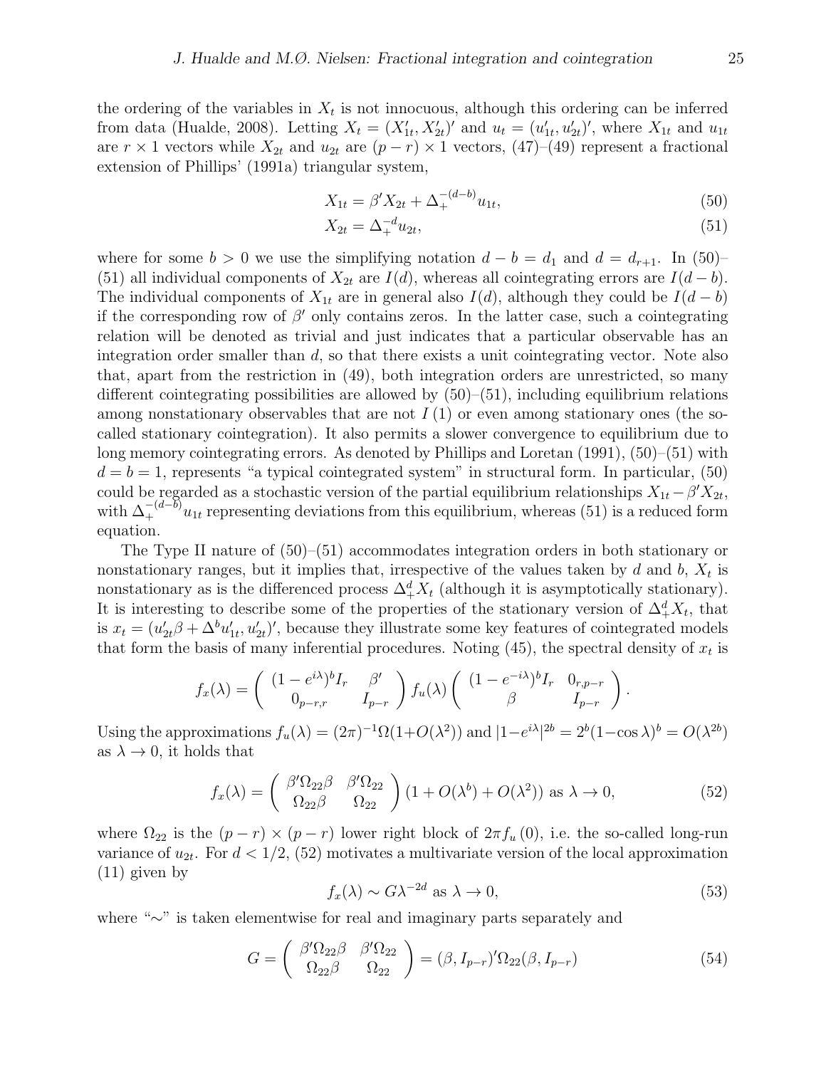the ordering of the variables in $X_t$ is not innocuous, although this ordering can be inferred from data (Hualde, 2008). Letting $X_t = (X_{1t}', X_{2t}')'$ and $u_t = (u_{1t}', u_{2t}')'$, where $X_{1t}$ and $u_{1t}$ are $r \times 1$ vectors while $X_{2t}$ and $u_{2t}$ are $(p-r) \times 1$ vectors, (47)–(49) represent a fractional extension of Phillips' (1991a) triangular system,

$$X_{1t} = \beta' X_{2t} + \Delta_+^{-(d-b)} u_{1t}, \tag{50}$$

$$X_{2t} = \Delta_+^{-d} u_{2t}, \tag{51}$$

where for some $b > 0$ we use the simplifying notation $d - b = d_1$ and $d = d_{r+1}$. In (50)–(51) all individual components of $X_{2t}$ are $I(d)$, whereas all cointegrating errors are $I(d-b)$. The individual components of $X_{1t}$ are in general also $I(d)$, although they could be $I(d-b)$ if the corresponding row of $\beta'$ only contains zeros. In the latter case, such a cointegrating relation will be denoted as trivial and just indicates that a particular observable has an integration order smaller than $d$, so that there exists a unit cointegrating vector. Note also that, apart from the restriction in (49), both integration orders are unrestricted, so many different cointegrating possibilities are allowed by (50)–(51), including equilibrium relations among nonstationary observables that are not $I(1)$ or even among stationary ones (the so-called stationary cointegration). It also permits a slower convergence to equilibrium due to long memory cointegrating errors. As denoted by Phillips and Loretan (1991), (50)–(51) with $d = b = 1$, represents "a typical cointegrated system" in structural form. In particular, (50) could be regarded as a stochastic version of the partial equilibrium relationships $X_{1t} - \beta' X_{2t}$, with $\Delta_+^{-(d-b)} u_{1t}$ representing deviations from this equilibrium, whereas (51) is a reduced form equation.

The Type II nature of (50)–(51) accommodates integration orders in both stationary or nonstationary ranges, but it implies that, irrespective of the values taken by $d$ and $b$, $X_t$ is nonstationary as is the differenced process $\Delta_+^d X_t$ (although it is asymptotically stationary). It is interesting to describe some of the properties of the stationary version of $\Delta_+^d X_t$, that is $x_t = (u_{2t}'\beta + \Delta^b u_{1t}', u_{2t}')'$, because they illustrate some key features of cointegrated models that form the basis of many inferential procedures. Noting (45), the spectral density of $x_t$ is

$$f_x(\lambda) = \begin{pmatrix} (1-e^{i\lambda})^b I_r & \beta' \\ 0_{p-r,r} & I_{p-r} \end{pmatrix} f_u(\lambda) \begin{pmatrix} (1-e^{-i\lambda})^b I_r & 0_{r,p-r} \\ \beta & I_{p-r} \end{pmatrix}.$$

Using the approximations $f_u(\lambda) = (2\pi)^{-1}\Omega(1+O(\lambda^2))$ and $|1-e^{i\lambda}|^{2b} = 2^b(1-\cos\lambda)^b = O(\lambda^{2b})$ as $\lambda \to 0$, it holds that

$$f_x(\lambda) = \begin{pmatrix} \beta'\Omega_{22}\beta & \beta'\Omega_{22} \\ \Omega_{22}\beta & \Omega_{22} \end{pmatrix} (1 + O(\lambda^b) + O(\lambda^2)) \text{ as } \lambda \to 0, \tag{52}$$

where $\Omega_{22}$ is the $(p-r) \times (p-r)$ lower right block of $2\pi f_u(0)$, i.e. the so-called long-run variance of $u_{2t}$. For $d < 1/2$, (52) motivates a multivariate version of the local approximation (11) given by

$$f_x(\lambda) \sim G\lambda^{-2d} \text{ as } \lambda \to 0, \tag{53}$$

where "$\sim$" is taken elementwise for real and imaginary parts separately and

$$G = \begin{pmatrix} \beta'\Omega_{22}\beta & \beta'\Omega_{22} \\ \Omega_{22}\beta & \Omega_{22} \end{pmatrix} = (\beta, I_{p-r})'\Omega_{22}(\beta, I_{p-r}) \tag{54}$$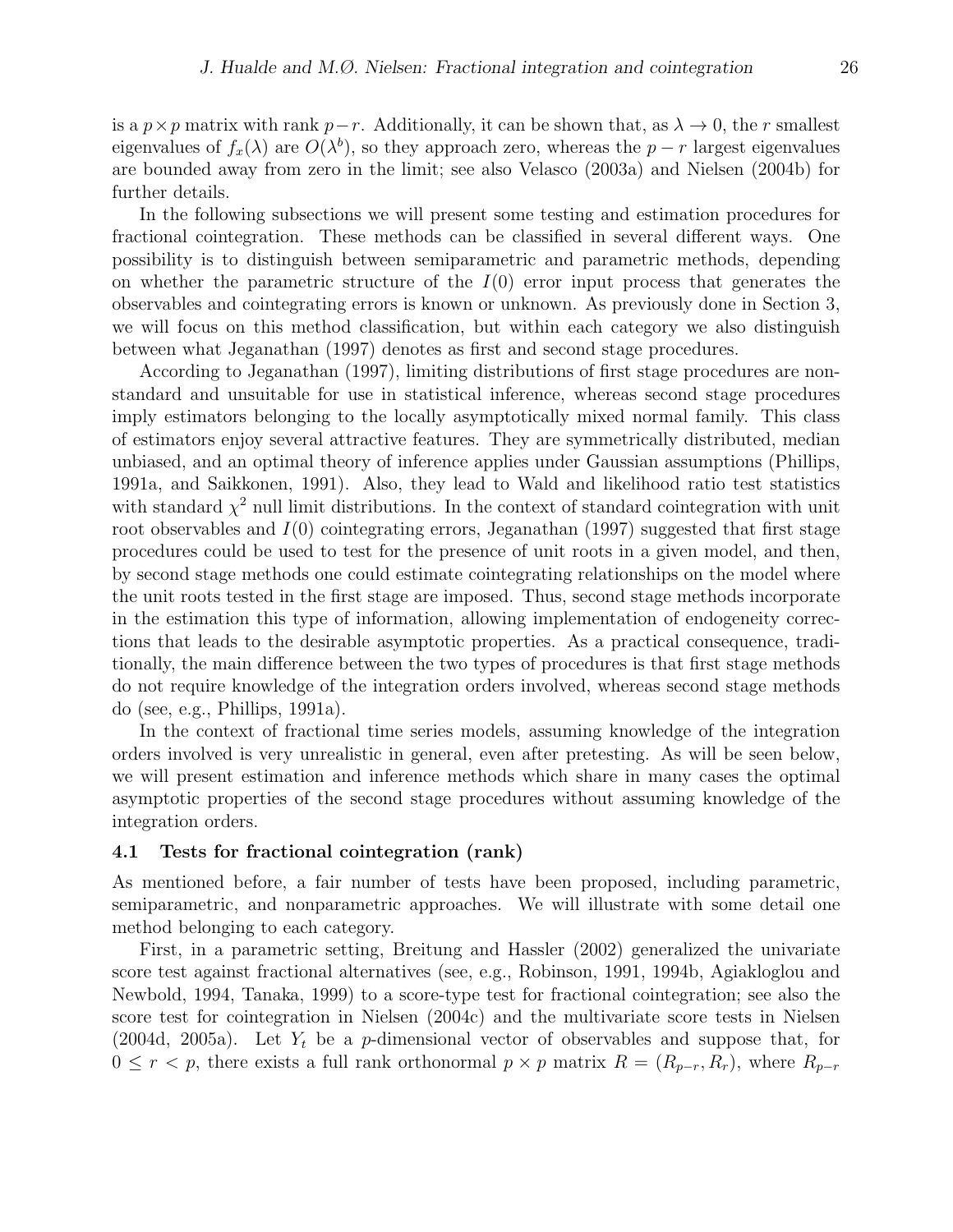is a $p \times p$ matrix with rank $p-r$. Additionally, it can be shown that, as $\lambda \to 0$, the $r$ smallest eigenvalues of $f_x(\lambda)$ are $O(\lambda^b)$, so they approach zero, whereas the $p-r$ largest eigenvalues are bounded away from zero in the limit; see also Velasco (2003a) and Nielsen (2004b) for further details.

In the following subsections we will present some testing and estimation procedures for fractional cointegration. These methods can be classified in several different ways. One possibility is to distinguish between semiparametric and parametric methods, depending on whether the parametric structure of the $I(0)$ error input process that generates the observables and cointegrating errors is known or unknown. As previously done in Section 3, we will focus on this method classification, but within each category we also distinguish between what Jeganathan (1997) denotes as first and second stage procedures.

According to Jeganathan (1997), limiting distributions of first stage procedures are nonstandard and unsuitable for use in statistical inference, whereas second stage procedures imply estimators belonging to the locally asymptotically mixed normal family. This class of estimators enjoy several attractive features. They are symmetrically distributed, median unbiased, and an optimal theory of inference applies under Gaussian assumptions (Phillips, 1991a, and Saikkonen, 1991). Also, they lead to Wald and likelihood ratio test statistics with standard $\chi^2$ null limit distributions. In the context of standard cointegration with unit root observables and $I(0)$ cointegrating errors, Jeganathan (1997) suggested that first stage procedures could be used to test for the presence of unit roots in a given model, and then, by second stage methods one could estimate cointegrating relationships on the model where the unit roots tested in the first stage are imposed. Thus, second stage methods incorporate in the estimation this type of information, allowing implementation of endogeneity corrections that leads to the desirable asymptotic properties. As a practical consequence, traditionally, the main difference between the two types of procedures is that first stage methods do not require knowledge of the integration orders involved, whereas second stage methods do (see, e.g., Phillips, 1991a).

In the context of fractional time series models, assuming knowledge of the integration orders involved is very unrealistic in general, even after pretesting. As will be seen below, we will present estimation and inference methods which share in many cases the optimal asymptotic properties of the second stage procedures without assuming knowledge of the integration orders.

### 4.1 Tests for fractional cointegration (rank)

As mentioned before, a fair number of tests have been proposed, including parametric, semiparametric, and nonparametric approaches. We will illustrate with some detail one method belonging to each category.

First, in a parametric setting, Breitung and Hassler (2002) generalized the univariate score test against fractional alternatives (see, e.g., Robinson, 1991, 1994b, Agiakloglou and Newbold, 1994, Tanaka, 1999) to a score-type test for fractional cointegration; see also the score test for cointegration in Nielsen (2004c) and the multivariate score tests in Nielsen (2004d, 2005a). Let $Y_t$ be a $p$-dimensional vector of observables and suppose that, for $0 \le r < p$, there exists a full rank orthonormal $p \times p$ matrix $R = (R_{p-r}, R_r)$, where $R_{p-r}$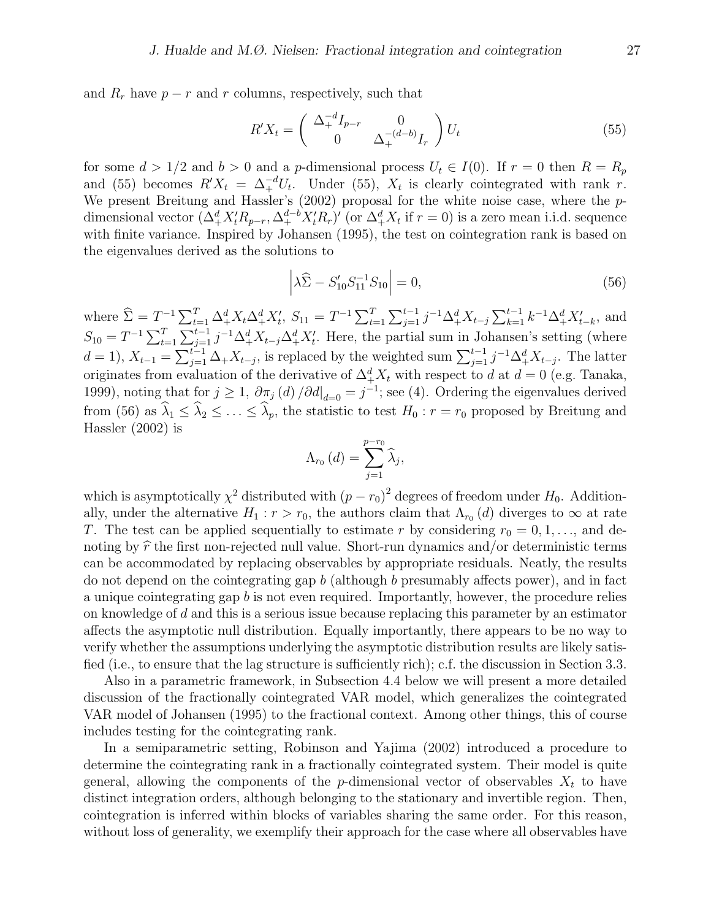and $R_r$ have $p-r$ and $r$ columns, respectively, such that

$$R'X_t = \begin{pmatrix} \Delta_+^{-d} I_{p-r} & 0 \\ 0 & \Delta_+^{-(d-b)} I_r \end{pmatrix} U_t \tag{55}$$

for some $d > 1/2$ and $b > 0$ and a $p$-dimensional process $U_t \in I(0)$. If $r = 0$ then $R = R_p$ and (55) becomes $R'X_t = \Delta_+^{-d} U_t$. Under (55), $X_t$ is clearly cointegrated with rank $r$. We present Breitung and Hassler's (2002) proposal for the white noise case, where the $p$-dimensional vector $(\Delta_+^d X_t' R_{p-r}, \Delta_+^{d-b} X_t' R_r)'$ (or $\Delta_+^d X_t$ if $r = 0$) is a zero mean i.i.d. sequence with finite variance. Inspired by Johansen (1995), the test on cointegration rank is based on the eigenvalues derived as the solutions to

$$\left| \lambda \widehat{\Sigma} - S_{10}' S_{11}^{-1} S_{10} \right| = 0, \tag{56}$$

where $\widehat{\Sigma} = T^{-1} \sum_{t=1}^T \Delta_+^d X_t \Delta_+^d X_t'$, $S_{11} = T^{-1} \sum_{t=1}^T \sum_{j=1}^{t-1} j^{-1} \Delta_+^d X_{t-j} \sum_{k=1}^{t-1} k^{-1} \Delta_+^d X_{t-k}'$, and $S_{10} = T^{-1} \sum_{t=1}^T \sum_{j=1}^{t-1} j^{-1} \Delta_+^d X_{t-j} \Delta_+^d X_t'$. Here, the partial sum in Johansen's setting (where $d = 1$), $X_{t-1} = \sum_{j=1}^{t-1} \Delta_+ X_{t-j}$, is replaced by the weighted sum $\sum_{j=1}^{t-1} j^{-1} \Delta_+^d X_{t-j}$. The latter originates from evaluation of the derivative of $\Delta_+^d X_t$ with respect to $d$ at $d = 0$ (e.g. Tanaka, 1999), noting that for $j \geq 1$, $\partial \pi_j(d) / \partial d|_{d=0} = j^{-1}$; see (4). Ordering the eigenvalues derived from (56) as $\widehat{\lambda}_1 \leq \widehat{\lambda}_2 \leq \ldots \leq \widehat{\lambda}_p$, the statistic to test $H_0 : r = r_0$ proposed by Breitung and Hassler (2002) is

$$\Lambda_{r_0}(d) = \sum_{j=1}^{p-r_0} \widehat{\lambda}_j,$$

which is asymptotically $\chi^2$ distributed with $(p - r_0)^2$ degrees of freedom under $H_0$. Additionally, under the alternative $H_1 : r > r_0$, the authors claim that $\Lambda_{r_0}(d)$ diverges to $\infty$ at rate $T$. The test can be applied sequentially to estimate $r$ by considering $r_0 = 0, 1, \ldots$, and denoting by $\widehat{r}$ the first non-rejected null value. Short-run dynamics and/or deterministic terms can be accommodated by replacing observables by appropriate residuals. Neatly, the results do not depend on the cointegrating gap $b$ (although $b$ presumably affects power), and in fact a unique cointegrating gap $b$ is not even required. Importantly, however, the procedure relies on knowledge of $d$ and this is a serious issue because replacing this parameter by an estimator affects the asymptotic null distribution. Equally importantly, there appears to be no way to verify whether the assumptions underlying the asymptotic distribution results are likely satisfied (i.e., to ensure that the lag structure is sufficiently rich); c.f. the discussion in Section 3.3.

Also in a parametric framework, in Subsection 4.4 below we will present a more detailed discussion of the fractionally cointegrated VAR model, which generalizes the cointegrated VAR model of Johansen (1995) to the fractional context. Among other things, this of course includes testing for the cointegrating rank.

In a semiparametric setting, Robinson and Yajima (2002) introduced a procedure to determine the cointegrating rank in a fractionally cointegrated system. Their model is quite general, allowing the components of the $p$-dimensional vector of observables $X_t$ to have distinct integration orders, although belonging to the stationary and invertible region. Then, cointegration is inferred within blocks of variables sharing the same order. For this reason, without loss of generality, we exemplify their approach for the case where all observables have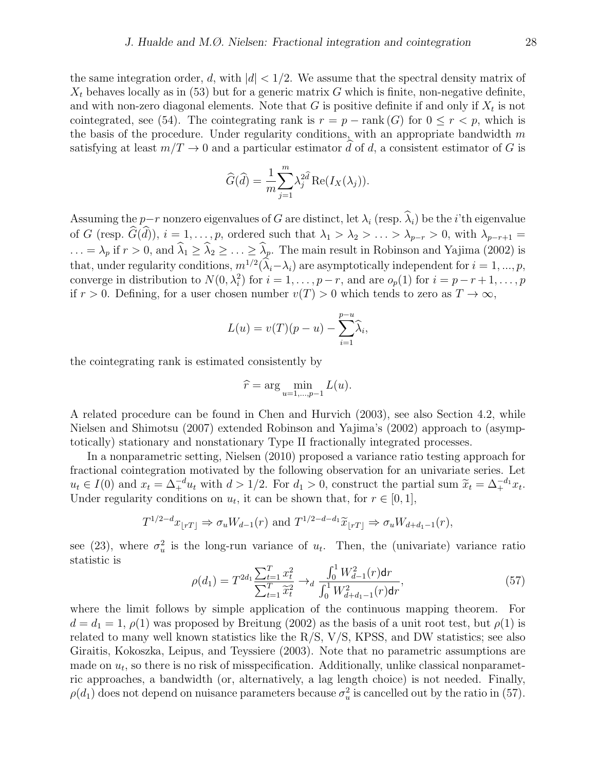the same integration order, $d$, with $|d| < 1/2$. We assume that the spectral density matrix of $X_t$ behaves locally as in (53) but for a generic matrix $G$ which is finite, non-negative definite, and with non-zero diagonal elements. Note that $G$ is positive definite if and only if $X_t$ is not cointegrated, see (54). The cointegrating rank is $r = p - \text{rank}(G)$ for $0 \leq r < p$, which is the basis of the procedure. Under regularity conditions, with an appropriate bandwidth $m$ satisfying at least $m/T \to 0$ and a particular estimator $\widehat{d}$ of $d$, a consistent estimator of $G$ is

$$\widehat{G}(\widehat{d}) = \frac{1}{m}\sum_{j=1}^{m} \lambda_j^{2\widehat{d}} \operatorname{Re}(I_X(\lambda_j)).$$

Assuming the $p-r$ nonzero eigenvalues of $G$ are distinct, let $\lambda_i$ (resp. $\widehat{\lambda}_i$) be the $i$'th eigenvalue of $G$ (resp. $\widehat{G}(\widehat{d})$), $i = 1, \ldots, p$, ordered such that $\lambda_1 > \lambda_2 > \ldots > \lambda_{p-r} > 0$, with $\lambda_{p-r+1} = \ldots = \lambda_p$ if $r > 0$, and $\widehat{\lambda}_1 \geq \widehat{\lambda}_2 \geq \ldots \geq \widehat{\lambda}_p$. The main result in Robinson and Yajima (2002) is that, under regularity conditions, $m^{1/2}(\widehat{\lambda}_i - \lambda_i)$ are asymptotically independent for $i = 1, ..., p$, converge in distribution to $N(0, \lambda_i^2)$ for $i = 1, \ldots, p-r$, and are $o_p(1)$ for $i = p-r+1, \ldots, p$ if $r > 0$. Defining, for a user chosen number $v(T) > 0$ which tends to zero as $T \to \infty$,

$$L(u) = v(T)(p-u) - \sum_{i=1}^{p-u} \widehat{\lambda}_i,$$

the cointegrating rank is estimated consistently by

$$\widehat{r} = \arg \min_{u=1,\ldots,p-1} L(u).$$

A related procedure can be found in Chen and Hurvich (2003), see also Section 4.2, while Nielsen and Shimotsu (2007) extended Robinson and Yajima's (2002) approach to (asymptotically) stationary and nonstationary Type II fractionally integrated processes.

In a nonparametric setting, Nielsen (2010) proposed a variance ratio testing approach for fractional cointegration motivated by the following observation for an univariate series. Let $u_t \in I(0)$ and $x_t = \Delta_+^{-d} u_t$ with $d > 1/2$. For $d_1 > 0$, construct the partial sum $\widetilde{x}_t = \Delta_+^{-d_1} x_t$. Under regularity conditions on $u_t$, it can be shown that, for $r \in [0, 1]$,

$$T^{1/2-d} x_{\lfloor rT \rfloor} \Rightarrow \sigma_u W_{d-1}(r) \text{ and } T^{1/2-d-d_1} \widetilde{x}_{\lfloor rT \rfloor} \Rightarrow \sigma_u W_{d+d_1-1}(r),$$

see (23), where $\sigma_u^2$ is the long-run variance of $u_t$. Then, the (univariate) variance ratio statistic is

$$\rho(d_1) = T^{2d_1} \frac{\sum_{t=1}^{T} x_t^2}{\sum_{t=1}^{T} \widetilde{x}_t^2} \to_d \frac{\int_0^1 W_{d-1}^2(r) \mathsf{d}r}{\int_0^1 W_{d+d_1-1}^2(r) \mathsf{d}r}, \tag{57}$$

where the limit follows by simple application of the continuous mapping theorem. For $d = d_1 = 1$, $\rho(1)$ was proposed by Breitung (2002) as the basis of a unit root test, but $\rho(1)$ is related to many well known statistics like the R/S, V/S, KPSS, and DW statistics; see also Giraitis, Kokoszka, Leipus, and Teyssiere (2003). Note that no parametric assumptions are made on $u_t$, so there is no risk of misspecification. Additionally, unlike classical nonparametric approaches, a bandwidth (or, alternatively, a lag length choice) is not needed. Finally, $\rho(d_1)$ does not depend on nuisance parameters because $\sigma_u^2$ is cancelled out by the ratio in (57).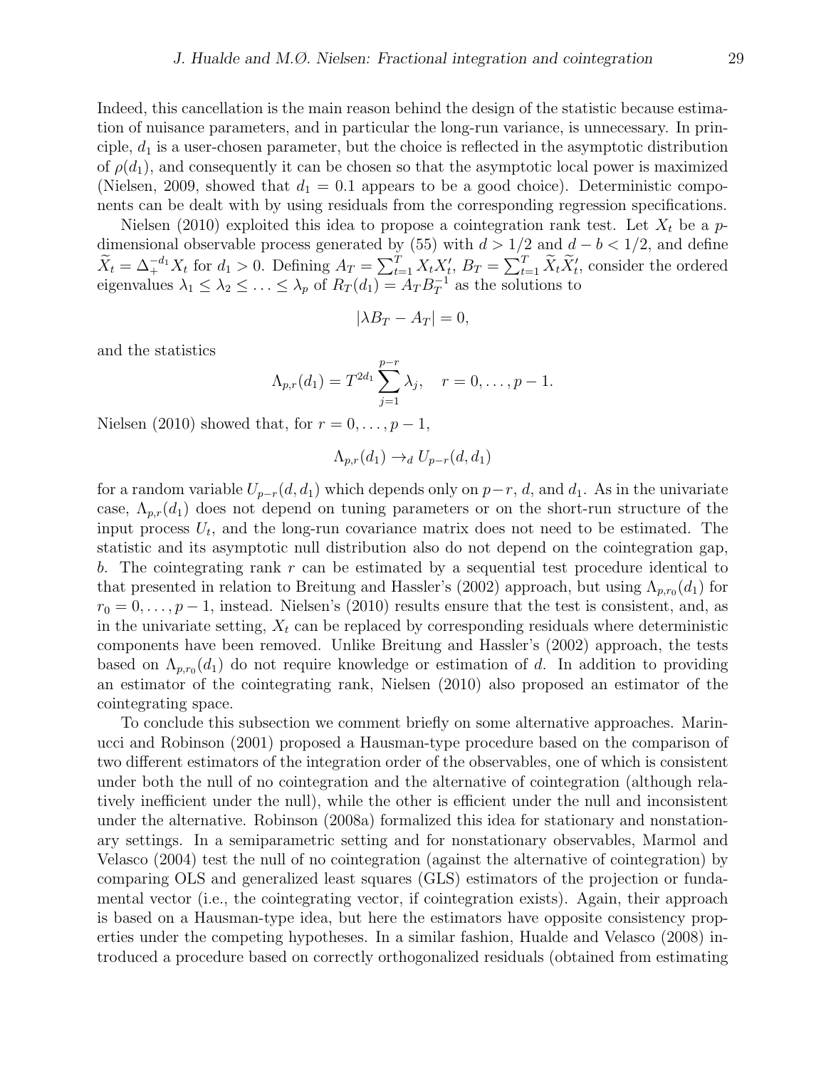Indeed, this cancellation is the main reason behind the design of the statistic because estimation of nuisance parameters, and in particular the long-run variance, is unnecessary. In principle, $d_1$ is a user-chosen parameter, but the choice is reflected in the asymptotic distribution of $\rho(d_1)$, and consequently it can be chosen so that the asymptotic local power is maximized (Nielsen, 2009, showed that $d_1 = 0.1$ appears to be a good choice). Deterministic components can be dealt with by using residuals from the corresponding regression specifications.

Nielsen (2010) exploited this idea to propose a cointegration rank test. Let $X_t$ be a $p$-dimensional observable process generated by (55) with $d > 1/2$ and $d - b < 1/2$, and define $\widetilde{X}_t = \Delta_+^{-d_1} X_t$ for $d_1 > 0$. Defining $A_T = \sum_{t=1}^T X_t X_t'$, $B_T = \sum_{t=1}^T \widetilde{X}_t \widetilde{X}_t'$, consider the ordered eigenvalues $\lambda_1 \leq \lambda_2 \leq \ldots \leq \lambda_p$ of $R_T(d_1) = A_T B_T^{-1}$ as the solutions to

$$|\lambda B_T - A_T| = 0,$$

and the statistics

$$\Lambda_{p,r}(d_1) = T^{2d_1} \sum_{j=1}^{p-r} \lambda_j, \quad r = 0, \ldots, p-1.$$

Nielsen (2010) showed that, for $r = 0, \ldots, p-1$,

$$\Lambda_{p,r}(d_1) \rightarrow_d U_{p-r}(d, d_1)$$

for a random variable $U_{p-r}(d, d_1)$ which depends only on $p-r$, $d$, and $d_1$. As in the univariate case, $\Lambda_{p,r}(d_1)$ does not depend on tuning parameters or on the short-run structure of the input process $U_t$, and the long-run covariance matrix does not need to be estimated. The statistic and its asymptotic null distribution also do not depend on the cointegration gap, $b$. The cointegrating rank $r$ can be estimated by a sequential test procedure identical to that presented in relation to Breitung and Hassler's (2002) approach, but using $\Lambda_{p,r_0}(d_1)$ for $r_0 = 0, \ldots, p-1$, instead. Nielsen's (2010) results ensure that the test is consistent, and, as in the univariate setting, $X_t$ can be replaced by corresponding residuals where deterministic components have been removed. Unlike Breitung and Hassler's (2002) approach, the tests based on $\Lambda_{p,r_0}(d_1)$ do not require knowledge or estimation of $d$. In addition to providing an estimator of the cointegrating rank, Nielsen (2010) also proposed an estimator of the cointegrating space.

To conclude this subsection we comment briefly on some alternative approaches. Marinucci and Robinson (2001) proposed a Hausman-type procedure based on the comparison of two different estimators of the integration order of the observables, one of which is consistent under both the null of no cointegration and the alternative of cointegration (although relatively inefficient under the null), while the other is efficient under the null and inconsistent under the alternative. Robinson (2008a) formalized this idea for stationary and nonstationary settings. In a semiparametric setting and for nonstationary observables, Marmol and Velasco (2004) test the null of no cointegration (against the alternative of cointegration) by comparing OLS and generalized least squares (GLS) estimators of the projection or fundamental vector (i.e., the cointegrating vector, if cointegration exists). Again, their approach is based on a Hausman-type idea, but here the estimators have opposite consistency properties under the competing hypotheses. In a similar fashion, Hualde and Velasco (2008) introduced a procedure based on correctly orthogonalized residuals (obtained from estimating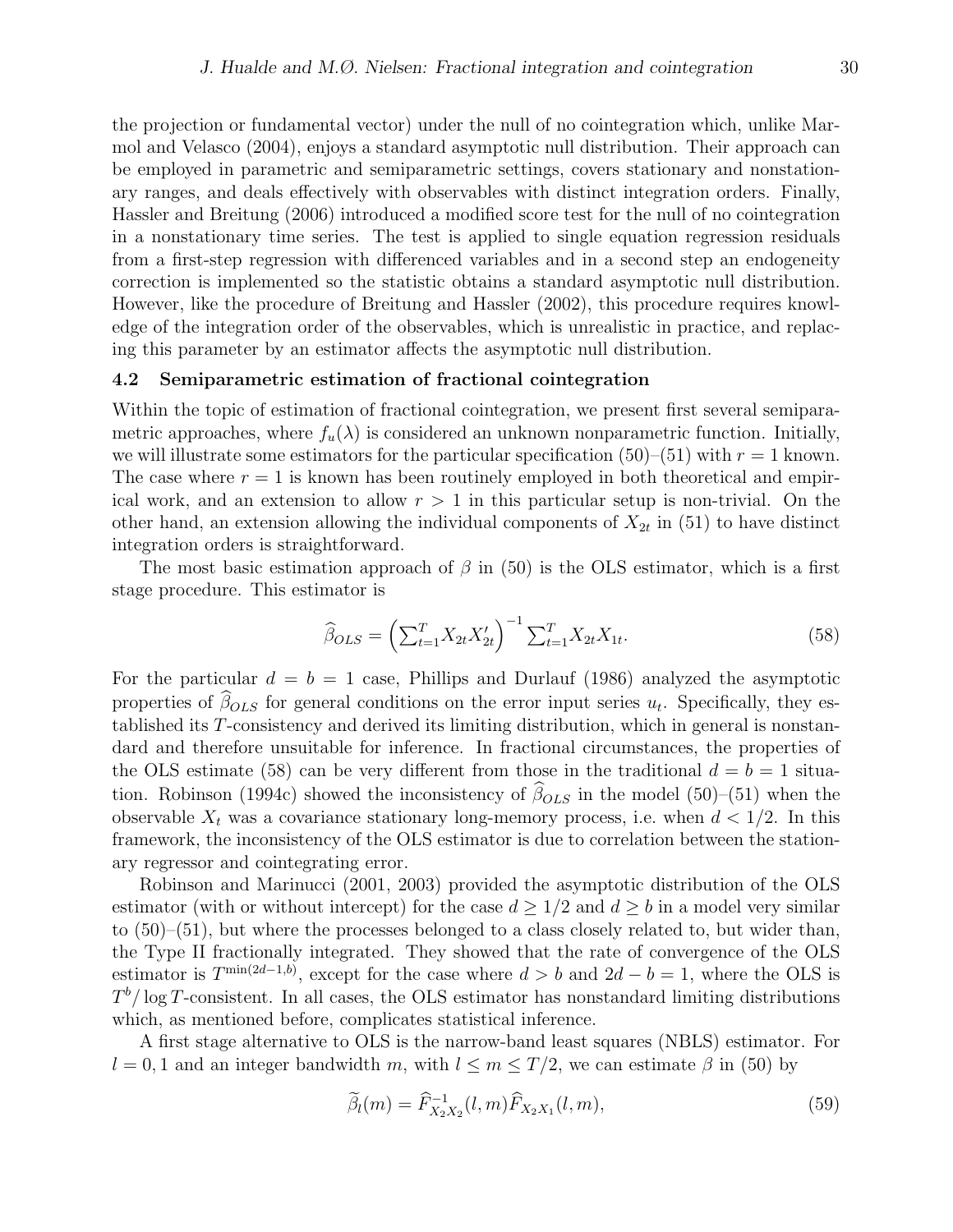the projection or fundamental vector) under the null of no cointegration which, unlike Marmol and Velasco (2004), enjoys a standard asymptotic null distribution. Their approach can be employed in parametric and semiparametric settings, covers stationary and nonstationary ranges, and deals effectively with observables with distinct integration orders. Finally, Hassler and Breitung (2006) introduced a modified score test for the null of no cointegration in a nonstationary time series. The test is applied to single equation regression residuals from a first-step regression with differenced variables and in a second step an endogeneity correction is implemented so the statistic obtains a standard asymptotic null distribution. However, like the procedure of Breitung and Hassler (2002), this procedure requires knowledge of the integration order of the observables, which is unrealistic in practice, and replacing this parameter by an estimator affects the asymptotic null distribution.

### 4.2 Semiparametric estimation of fractional cointegration

Within the topic of estimation of fractional cointegration, we present first several semiparametric approaches, where $f_u(\lambda)$ is considered an unknown nonparametric function. Initially, we will illustrate some estimators for the particular specification (50)–(51) with $r = 1$ known. The case where $r = 1$ is known has been routinely employed in both theoretical and empirical work, and an extension to allow $r > 1$ in this particular setup is non-trivial. On the other hand, an extension allowing the individual components of $X_{2t}$ in (51) to have distinct integration orders is straightforward.

The most basic estimation approach of $\beta$ in (50) is the OLS estimator, which is a first stage procedure. This estimator is

$$\widehat{\beta}_{OLS} = \left(\sum_{t=1}^{T} X_{2t}X_{2t}'\right)^{-1} \sum_{t=1}^{T} X_{2t}X_{1t}. \tag{58}$$

For the particular $d = b = 1$ case, Phillips and Durlauf (1986) analyzed the asymptotic properties of $\widehat{\beta}_{OLS}$ for general conditions on the error input series $u_t$. Specifically, they established its $T$-consistency and derived its limiting distribution, which in general is nonstandard and therefore unsuitable for inference. In fractional circumstances, the properties of the OLS estimate (58) can be very different from those in the traditional $d = b = 1$ situation. Robinson (1994c) showed the inconsistency of $\widehat{\beta}_{OLS}$ in the model (50)–(51) when the observable $X_t$ was a covariance stationary long-memory process, i.e. when $d < 1/2$. In this framework, the inconsistency of the OLS estimator is due to correlation between the stationary regressor and cointegrating error.

Robinson and Marinucci (2001, 2003) provided the asymptotic distribution of the OLS estimator (with or without intercept) for the case $d \geq 1/2$ and $d \geq b$ in a model very similar to (50)–(51), but where the processes belonged to a class closely related to, but wider than, the Type II fractionally integrated. They showed that the rate of convergence of the OLS estimator is $T^{\min(2d-1,b)}$, except for the case where $d > b$ and $2d - b = 1$, where the OLS is $T^b/\log T$-consistent. In all cases, the OLS estimator has nonstandard limiting distributions which, as mentioned before, complicates statistical inference.

A first stage alternative to OLS is the narrow-band least squares (NBLS) estimator. For $l = 0, 1$ and an integer bandwidth $m$, with $l \leq m \leq T/2$, we can estimate $\beta$ in (50) by

$$\widetilde{\beta}_l(m) = \widehat{F}_{X_2X_2}^{-1}(l, m)\widehat{F}_{X_2X_1}(l, m), \tag{59}$$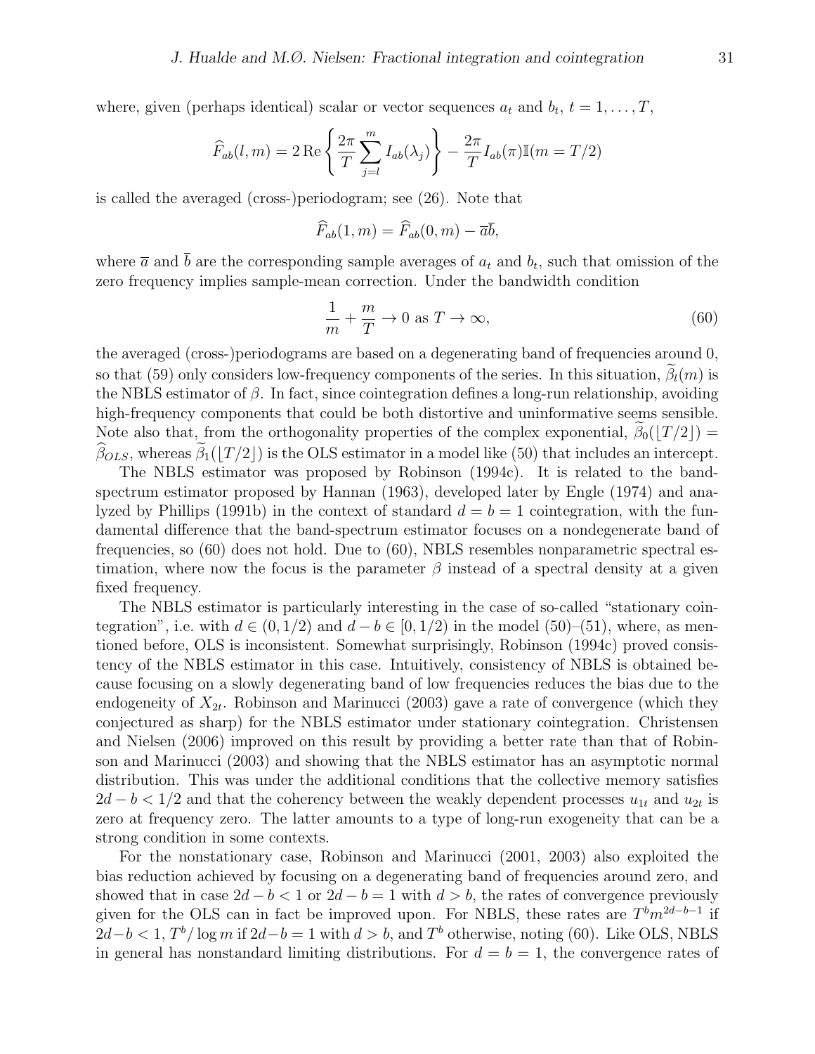where, given (perhaps identical) scalar or vector sequences $a_t$ and $b_t$, $t = 1, \dots, T$,

$$\widehat{F}_{ab}(l,m) = 2\,\mathrm{Re}\left\{ \frac{2\pi}{T} \sum_{j=l}^{m} I_{ab}(\lambda_j) \right\} - \frac{2\pi}{T} I_{ab}(\pi)\mathbb{I}(m = T/2)$$

is called the averaged (cross-)periodogram; see (26). Note that

$$\widehat{F}_{ab}(1,m) = \widehat{F}_{ab}(0,m) - \overline{a}\overline{b},$$

where $\overline{a}$ and $\overline{b}$ are the corresponding sample averages of $a_t$ and $b_t$, such that omission of the zero frequency implies sample-mean correction. Under the bandwidth condition

$$\frac{1}{m} + \frac{m}{T} \to 0 \text{ as } T \to \infty, \tag{60}$$

the averaged (cross-)periodograms are based on a degenerating band of frequencies around 0, so that (59) only considers low-frequency components of the series. In this situation, $\widetilde{\beta}_l(m)$ is the NBLS estimator of $\beta$. In fact, since cointegration defines a long-run relationship, avoiding high-frequency components that could be both distortive and uninformative seems sensible. Note also that, from the orthogonality properties of the complex exponential, $\widetilde{\beta}_0(\lfloor T/2 \rfloor) = \widehat{\beta}_{OLS}$, whereas $\widetilde{\beta}_1(\lfloor T/2 \rfloor)$ is the OLS estimator in a model like (50) that includes an intercept.

The NBLS estimator was proposed by Robinson (1994c). It is related to the band-spectrum estimator proposed by Hannan (1963), developed later by Engle (1974) and analyzed by Phillips (1991b) in the context of standard $d = b = 1$ cointegration, with the fundamental difference that the band-spectrum estimator focuses on a nondegenerate band of frequencies, so (60) does not hold. Due to (60), NBLS resembles nonparametric spectral estimation, where now the focus is the parameter $\beta$ instead of a spectral density at a given fixed frequency.

The NBLS estimator is particularly interesting in the case of so-called "stationary cointegration", i.e. with $d \in (0, 1/2)$ and $d - b \in [0, 1/2)$ in the model (50)–(51), where, as mentioned before, OLS is inconsistent. Somewhat surprisingly, Robinson (1994c) proved consistency of the NBLS estimator in this case. Intuitively, consistency of NBLS is obtained because focusing on a slowly degenerating band of low frequencies reduces the bias due to the endogeneity of $X_{2t}$. Robinson and Marinucci (2003) gave a rate of convergence (which they conjectured as sharp) for the NBLS estimator under stationary cointegration. Christensen and Nielsen (2006) improved on this result by providing a better rate than that of Robinson and Marinucci (2003) and showing that the NBLS estimator has an asymptotic normal distribution. This was under the additional conditions that the collective memory satisfies $2d - b < 1/2$ and that the coherency between the weakly dependent processes $u_{1t}$ and $u_{2t}$ is zero at frequency zero. The latter amounts to a type of long-run exogeneity that can be a strong condition in some contexts.

For the nonstationary case, Robinson and Marinucci (2001, 2003) also exploited the bias reduction achieved by focusing on a degenerating band of frequencies around zero, and showed that in case $2d - b < 1$ or $2d - b = 1$ with $d > b$, the rates of convergence previously given for the OLS can in fact be improved upon. For NBLS, these rates are $T^b m^{2d-b-1}$ if $2d - b < 1$, $T^b / \log m$ if $2d - b = 1$ with $d > b$, and $T^b$ otherwise, noting (60). Like OLS, NBLS in general has nonstandard limiting distributions. For $d = b = 1$, the convergence rates of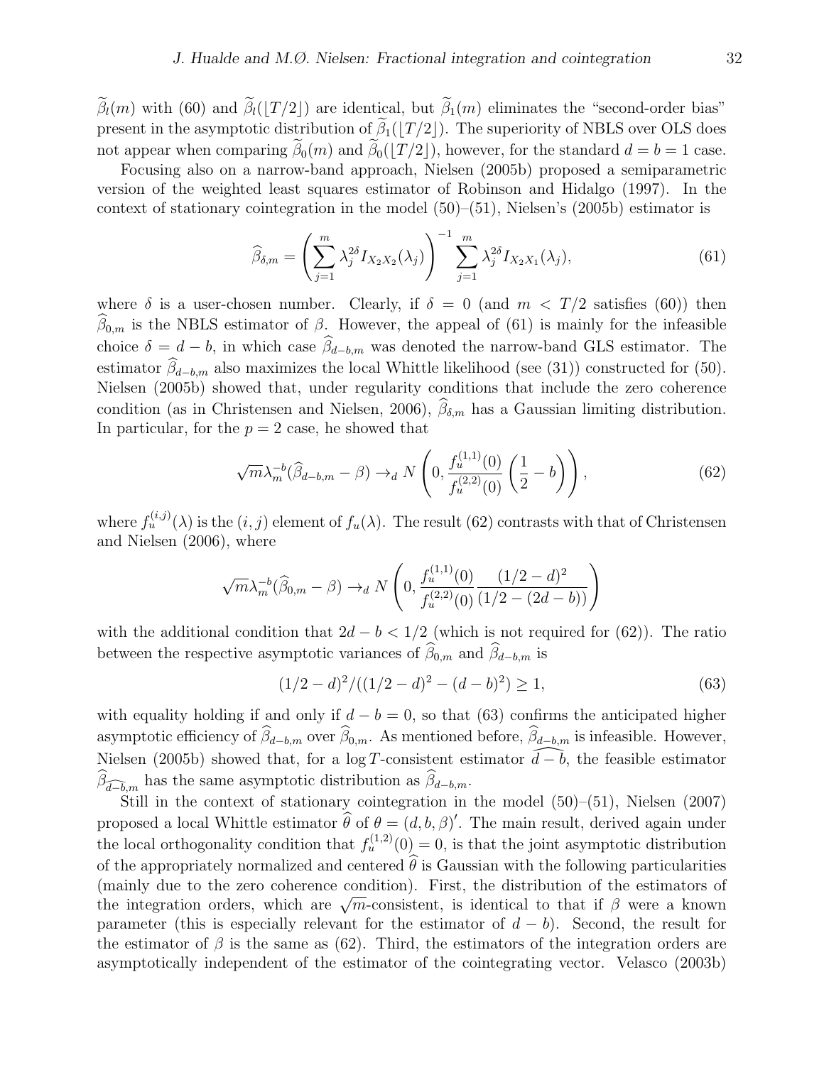$\widetilde{\beta}_l(m)$ with (60) and $\widetilde{\beta}_l(\lfloor T/2 \rfloor)$ are identical, but $\widetilde{\beta}_1(m)$ eliminates the "second-order bias" present in the asymptotic distribution of $\widetilde{\beta}_1(\lfloor T/2 \rfloor)$. The superiority of NBLS over OLS does not appear when comparing $\widetilde{\beta}_0(m)$ and $\widetilde{\beta}_0(\lfloor T/2 \rfloor)$, however, for the standard $d = b = 1$ case.

Focusing also on a narrow-band approach, Nielsen (2005b) proposed a semiparametric version of the weighted least squares estimator of Robinson and Hidalgo (1997). In the context of stationary cointegration in the model (50)–(51), Nielsen's (2005b) estimator is

$$\widehat{\beta}_{\delta,m} = \left( \sum_{j=1}^{m} \lambda_j^{2\delta} I_{X_2 X_2}(\lambda_j) \right)^{-1} \sum_{j=1}^{m} \lambda_j^{2\delta} I_{X_2 X_1}(\lambda_j), \tag{61}$$

where $\delta$ is a user-chosen number. Clearly, if $\delta = 0$ (and $m < T/2$ satisfies (60)) then $\widehat{\beta}_{0,m}$ is the NBLS estimator of $\beta$. However, the appeal of (61) is mainly for the infeasible choice $\delta = d - b$, in which case $\widehat{\beta}_{d-b,m}$ was denoted the narrow-band GLS estimator. The estimator $\widehat{\beta}_{d-b,m}$ also maximizes the local Whittle likelihood (see (31)) constructed for (50). Nielsen (2005b) showed that, under regularity conditions that include the zero coherence condition (as in Christensen and Nielsen, 2006), $\widehat{\beta}_{\delta,m}$ has a Gaussian limiting distribution. In particular, for the $p = 2$ case, he showed that

$$\sqrt{m} \lambda_m^{-b} (\widehat{\beta}_{d-b,m} - \beta) \to_d N \left( 0, \frac{f_u^{(1,1)}(0)}{f_u^{(2,2)}(0)} \left( \frac{1}{2} - b \right) \right), \tag{62}$$

where $f_u^{(i,j)}(\lambda)$ is the $(i,j)$ element of $f_u(\lambda)$. The result (62) contrasts with that of Christensen and Nielsen (2006), where

$$\sqrt{m} \lambda_m^{-b} (\widehat{\beta}_{0,m} - \beta) \to_d N \left( 0, \frac{f_u^{(1,1)}(0)}{f_u^{(2,2)}(0)} \frac{(1/2 - d)^2}{(1/2 - (2d - b))} \right)$$

with the additional condition that $2d - b < 1/2$ (which is not required for (62)). The ratio between the respective asymptotic variances of $\widehat{\beta}_{0,m}$ and $\widehat{\beta}_{d-b,m}$ is

$$(1/2 - d)^2 / ((1/2 - d)^2 - (d - b)^2) \geq 1, \tag{63}$$

with equality holding if and only if $d - b = 0$, so that (63) confirms the anticipated higher asymptotic efficiency of $\widehat{\beta}_{d-b,m}$ over $\widehat{\beta}_{0,m}$. As mentioned before, $\widehat{\beta}_{d-b,m}$ is infeasible. However, Nielsen (2005b) showed that, for a $\log T$-consistent estimator $\widehat{d-b}$, the feasible estimator $\widehat{\beta}_{\widehat{d-b},m}$ has the same asymptotic distribution as $\widehat{\beta}_{d-b,m}$.

Still in the context of stationary cointegration in the model (50)–(51), Nielsen (2007) proposed a local Whittle estimator $\widehat{\theta}$ of $\theta = (d, b, \beta)'$. The main result, derived again under the local orthogonality condition that $f_u^{(1,2)}(0) = 0$, is that the joint asymptotic distribution of the appropriately normalized and centered $\widehat{\theta}$ is Gaussian with the following particularities (mainly due to the zero coherence condition). First, the distribution of the estimators of the integration orders, which are $\sqrt{m}$-consistent, is identical to that if $\beta$ were a known parameter (this is especially relevant for the estimator of $d - b$). Second, the result for the estimator of $\beta$ is the same as (62). Third, the estimators of the integration orders are asymptotically independent of the estimator of the cointegrating vector. Velasco (2003b)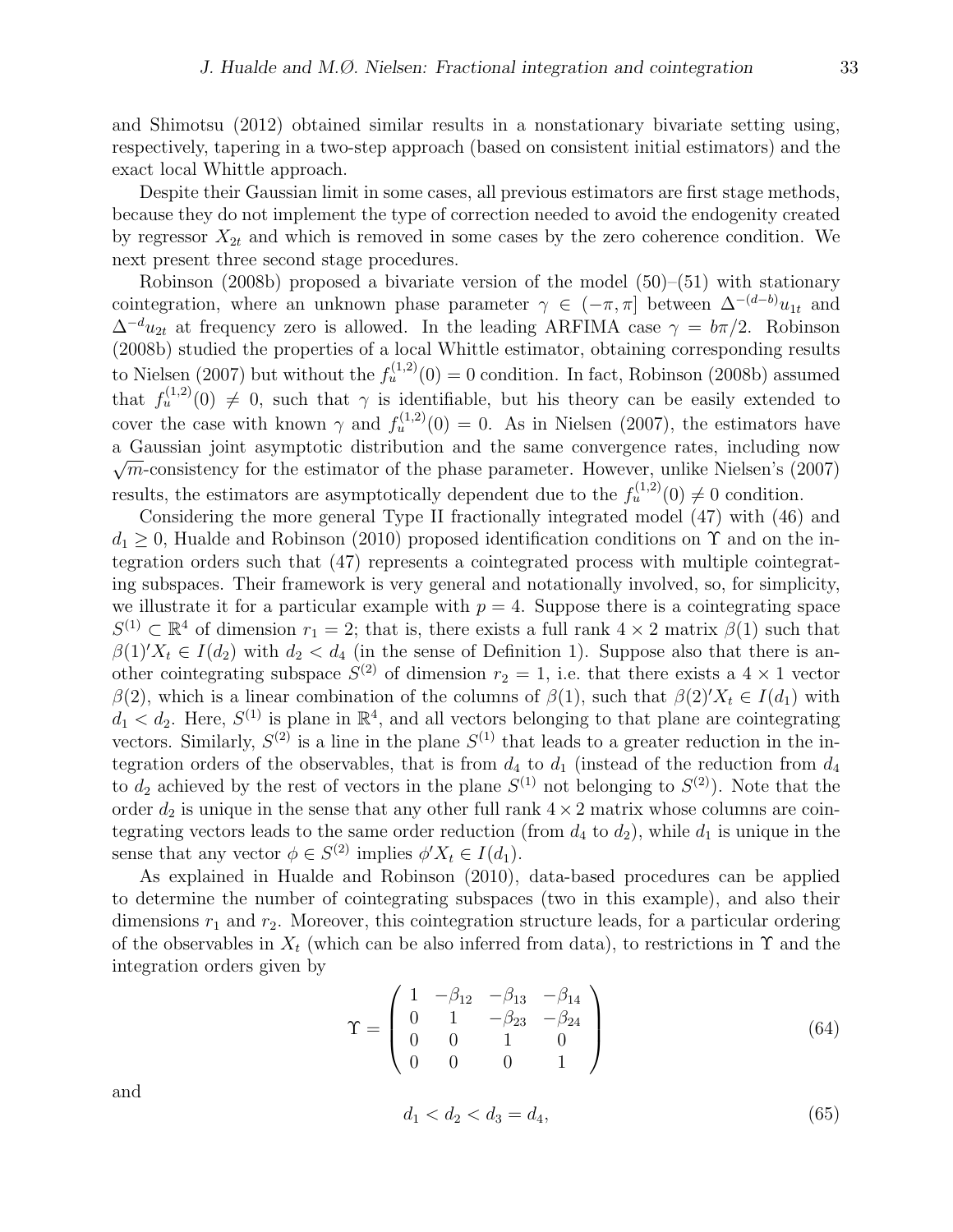and Shimotsu (2012) obtained similar results in a nonstationary bivariate setting using, respectively, tapering in a two-step approach (based on consistent initial estimators) and the exact local Whittle approach.

Despite their Gaussian limit in some cases, all previous estimators are first stage methods, because they do not implement the type of correction needed to avoid the endogenity created by regressor $X_{2t}$ and which is removed in some cases by the zero coherence condition. We next present three second stage procedures.

Robinson (2008b) proposed a bivariate version of the model (50)–(51) with stationary cointegration, where an unknown phase parameter $\gamma \in (-\pi, \pi]$ between $\Delta^{-(d-b)}u_{1t}$ and $\Delta^{-d}u_{2t}$ at frequency zero is allowed. In the leading ARFIMA case $\gamma = b\pi/2$. Robinson (2008b) studied the properties of a local Whittle estimator, obtaining corresponding results to Nielsen (2007) but without the $f_u^{(1,2)}(0) = 0$ condition. In fact, Robinson (2008b) assumed that $f_u^{(1,2)}(0) \neq 0$, such that $\gamma$ is identifiable, but his theory can be easily extended to cover the case with known $\gamma$ and $f_u^{(1,2)}(0) = 0$. As in Nielsen (2007), the estimators have a Gaussian joint asymptotic distribution and the same convergence rates, including now $\sqrt{m}$-consistency for the estimator of the phase parameter. However, unlike Nielsen's (2007) results, the estimators are asymptotically dependent due to the $f_u^{(1,2)}(0) \neq 0$ condition.

Considering the more general Type II fractionally integrated model (47) with (46) and $d_1 \geq 0$, Hualde and Robinson (2010) proposed identification conditions on $\Upsilon$ and on the integration orders such that (47) represents a cointegrated process with multiple cointegrating subspaces. Their framework is very general and notationally involved, so, for simplicity, we illustrate it for a particular example with $p = 4$. Suppose there is a cointegrating space $S^{(1)} \subset \mathbb{R}^4$ of dimension $r_1 = 2$; that is, there exists a full rank $4 \times 2$ matrix $\beta(1)$ such that $\beta(1)'X_t \in I(d_2)$ with $d_2 < d_4$ (in the sense of Definition 1). Suppose also that there is another cointegrating subspace $S^{(2)}$ of dimension $r_2 = 1$, i.e. that there exists a $4 \times 1$ vector $\beta(2)$, which is a linear combination of the columns of $\beta(1)$, such that $\beta(2)'X_t \in I(d_1)$ with $d_1 < d_2$. Here, $S^{(1)}$ is plane in $\mathbb{R}^4$, and all vectors belonging to that plane are cointegrating vectors. Similarly, $S^{(2)}$ is a line in the plane $S^{(1)}$ that leads to a greater reduction in the integration orders of the observables, that is from $d_4$ to $d_1$ (instead of the reduction from $d_4$ to $d_2$ achieved by the rest of vectors in the plane $S^{(1)}$ not belonging to $S^{(2)}$). Note that the order $d_2$ is unique in the sense that any other full rank $4 \times 2$ matrix whose columns are cointegrating vectors leads to the same order reduction (from $d_4$ to $d_2$), while $d_1$ is unique in the sense that any vector $\phi \in S^{(2)}$ implies $\phi' X_t \in I(d_1)$.

As explained in Hualde and Robinson (2010), data-based procedures can be applied to determine the number of cointegrating subspaces (two in this example), and also their dimensions $r_1$ and $r_2$. Moreover, this cointegration structure leads, for a particular ordering of the observables in $X_t$ (which can be also inferred from data), to restrictions in $\Upsilon$ and the integration orders given by

$$\Upsilon = \begin{pmatrix} 1 & -\beta_{12} & -\beta_{13} & -\beta_{14} \\ 0 & 1 & -\beta_{23} & -\beta_{24} \\ 0 & 0 & 1 & 0 \\ 0 & 0 & 0 & 1 \end{pmatrix} \tag{64}$$

and

$$d_1 < d_2 < d_3 = d_4, \tag{65}$$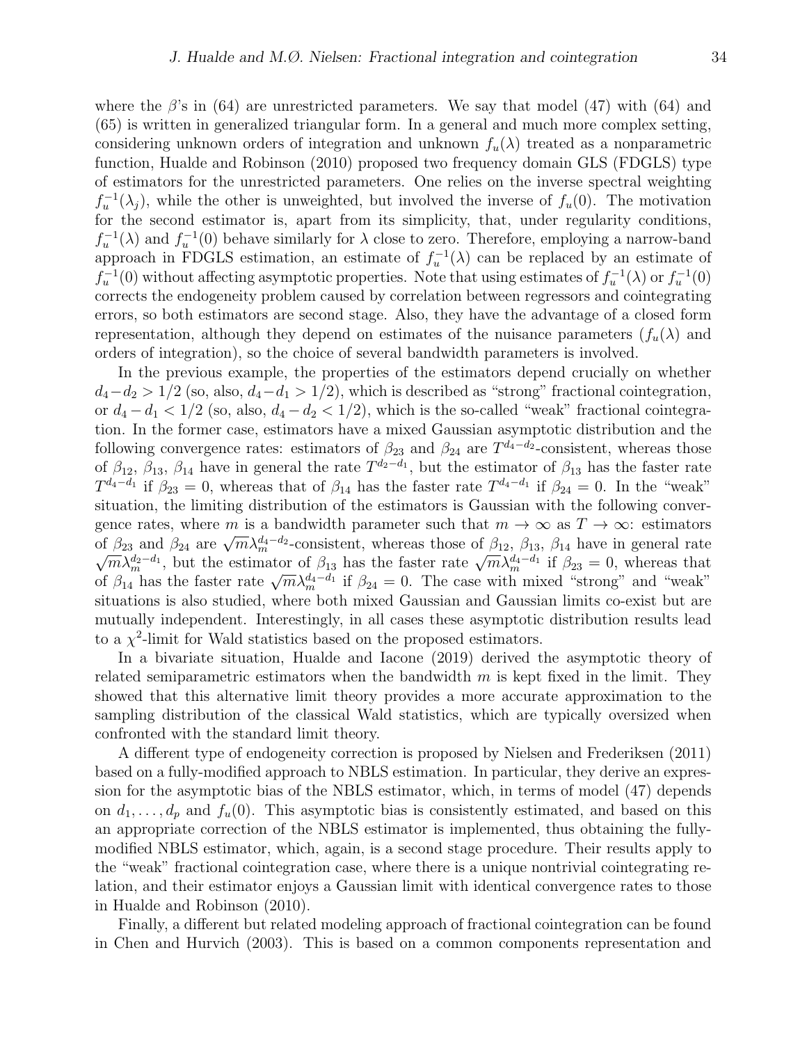where the $\beta$'s in (64) are unrestricted parameters. We say that model (47) with (64) and (65) is written in generalized triangular form. In a general and much more complex setting, considering unknown orders of integration and unknown $f_u(\lambda)$ treated as a nonparametric function, Hualde and Robinson (2010) proposed two frequency domain GLS (FDGLS) type of estimators for the unrestricted parameters. One relies on the inverse spectral weighting $f_u^{-1}(\lambda_j)$, while the other is unweighted, but involved the inverse of $f_u(0)$. The motivation for the second estimator is, apart from its simplicity, that, under regularity conditions, $f_u^{-1}(\lambda)$ and $f_u^{-1}(0)$ behave similarly for $\lambda$ close to zero. Therefore, employing a narrow-band approach in FDGLS estimation, an estimate of $f_u^{-1}(\lambda)$ can be replaced by an estimate of $f_u^{-1}(0)$ without affecting asymptotic properties. Note that using estimates of $f_u^{-1}(\lambda)$ or $f_u^{-1}(0)$ corrects the endogeneity problem caused by correlation between regressors and cointegrating errors, so both estimators are second stage. Also, they have the advantage of a closed form representation, although they depend on estimates of the nuisance parameters ($f_u(\lambda)$ and orders of integration), so the choice of several bandwidth parameters is involved.

In the previous example, the properties of the estimators depend crucially on whether $d_4 - d_2 > 1/2$ (so, also, $d_4 - d_1 > 1/2$), which is described as "strong" fractional cointegration, or $d_4 - d_1 < 1/2$ (so, also, $d_4 - d_2 < 1/2$), which is the so-called "weak" fractional cointegration. In the former case, estimators have a mixed Gaussian asymptotic distribution and the following convergence rates: estimators of $\beta_{23}$ and $\beta_{24}$ are $T^{d_4-d_2}$-consistent, whereas those of $\beta_{12}$, $\beta_{13}$, $\beta_{14}$ have in general the rate $T^{d_2-d_1}$, but the estimator of $\beta_{13}$ has the faster rate $T^{d_4-d_1}$ if $\beta_{23} = 0$, whereas that of $\beta_{14}$ has the faster rate $T^{d_4-d_1}$ if $\beta_{24} = 0$. In the "weak" situation, the limiting distribution of the estimators is Gaussian with the following convergence rates, where $m$ is a bandwidth parameter such that $m \to \infty$ as $T \to \infty$: estimators of $\beta_{23}$ and $\beta_{24}$ are $\sqrt{m}\lambda_m^{d_4-d_2}$-consistent, whereas those of $\beta_{12}$, $\beta_{13}$, $\beta_{14}$ have in general rate $\sqrt{m}\lambda_m^{d_2-d_1}$, but the estimator of $\beta_{13}$ has the faster rate $\sqrt{m}\lambda_m^{d_4-d_1}$ if $\beta_{23} = 0$, whereas that of $\beta_{14}$ has the faster rate $\sqrt{m}\lambda_m^{d_4-d_1}$ if $\beta_{24} = 0$. The case with mixed "strong" and "weak" situations is also studied, where both mixed Gaussian and Gaussian limits co-exist but are mutually independent. Interestingly, in all cases these asymptotic distribution results lead to a $\chi^2$-limit for Wald statistics based on the proposed estimators.

In a bivariate situation, Hualde and Iacone (2019) derived the asymptotic theory of related semiparametric estimators when the bandwidth $m$ is kept fixed in the limit. They showed that this alternative limit theory provides a more accurate approximation to the sampling distribution of the classical Wald statistics, which are typically oversized when confronted with the standard limit theory.

A different type of endogeneity correction is proposed by Nielsen and Frederiksen (2011) based on a fully-modified approach to NBLS estimation. In particular, they derive an expression for the asymptotic bias of the NBLS estimator, which, in terms of model (47) depends on $d_1, \ldots, d_p$ and $f_u(0)$. This asymptotic bias is consistently estimated, and based on this an appropriate correction of the NBLS estimator is implemented, thus obtaining the fully-modified NBLS estimator, which, again, is a second stage procedure. Their results apply to the "weak" fractional cointegration case, where there is a unique nontrivial cointegrating relation, and their estimator enjoys a Gaussian limit with identical convergence rates to those in Hualde and Robinson (2010).

Finally, a different but related modeling approach of fractional cointegration can be found in Chen and Hurvich (2003). This is based on a common components representation and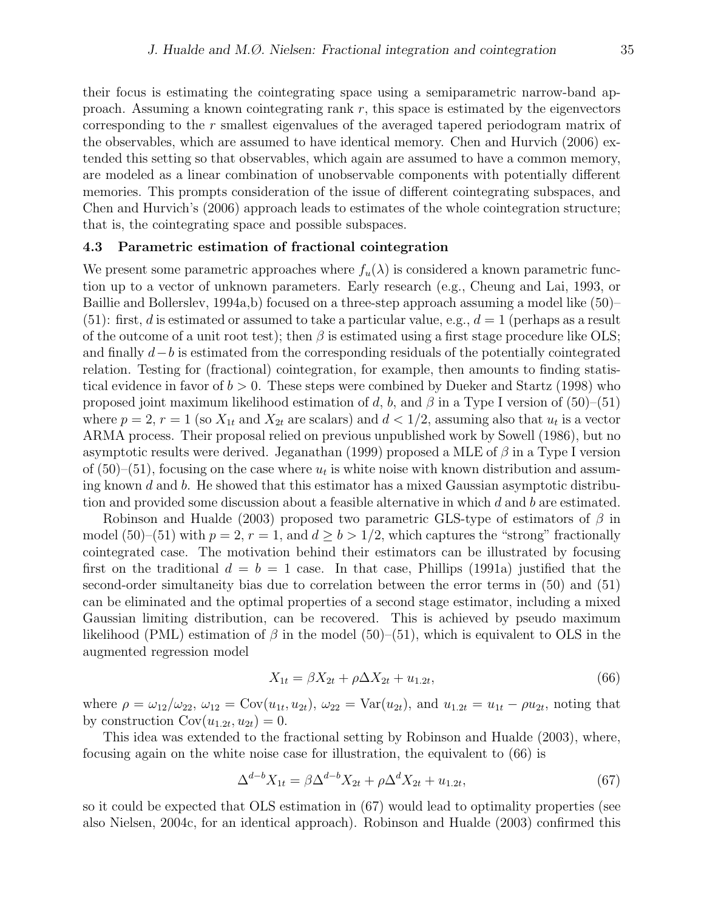their focus is estimating the cointegrating space using a semiparametric narrow-band approach. Assuming a known cointegrating rank $r$, this space is estimated by the eigenvectors corresponding to the $r$ smallest eigenvalues of the averaged tapered periodogram matrix of the observables, which are assumed to have identical memory. Chen and Hurvich (2006) extended this setting so that observables, which again are assumed to have a common memory, are modeled as a linear combination of unobservable components with potentially different memories. This prompts consideration of the issue of different cointegrating subspaces, and Chen and Hurvich's (2006) approach leads to estimates of the whole cointegration structure; that is, the cointegrating space and possible subspaces.

### 4.3 Parametric estimation of fractional cointegration

We present some parametric approaches where $f_u(\lambda)$ is considered a known parametric function up to a vector of unknown parameters. Early research (e.g., Cheung and Lai, 1993, or Baillie and Bollerslev, 1994a,b) focused on a three-step approach assuming a model like (50)–(51): first, $d$ is estimated or assumed to take a particular value, e.g., $d = 1$ (perhaps as a result of the outcome of a unit root test); then $\beta$ is estimated using a first stage procedure like OLS; and finally $d-b$ is estimated from the corresponding residuals of the potentially cointegrated relation. Testing for (fractional) cointegration, for example, then amounts to finding statistical evidence in favor of $b > 0$. These steps were combined by Dueker and Startz (1998) who proposed joint maximum likelihood estimation of $d$, $b$, and $\beta$ in a Type I version of (50)–(51) where $p = 2$, $r = 1$ (so $X_{1t}$ and $X_{2t}$ are scalars) and $d < 1/2$, assuming also that $u_t$ is a vector ARMA process. Their proposal relied on previous unpublished work by Sowell (1986), but no asymptotic results were derived. Jeganathan (1999) proposed a MLE of $\beta$ in a Type I version of (50)–(51), focusing on the case where $u_t$ is white noise with known distribution and assuming known $d$ and $b$. He showed that this estimator has a mixed Gaussian asymptotic distribution and provided some discussion about a feasible alternative in which $d$ and $b$ are estimated.

Robinson and Hualde (2003) proposed two parametric GLS-type of estimators of $\beta$ in model (50)–(51) with $p = 2$, $r = 1$, and $d \geq b > 1/2$, which captures the "strong" fractionally cointegrated case. The motivation behind their estimators can be illustrated by focusing first on the traditional $d = b = 1$ case. In that case, Phillips (1991a) justified that the second-order simultaneity bias due to correlation between the error terms in (50) and (51) can be eliminated and the optimal properties of a second stage estimator, including a mixed Gaussian limiting distribution, can be recovered. This is achieved by pseudo maximum likelihood (PML) estimation of $\beta$ in the model (50)–(51), which is equivalent to OLS in the augmented regression model

$$X_{1t} = \beta X_{2t} + \rho \Delta X_{2t} + u_{1.2t}, \tag{66}$$

where $\rho = \omega_{12}/\omega_{22}$, $\omega_{12} = \mathrm{Cov}(u_{1t}, u_{2t})$, $\omega_{22} = \mathrm{Var}(u_{2t})$, and $u_{1.2t} = u_{1t} - \rho u_{2t}$, noting that by construction $\mathrm{Cov}(u_{1.2t}, u_{2t}) = 0$.

This idea was extended to the fractional setting by Robinson and Hualde (2003), where, focusing again on the white noise case for illustration, the equivalent to (66) is

$$\Delta^{d-b} X_{1t} = \beta \Delta^{d-b} X_{2t} + \rho \Delta^{d} X_{2t} + u_{1.2t}, \tag{67}$$

so it could be expected that OLS estimation in (67) would lead to optimality properties (see also Nielsen, 2004c, for an identical approach). Robinson and Hualde (2003) confirmed this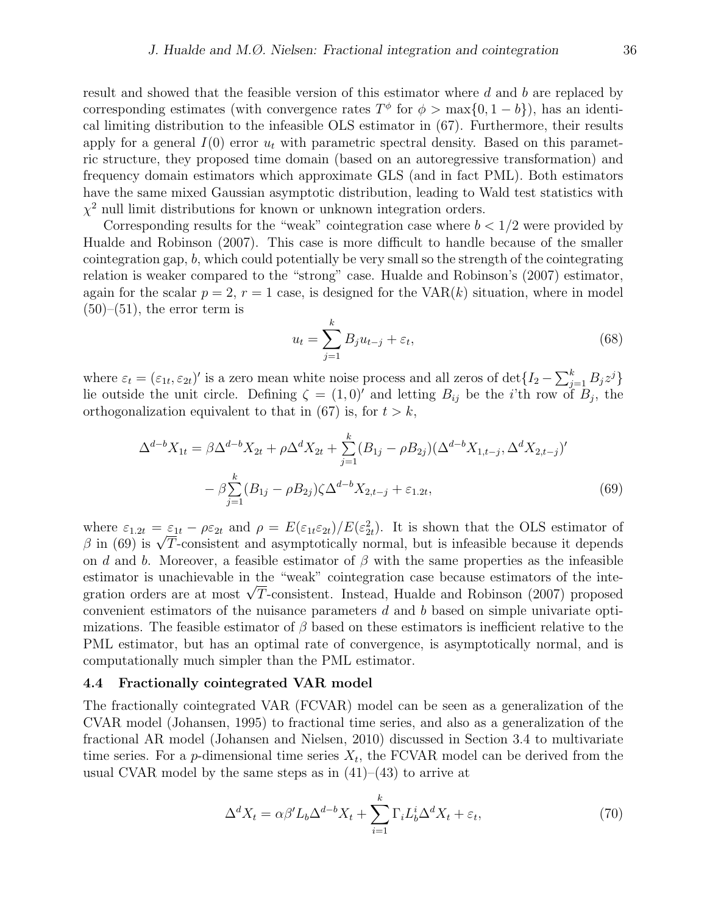result and showed that the feasible version of this estimator where $d$ and $b$ are replaced by corresponding estimates (with convergence rates $T^{\phi}$ for $\phi > \max\{0, 1-b\}$), has an identical limiting distribution to the infeasible OLS estimator in (67). Furthermore, their results apply for a general $I(0)$ error $u_t$ with parametric spectral density. Based on this parametric structure, they proposed time domain (based on an autoregressive transformation) and frequency domain estimators which approximate GLS (and in fact PML). Both estimators have the same mixed Gaussian asymptotic distribution, leading to Wald test statistics with $\chi^2$ null limit distributions for known or unknown integration orders.

Corresponding results for the "weak" cointegration case where $b < 1/2$ were provided by Hualde and Robinson (2007). This case is more difficult to handle because of the smaller cointegration gap, $b$, which could potentially be very small so the strength of the cointegrating relation is weaker compared to the "strong" case. Hualde and Robinson's (2007) estimator, again for the scalar $p = 2$, $r = 1$ case, is designed for the VAR($k$) situation, where in model (50)–(51), the error term is

$$u_t = \sum_{j=1}^{k} B_j u_{t-j} + \varepsilon_t, \tag{68}$$

where $\varepsilon_t = (\varepsilon_{1t}, \varepsilon_{2t})'$ is a zero mean white noise process and all zeros of $\det\{I_2 - \sum_{j=1}^{k} B_j z^j\}$ lie outside the unit circle. Defining $\zeta = (1, 0)'$ and letting $B_{ij}$ be the $i$'th row of $B_j$, the orthogonalization equivalent to that in (67) is, for $t > k$,

$$\begin{aligned}\Delta^{d-b} X_{1t} = \beta \Delta^{d-b} X_{2t} + \rho \Delta^{d} X_{2t} + \sum_{j=1}^{k} (B_{1j} - \rho B_{2j})(\Delta^{d-b} X_{1,t-j}, \Delta^{d} X_{2,t-j})' \\ - \beta \sum_{j=1}^{k} (B_{1j} - \rho B_{2j}) \zeta \Delta^{d-b} X_{2,t-j} + \varepsilon_{1.2t},\end{aligned} \tag{69}$$

where $\varepsilon_{1.2t} = \varepsilon_{1t} - \rho \varepsilon_{2t}$ and $\rho = E(\varepsilon_{1t}\varepsilon_{2t})/E(\varepsilon_{2t}^2)$. It is shown that the OLS estimator of $\beta$ in (69) is $\sqrt{T}$-consistent and asymptotically normal, but is infeasible because it depends on $d$ and $b$. Moreover, a feasible estimator of $\beta$ with the same properties as the infeasible estimator is unachievable in the "weak" cointegration case because estimators of the integration orders are at most $\sqrt{T}$-consistent. Instead, Hualde and Robinson (2007) proposed convenient estimators of the nuisance parameters $d$ and $b$ based on simple univariate optimizations. The feasible estimator of $\beta$ based on these estimators is inefficient relative to the PML estimator, but has an optimal rate of convergence, is asymptotically normal, and is computationally much simpler than the PML estimator.

### 4.4 Fractionally cointegrated VAR model

The fractionally cointegrated VAR (FCVAR) model can be seen as a generalization of the CVAR model (Johansen, 1995) to fractional time series, and also as a generalization of the fractional AR model (Johansen and Nielsen, 2010) discussed in Section 3.4 to multivariate time series. For a $p$-dimensional time series $X_t$, the FCVAR model can be derived from the usual CVAR model by the same steps as in (41)–(43) to arrive at

$$\Delta^{d} X_t = \alpha \beta' L_b \Delta^{d-b} X_t + \sum_{i=1}^{k} \Gamma_i L_b^i \Delta^{d} X_t + \varepsilon_t, \tag{70}$$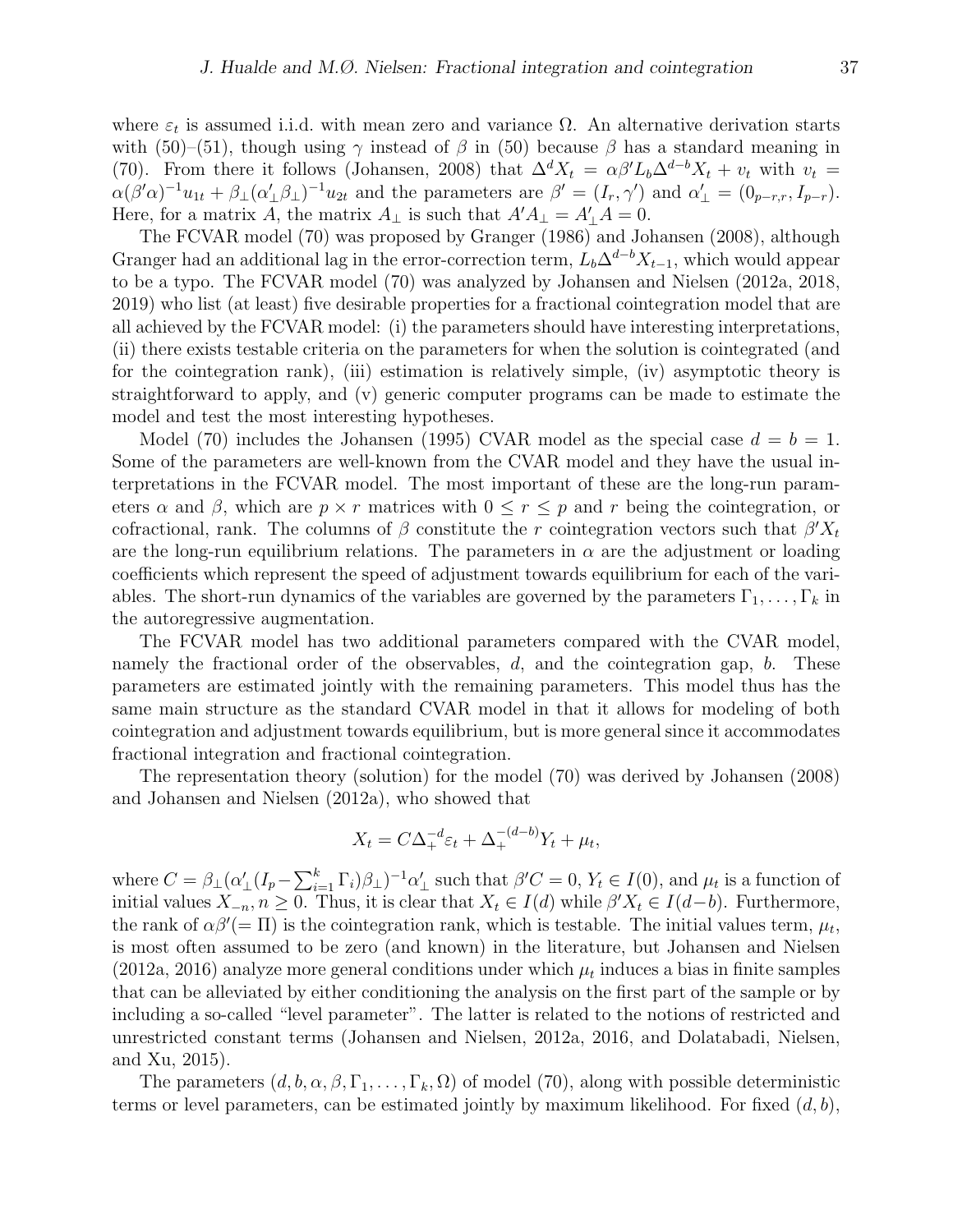where $\varepsilon_t$ is assumed i.i.d. with mean zero and variance $\Omega$. An alternative derivation starts with (50)–(51), though using $\gamma$ instead of $\beta$ in (50) because $\beta$ has a standard meaning in (70). From there it follows (Johansen, 2008) that $\Delta^d X_t = \alpha\beta' L_b \Delta^{d-b} X_t + v_t$ with $v_t = \alpha(\beta'\alpha)^{-1}u_{1t} + \beta_\perp(\alpha_\perp'\beta_\perp)^{-1}u_{2t}$ and the parameters are $\beta' = (I_r, \gamma')$ and $\alpha_\perp' = (0_{p-r,r}, I_{p-r})$. Here, for a matrix $A$, the matrix $A_\perp$ is such that $A'A_\perp = A_\perp' A = 0$.

The FCVAR model (70) was proposed by Granger (1986) and Johansen (2008), although Granger had an additional lag in the error-correction term, $L_b \Delta^{d-b} X_{t-1}$, which would appear to be a typo. The FCVAR model (70) was analyzed by Johansen and Nielsen (2012a, 2018, 2019) who list (at least) five desirable properties for a fractional cointegration model that are all achieved by the FCVAR model: (i) the parameters should have interesting interpretations, (ii) there exists testable criteria on the parameters for when the solution is cointegrated (and for the cointegration rank), (iii) estimation is relatively simple, (iv) asymptotic theory is straightforward to apply, and (v) generic computer programs can be made to estimate the model and test the most interesting hypotheses.

Model (70) includes the Johansen (1995) CVAR model as the special case $d = b = 1$. Some of the parameters are well-known from the CVAR model and they have the usual interpretations in the FCVAR model. The most important of these are the long-run parameters $\alpha$ and $\beta$, which are $p \times r$ matrices with $0 \leq r \leq p$ and $r$ being the cointegration, or cofractional, rank. The columns of $\beta$ constitute the $r$ cointegration vectors such that $\beta' X_t$ are the long-run equilibrium relations. The parameters in $\alpha$ are the adjustment or loading coefficients which represent the speed of adjustment towards equilibrium for each of the variables. The short-run dynamics of the variables are governed by the parameters $\Gamma_1, \ldots, \Gamma_k$ in the autoregressive augmentation.

The FCVAR model has two additional parameters compared with the CVAR model, namely the fractional order of the observables, $d$, and the cointegration gap, $b$. These parameters are estimated jointly with the remaining parameters. This model thus has the same main structure as the standard CVAR model in that it allows for modeling of both cointegration and adjustment towards equilibrium, but is more general since it accommodates fractional integration and fractional cointegration.

The representation theory (solution) for the model (70) was derived by Johansen (2008) and Johansen and Nielsen (2012a), who showed that

$$X_t = C\Delta_+^{-d}\varepsilon_t + \Delta_+^{-(d-b)} Y_t + \mu_t,$$

where $C = \beta_\perp(\alpha_\perp'(I_p - \sum_{i=1}^k \Gamma_i)\beta_\perp)^{-1}\alpha_\perp'$ such that $\beta' C = 0$, $Y_t \in I(0)$, and $\mu_t$ is a function of initial values $X_{-n}, n \geq 0$. Thus, it is clear that $X_t \in I(d)$ while $\beta' X_t \in I(d-b)$. Furthermore, the rank of $\alpha\beta' (= \Pi)$ is the cointegration rank, which is testable. The initial values term, $\mu_t$, is most often assumed to be zero (and known) in the literature, but Johansen and Nielsen (2012a, 2016) analyze more general conditions under which $\mu_t$ induces a bias in finite samples that can be alleviated by either conditioning the analysis on the first part of the sample or by including a so-called "level parameter". The latter is related to the notions of restricted and unrestricted constant terms (Johansen and Nielsen, 2012a, 2016, and Dolatabadi, Nielsen, and Xu, 2015).

The parameters $(d, b, \alpha, \beta, \Gamma_1, \ldots, \Gamma_k, \Omega)$ of model (70), along with possible deterministic terms or level parameters, can be estimated jointly by maximum likelihood. For fixed $(d, b)$,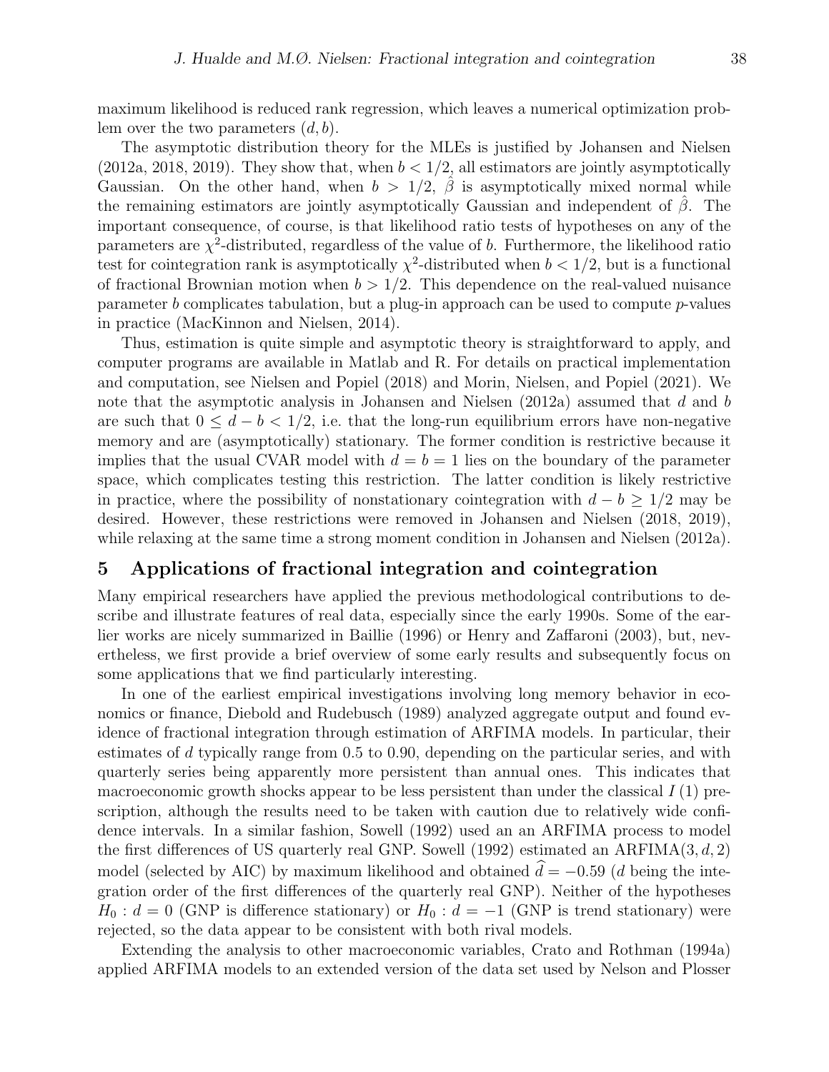maximum likelihood is reduced rank regression, which leaves a numerical optimization problem over the two parameters $(d, b)$.

The asymptotic distribution theory for the MLEs is justified by Johansen and Nielsen (2012a, 2018, 2019). They show that, when $b < 1/2$, all estimators are jointly asymptotically Gaussian. On the other hand, when $b > 1/2$, $\hat{\beta}$ is asymptotically mixed normal while the remaining estimators are jointly asymptotically Gaussian and independent of $\hat{\beta}$. The important consequence, of course, is that likelihood ratio tests of hypotheses on any of the parameters are $\chi^2$-distributed, regardless of the value of $b$. Furthermore, the likelihood ratio test for cointegration rank is asymptotically $\chi^2$-distributed when $b < 1/2$, but is a functional of fractional Brownian motion when $b > 1/2$. This dependence on the real-valued nuisance parameter $b$ complicates tabulation, but a plug-in approach can be used to compute $p$-values in practice (MacKinnon and Nielsen, 2014).

Thus, estimation is quite simple and asymptotic theory is straightforward to apply, and computer programs are available in Matlab and R. For details on practical implementation and computation, see Nielsen and Popiel (2018) and Morin, Nielsen, and Popiel (2021). We note that the asymptotic analysis in Johansen and Nielsen (2012a) assumed that $d$ and $b$ are such that $0 \leq d - b < 1/2$, i.e. that the long-run equilibrium errors have non-negative memory and are (asymptotically) stationary. The former condition is restrictive because it implies that the usual CVAR model with $d = b = 1$ lies on the boundary of the parameter space, which complicates testing this restriction. The latter condition is likely restrictive in practice, where the possibility of nonstationary cointegration with $d - b \geq 1/2$ may be desired. However, these restrictions were removed in Johansen and Nielsen (2018, 2019), while relaxing at the same time a strong moment condition in Johansen and Nielsen (2012a).

## 5 Applications of fractional integration and cointegration

Many empirical researchers have applied the previous methodological contributions to describe and illustrate features of real data, especially since the early 1990s. Some of the earlier works are nicely summarized in Baillie (1996) or Henry and Zaffaroni (2003), but, nevertheless, we first provide a brief overview of some early results and subsequently focus on some applications that we find particularly interesting.

In one of the earliest empirical investigations involving long memory behavior in economics or finance, Diebold and Rudebusch (1989) analyzed aggregate output and found evidence of fractional integration through estimation of ARFIMA models. In particular, their estimates of $d$ typically range from 0.5 to 0.90, depending on the particular series, and with quarterly series being apparently more persistent than annual ones. This indicates that macroeconomic growth shocks appear to be less persistent than under the classical $I(1)$ prescription, although the results need to be taken with caution due to relatively wide confidence intervals. In a similar fashion, Sowell (1992) used an an ARFIMA process to model the first differences of US quarterly real GNP. Sowell (1992) estimated an ARFIMA$(3, d, 2)$ model (selected by AIC) by maximum likelihood and obtained $\widehat{d} = -0.59$ ($d$ being the integration order of the first differences of the quarterly real GNP). Neither of the hypotheses $H_0 : d = 0$ (GNP is difference stationary) or $H_0 : d = -1$ (GNP is trend stationary) were rejected, so the data appear to be consistent with both rival models.

Extending the analysis to other macroeconomic variables, Crato and Rothman (1994a) applied ARFIMA models to an extended version of the data set used by Nelson and Plosser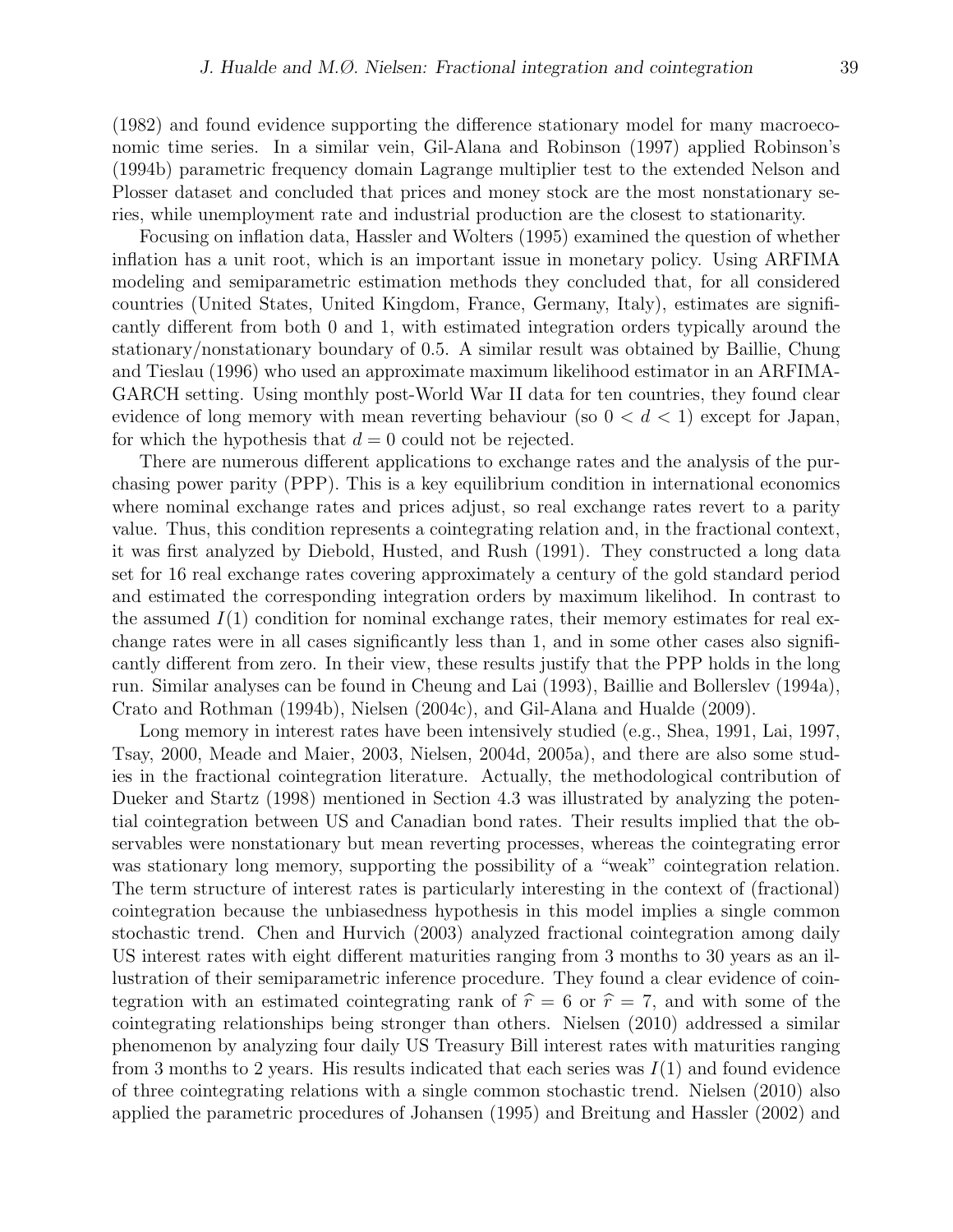(1982) and found evidence supporting the difference stationary model for many macroeconomic time series. In a similar vein, Gil-Alana and Robinson (1997) applied Robinson's (1994b) parametric frequency domain Lagrange multiplier test to the extended Nelson and Plosser dataset and concluded that prices and money stock are the most nonstationary series, while unemployment rate and industrial production are the closest to stationarity.

Focusing on inflation data, Hassler and Wolters (1995) examined the question of whether inflation has a unit root, which is an important issue in monetary policy. Using ARFIMA modeling and semiparametric estimation methods they concluded that, for all considered countries (United States, United Kingdom, France, Germany, Italy), estimates are significantly different from both 0 and 1, with estimated integration orders typically around the stationary/nonstationary boundary of 0.5. A similar result was obtained by Baillie, Chung and Tieslau (1996) who used an approximate maximum likelihood estimator in an ARFIMA-GARCH setting. Using monthly post-World War II data for ten countries, they found clear evidence of long memory with mean reverting behaviour (so $0 < d < 1$) except for Japan, for which the hypothesis that $d = 0$ could not be rejected.

There are numerous different applications to exchange rates and the analysis of the purchasing power parity (PPP). This is a key equilibrium condition in international economics where nominal exchange rates and prices adjust, so real exchange rates revert to a parity value. Thus, this condition represents a cointegrating relation and, in the fractional context, it was first analyzed by Diebold, Husted, and Rush (1991). They constructed a long data set for 16 real exchange rates covering approximately a century of the gold standard period and estimated the corresponding integration orders by maximum likelihod. In contrast to the assumed $I(1)$ condition for nominal exchange rates, their memory estimates for real exchange rates were in all cases significantly less than 1, and in some other cases also significantly different from zero. In their view, these results justify that the PPP holds in the long run. Similar analyses can be found in Cheung and Lai (1993), Baillie and Bollerslev (1994a), Crato and Rothman (1994b), Nielsen (2004c), and Gil-Alana and Hualde (2009).

Long memory in interest rates have been intensively studied (e.g., Shea, 1991, Lai, 1997, Tsay, 2000, Meade and Maier, 2003, Nielsen, 2004d, 2005a), and there are also some studies in the fractional cointegration literature. Actually, the methodological contribution of Dueker and Startz (1998) mentioned in Section 4.3 was illustrated by analyzing the potential cointegration between US and Canadian bond rates. Their results implied that the observables were nonstationary but mean reverting processes, whereas the cointegrating error was stationary long memory, supporting the possibility of a "weak" cointegration relation. The term structure of interest rates is particularly interesting in the context of (fractional) cointegration because the unbiasedness hypothesis in this model implies a single common stochastic trend. Chen and Hurvich (2003) analyzed fractional cointegration among daily US interest rates with eight different maturities ranging from 3 months to 30 years as an illustration of their semiparametric inference procedure. They found a clear evidence of cointegration with an estimated cointegrating rank of $\widehat{r} = 6$ or $\widehat{r} = 7$, and with some of the cointegrating relationships being stronger than others. Nielsen (2010) addressed a similar phenomenon by analyzing four daily US Treasury Bill interest rates with maturities ranging from 3 months to 2 years. His results indicated that each series was $I(1)$ and found evidence of three cointegrating relations with a single common stochastic trend. Nielsen (2010) also applied the parametric procedures of Johansen (1995) and Breitung and Hassler (2002) and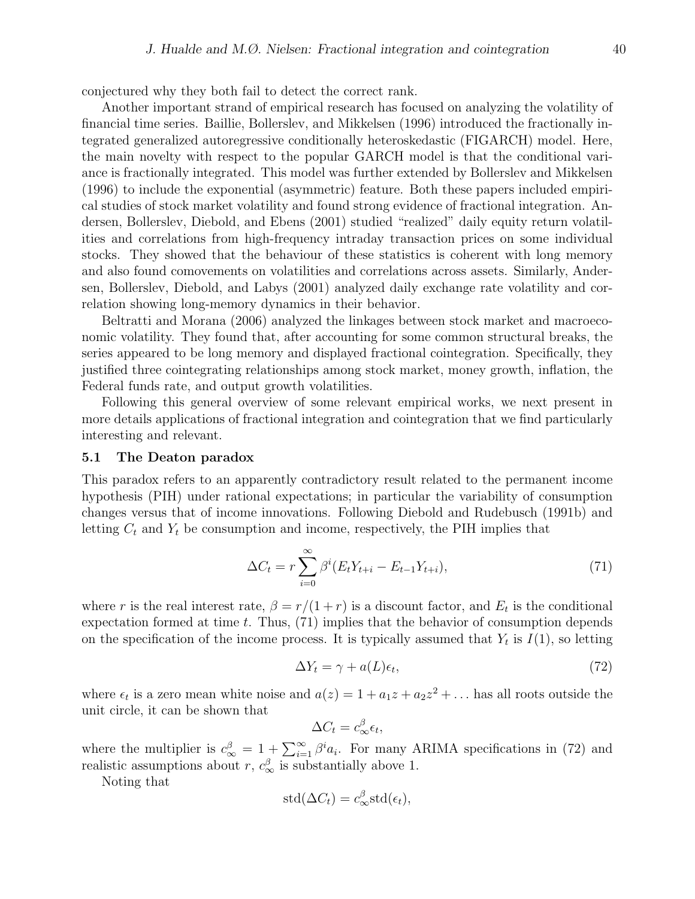conjectured why they both fail to detect the correct rank.

Another important strand of empirical research has focused on analyzing the volatility of financial time series. Baillie, Bollerslev, and Mikkelsen (1996) introduced the fractionally integrated generalized autoregressive conditionally heteroskedastic (FIGARCH) model. Here, the main novelty with respect to the popular GARCH model is that the conditional variance is fractionally integrated. This model was further extended by Bollerslev and Mikkelsen (1996) to include the exponential (asymmetric) feature. Both these papers included empirical studies of stock market volatility and found strong evidence of fractional integration. Andersen, Bollerslev, Diebold, and Ebens (2001) studied "realized" daily equity return volatilities and correlations from high-frequency intraday transaction prices on some individual stocks. They showed that the behaviour of these statistics is coherent with long memory and also found comovements on volatilities and correlations across assets. Similarly, Andersen, Bollerslev, Diebold, and Labys (2001) analyzed daily exchange rate volatility and correlation showing long-memory dynamics in their behavior.

Beltratti and Morana (2006) analyzed the linkages between stock market and macroeconomic volatility. They found that, after accounting for some common structural breaks, the series appeared to be long memory and displayed fractional cointegration. Specifically, they justified three cointegrating relationships among stock market, money growth, inflation, the Federal funds rate, and output growth volatilities.

Following this general overview of some relevant empirical works, we next present in more details applications of fractional integration and cointegration that we find particularly interesting and relevant.

### 5.1 The Deaton paradox

This paradox refers to an apparently contradictory result related to the permanent income hypothesis (PIH) under rational expectations; in particular the variability of consumption changes versus that of income innovations. Following Diebold and Rudebusch (1991b) and letting $C_t$ and $Y_t$ be consumption and income, respectively, the PIH implies that

$$\Delta C_t = r \sum_{i=0}^{\infty} \beta^i (E_t Y_{t+i} - E_{t-1} Y_{t+i}), \tag{71}$$

where $r$ is the real interest rate, $\beta = r/(1+r)$ is a discount factor, and $E_t$ is the conditional expectation formed at time $t$. Thus, (71) implies that the behavior of consumption depends on the specification of the income process. It is typically assumed that $Y_t$ is $I(1)$, so letting

$$\Delta Y_t = \gamma + a(L)\epsilon_t, \tag{72}$$

where $\epsilon_t$ is a zero mean white noise and $a(z) = 1 + a_1 z + a_2 z^2 + \dots$ has all roots outside the unit circle, it can be shown that

$$\Delta C_t = c_\infty^\beta \epsilon_t,$$

where the multiplier is $c_\infty^\beta = 1 + \sum_{i=1}^{\infty} \beta^i a_i$. For many ARIMA specifications in (72) and realistic assumptions about $r$, $c_\infty^\beta$ is substantially above 1.

Noting that

$$\text{std}(\Delta C_t) = c_\infty^\beta \text{std}(\epsilon_t),$$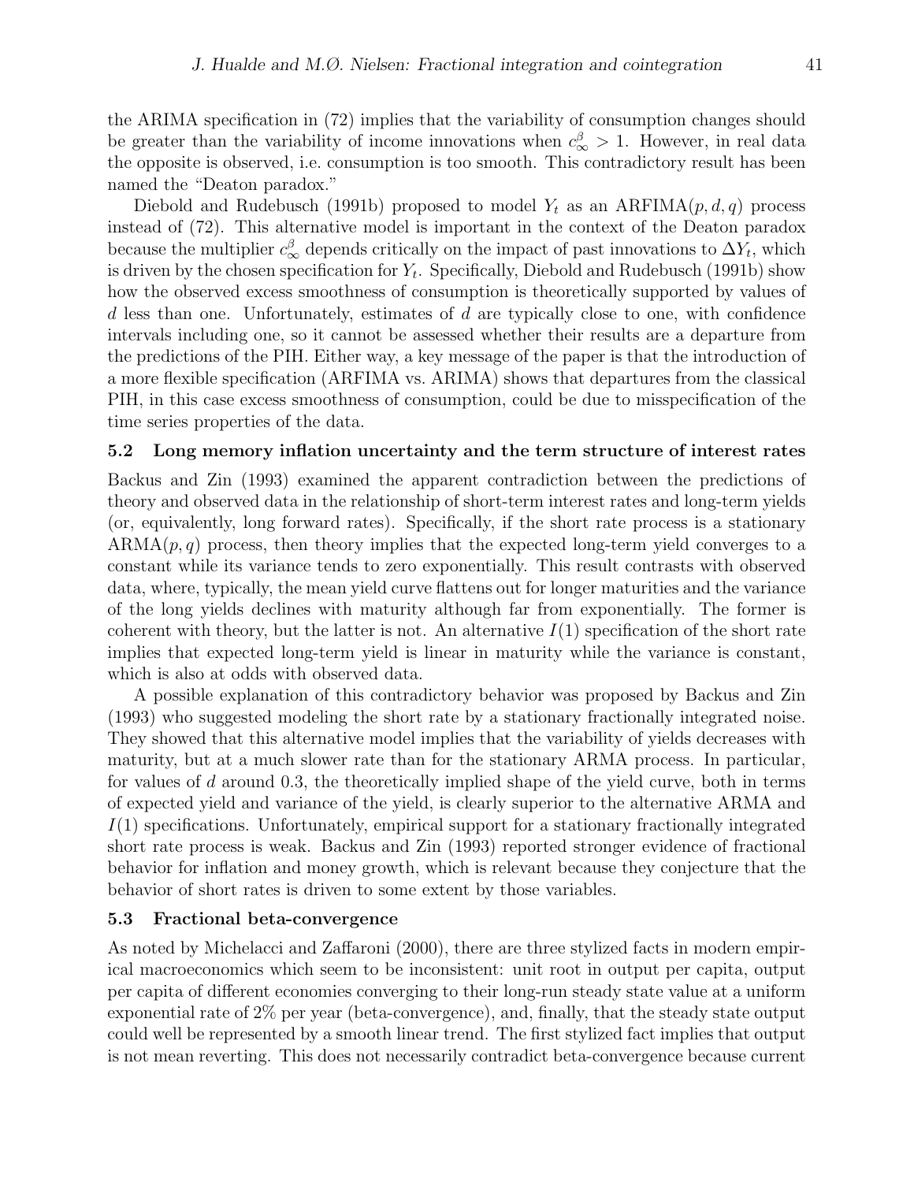the ARIMA specification in (72) implies that the variability of consumption changes should be greater than the variability of income innovations when $c^{\beta}_{\infty} > 1$. However, in real data the opposite is observed, i.e. consumption is too smooth. This contradictory result has been named the "Deaton paradox."

Diebold and Rudebusch (1991b) proposed to model $Y_t$ as an ARFIMA$(p, d, q)$ process instead of (72). This alternative model is important in the context of the Deaton paradox because the multiplier $c^{\beta}_{\infty}$ depends critically on the impact of past innovations to $\Delta Y_t$, which is driven by the chosen specification for $Y_t$. Specifically, Diebold and Rudebusch (1991b) show how the observed excess smoothness of consumption is theoretically supported by values of $d$ less than one. Unfortunately, estimates of $d$ are typically close to one, with confidence intervals including one, so it cannot be assessed whether their results are a departure from the predictions of the PIH. Either way, a key message of the paper is that the introduction of a more flexible specification (ARFIMA vs. ARIMA) shows that departures from the classical PIH, in this case excess smoothness of consumption, could be due to misspecification of the time series properties of the data.

### 5.2 Long memory inflation uncertainty and the term structure of interest rates

Backus and Zin (1993) examined the apparent contradiction between the predictions of theory and observed data in the relationship of short-term interest rates and long-term yields (or, equivalently, long forward rates). Specifically, if the short rate process is a stationary ARMA$(p, q)$ process, then theory implies that the expected long-term yield converges to a constant while its variance tends to zero exponentially. This result contrasts with observed data, where, typically, the mean yield curve flattens out for longer maturities and the variance of the long yields declines with maturity although far from exponentially. The former is coherent with theory, but the latter is not. An alternative $I(1)$ specification of the short rate implies that expected long-term yield is linear in maturity while the variance is constant, which is also at odds with observed data.

A possible explanation of this contradictory behavior was proposed by Backus and Zin (1993) who suggested modeling the short rate by a stationary fractionally integrated noise. They showed that this alternative model implies that the variability of yields decreases with maturity, but at a much slower rate than for the stationary ARMA process. In particular, for values of $d$ around 0.3, the theoretically implied shape of the yield curve, both in terms of expected yield and variance of the yield, is clearly superior to the alternative ARMA and $I(1)$ specifications. Unfortunately, empirical support for a stationary fractionally integrated short rate process is weak. Backus and Zin (1993) reported stronger evidence of fractional behavior for inflation and money growth, which is relevant because they conjecture that the behavior of short rates is driven to some extent by those variables.

### 5.3 Fractional beta-convergence

As noted by Michelacci and Zaffaroni (2000), there are three stylized facts in modern empirical macroeconomics which seem to be inconsistent: unit root in output per capita, output per capita of different economies converging to their long-run steady state value at a uniform exponential rate of 2% per year (beta-convergence), and, finally, that the steady state output could well be represented by a smooth linear trend. The first stylized fact implies that output is not mean reverting. This does not necessarily contradict beta-convergence because current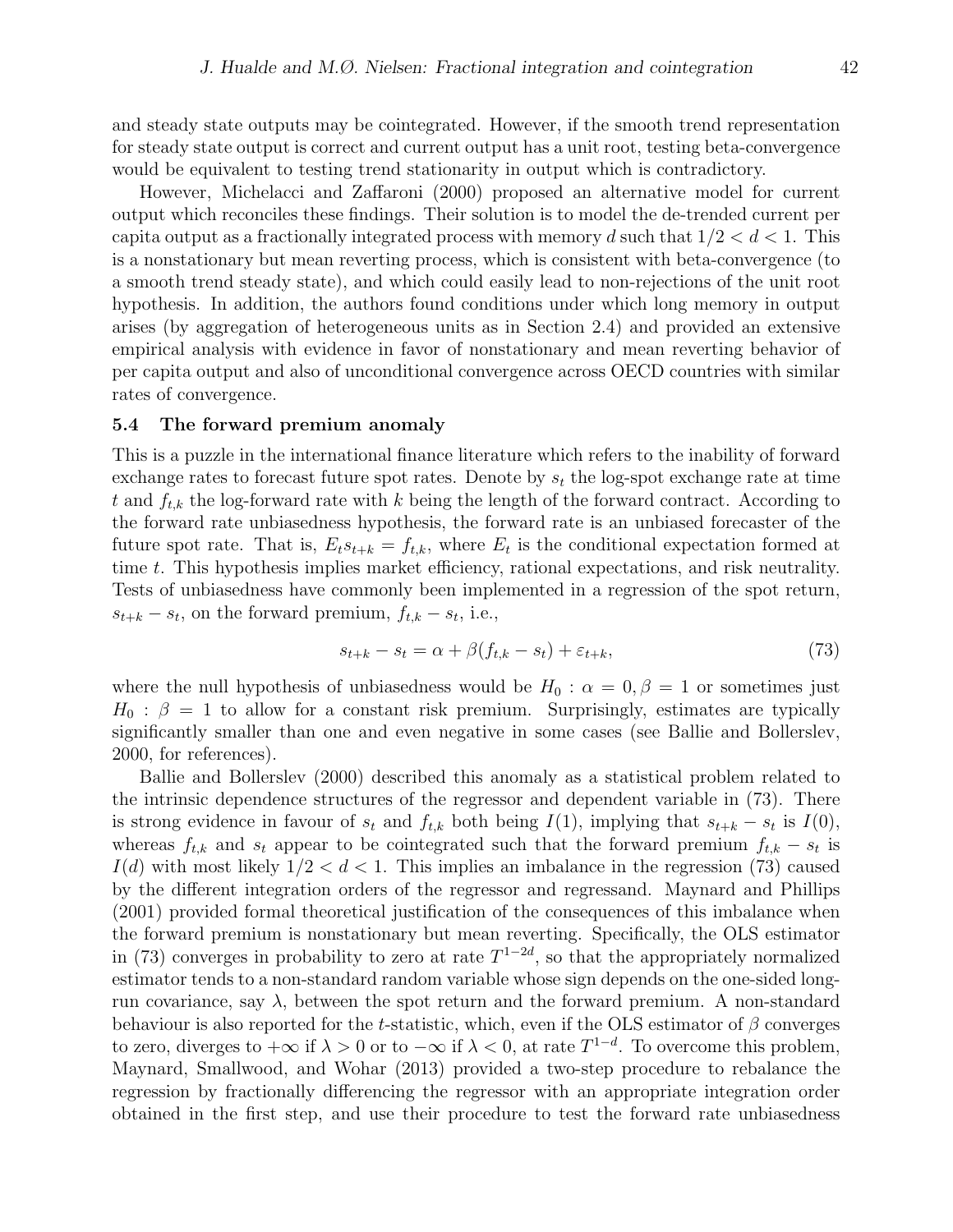and steady state outputs may be cointegrated. However, if the smooth trend representation for steady state output is correct and current output has a unit root, testing beta-convergence would be equivalent to testing trend stationarity in output which is contradictory.

However, Michelacci and Zaffaroni (2000) proposed an alternative model for current output which reconciles these findings. Their solution is to model the de-trended current per capita output as a fractionally integrated process with memory $d$ such that $1/2 < d < 1$. This is a nonstationary but mean reverting process, which is consistent with beta-convergence (to a smooth trend steady state), and which could easily lead to non-rejections of the unit root hypothesis. In addition, the authors found conditions under which long memory in output arises (by aggregation of heterogeneous units as in Section 2.4) and provided an extensive empirical analysis with evidence in favor of nonstationary and mean reverting behavior of per capita output and also of unconditional convergence across OECD countries with similar rates of convergence.

### 5.4 The forward premium anomaly

This is a puzzle in the international finance literature which refers to the inability of forward exchange rates to forecast future spot rates. Denote by $s_t$ the log-spot exchange rate at time $t$ and $f_{t,k}$ the log-forward rate with $k$ being the length of the forward contract. According to the forward rate unbiasedness hypothesis, the forward rate is an unbiased forecaster of the future spot rate. That is, $E_t s_{t+k} = f_{t,k}$, where $E_t$ is the conditional expectation formed at time $t$. This hypothesis implies market efficiency, rational expectations, and risk neutrality. Tests of unbiasedness have commonly been implemented in a regression of the spot return, $s_{t+k} - s_t$, on the forward premium, $f_{t,k} - s_t$, i.e.,

$$s_{t+k} - s_t = \alpha + \beta(f_{t,k} - s_t) + \varepsilon_{t+k}, \tag{73}$$

where the null hypothesis of unbiasedness would be $H_0 : \alpha = 0, \beta = 1$ or sometimes just $H_0 : \beta = 1$ to allow for a constant risk premium. Surprisingly, estimates are typically significantly smaller than one and even negative in some cases (see Ballie and Bollerslev, 2000, for references).

Ballie and Bollerslev (2000) described this anomaly as a statistical problem related to the intrinsic dependence structures of the regressor and dependent variable in (73). There is strong evidence in favour of $s_t$ and $f_{t,k}$ both being $I(1)$, implying that $s_{t+k} - s_t$ is $I(0)$, whereas $f_{t,k}$ and $s_t$ appear to be cointegrated such that the forward premium $f_{t,k} - s_t$ is $I(d)$ with most likely $1/2 < d < 1$. This implies an imbalance in the regression (73) caused by the different integration orders of the regressor and regressand. Maynard and Phillips (2001) provided formal theoretical justification of the consequences of this imbalance when the forward premium is nonstationary but mean reverting. Specifically, the OLS estimator in (73) converges in probability to zero at rate $T^{1-2d}$, so that the appropriately normalized estimator tends to a non-standard random variable whose sign depends on the one-sided long-run covariance, say $\lambda$, between the spot return and the forward premium. A non-standard behaviour is also reported for the $t$-statistic, which, even if the OLS estimator of $\beta$ converges to zero, diverges to $+\infty$ if $\lambda > 0$ or to $-\infty$ if $\lambda < 0$, at rate $T^{1-d}$. To overcome this problem, Maynard, Smallwood, and Wohar (2013) provided a two-step procedure to rebalance the regression by fractionally differencing the regressor with an appropriate integration order obtained in the first step, and use their procedure to test the forward rate unbiasedness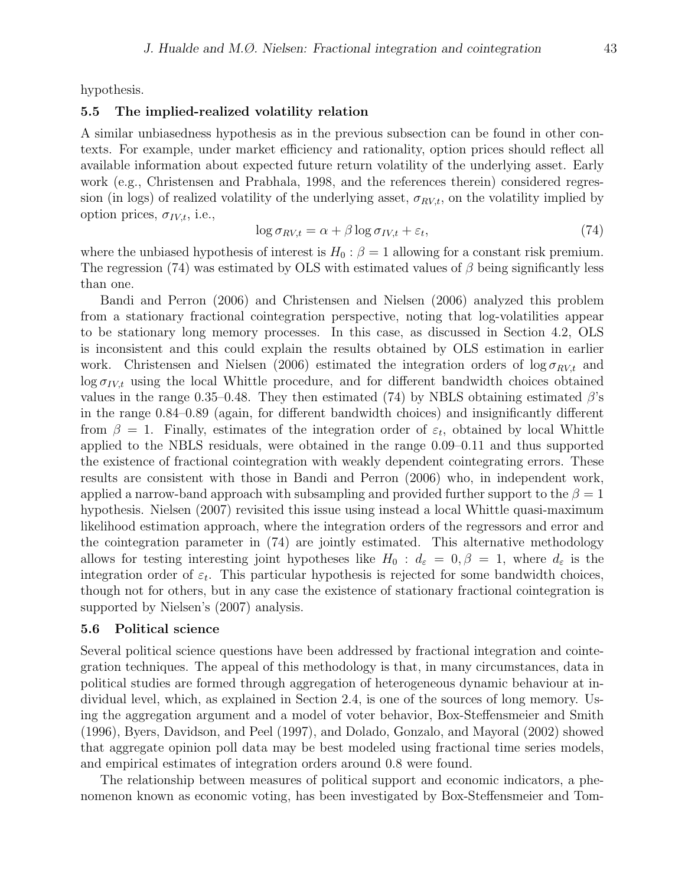hypothesis.

### 5.5 The implied-realized volatility relation

A similar unbiasedness hypothesis as in the previous subsection can be found in other contexts. For example, under market efficiency and rationality, option prices should reflect all available information about expected future return volatility of the underlying asset. Early work (e.g., Christensen and Prabhala, 1998, and the references therein) considered regression (in logs) of realized volatility of the underlying asset, $\sigma_{RV,t}$, on the volatility implied by option prices, $\sigma_{IV,t}$, i.e.,

$$\log \sigma_{RV,t} = \alpha + \beta \log \sigma_{IV,t} + \varepsilon_t, \tag{74}$$

where the unbiased hypothesis of interest is $H_0 : \beta = 1$ allowing for a constant risk premium. The regression (74) was estimated by OLS with estimated values of $\beta$ being significantly less than one.

Bandi and Perron (2006) and Christensen and Nielsen (2006) analyzed this problem from a stationary fractional cointegration perspective, noting that log-volatilities appear to be stationary long memory processes. In this case, as discussed in Section 4.2, OLS is inconsistent and this could explain the results obtained by OLS estimation in earlier work. Christensen and Nielsen (2006) estimated the integration orders of $\log \sigma_{RV,t}$ and $\log \sigma_{IV,t}$ using the local Whittle procedure, and for different bandwidth choices obtained values in the range 0.35–0.48. They then estimated (74) by NBLS obtaining estimated $\beta$'s in the range 0.84–0.89 (again, for different bandwidth choices) and insignificantly different from $\beta = 1$. Finally, estimates of the integration order of $\varepsilon_t$, obtained by local Whittle applied to the NBLS residuals, were obtained in the range 0.09–0.11 and thus supported the existence of fractional cointegration with weakly dependent cointegrating errors. These results are consistent with those in Bandi and Perron (2006) who, in independent work, applied a narrow-band approach with subsampling and provided further support to the $\beta = 1$ hypothesis. Nielsen (2007) revisited this issue using instead a local Whittle quasi-maximum likelihood estimation approach, where the integration orders of the regressors and error and the cointegration parameter in (74) are jointly estimated. This alternative methodology allows for testing interesting joint hypotheses like $H_0 : d_\varepsilon = 0, \beta = 1$, where $d_\varepsilon$ is the integration order of $\varepsilon_t$. This particular hypothesis is rejected for some bandwidth choices, though not for others, but in any case the existence of stationary fractional cointegration is supported by Nielsen's (2007) analysis.

### 5.6 Political science

Several political science questions have been addressed by fractional integration and cointegration techniques. The appeal of this methodology is that, in many circumstances, data in political studies are formed through aggregation of heterogeneous dynamic behaviour at individual level, which, as explained in Section 2.4, is one of the sources of long memory. Using the aggregation argument and a model of voter behavior, Box-Steffensmeier and Smith (1996), Byers, Davidson, and Peel (1997), and Dolado, Gonzalo, and Mayoral (2002) showed that aggregate opinion poll data may be best modeled using fractional time series models, and empirical estimates of integration orders around 0.8 were found.

The relationship between measures of political support and economic indicators, a phenomenon known as economic voting, has been investigated by Box-Steffensmeier and Tom-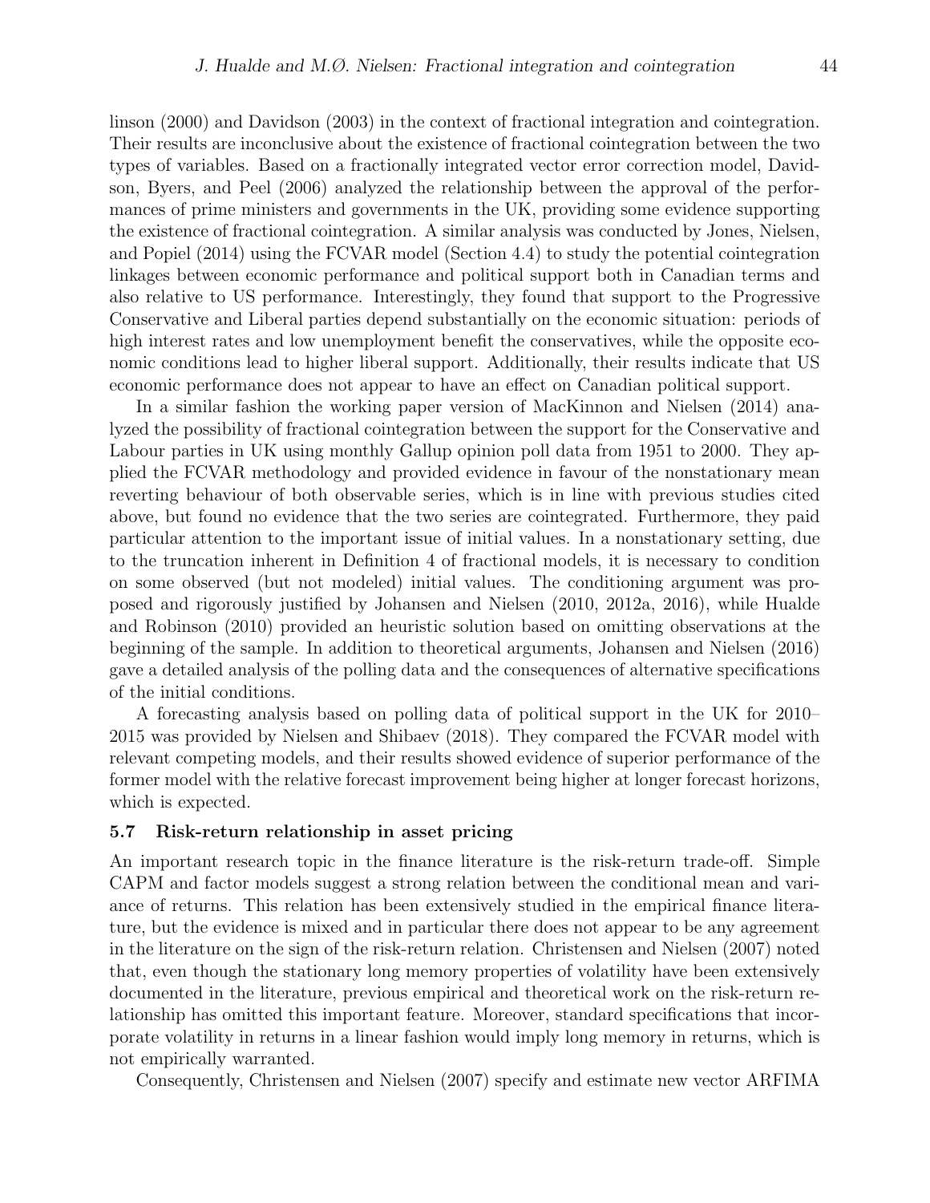linson (2000) and Davidson (2003) in the context of fractional integration and cointegration. Their results are inconclusive about the existence of fractional cointegration between the two types of variables. Based on a fractionally integrated vector error correction model, Davidson, Byers, and Peel (2006) analyzed the relationship between the approval of the performances of prime ministers and governments in the UK, providing some evidence supporting the existence of fractional cointegration. A similar analysis was conducted by Jones, Nielsen, and Popiel (2014) using the FCVAR model (Section 4.4) to study the potential cointegration linkages between economic performance and political support both in Canadian terms and also relative to US performance. Interestingly, they found that support to the Progressive Conservative and Liberal parties depend substantially on the economic situation: periods of high interest rates and low unemployment benefit the conservatives, while the opposite economic conditions lead to higher liberal support. Additionally, their results indicate that US economic performance does not appear to have an effect on Canadian political support.

In a similar fashion the working paper version of MacKinnon and Nielsen (2014) analyzed the possibility of fractional cointegration between the support for the Conservative and Labour parties in UK using monthly Gallup opinion poll data from 1951 to 2000. They applied the FCVAR methodology and provided evidence in favour of the nonstationary mean reverting behaviour of both observable series, which is in line with previous studies cited above, but found no evidence that the two series are cointegrated. Furthermore, they paid particular attention to the important issue of initial values. In a nonstationary setting, due to the truncation inherent in Definition 4 of fractional models, it is necessary to condition on some observed (but not modeled) initial values. The conditioning argument was proposed and rigorously justified by Johansen and Nielsen (2010, 2012a, 2016), while Hualde and Robinson (2010) provided an heuristic solution based on omitting observations at the beginning of the sample. In addition to theoretical arguments, Johansen and Nielsen (2016) gave a detailed analysis of the polling data and the consequences of alternative specifications of the initial conditions.

A forecasting analysis based on polling data of political support in the UK for 2010–2015 was provided by Nielsen and Shibaev (2018). They compared the FCVAR model with relevant competing models, and their results showed evidence of superior performance of the former model with the relative forecast improvement being higher at longer forecast horizons, which is expected.

### 5.7 Risk-return relationship in asset pricing

An important research topic in the finance literature is the risk-return trade-off. Simple CAPM and factor models suggest a strong relation between the conditional mean and variance of returns. This relation has been extensively studied in the empirical finance literature, but the evidence is mixed and in particular there does not appear to be any agreement in the literature on the sign of the risk-return relation. Christensen and Nielsen (2007) noted that, even though the stationary long memory properties of volatility have been extensively documented in the literature, previous empirical and theoretical work on the risk-return relationship has omitted this important feature. Moreover, standard specifications that incorporate volatility in returns in a linear fashion would imply long memory in returns, which is not empirically warranted.

Consequently, Christensen and Nielsen (2007) specify and estimate new vector ARFIMA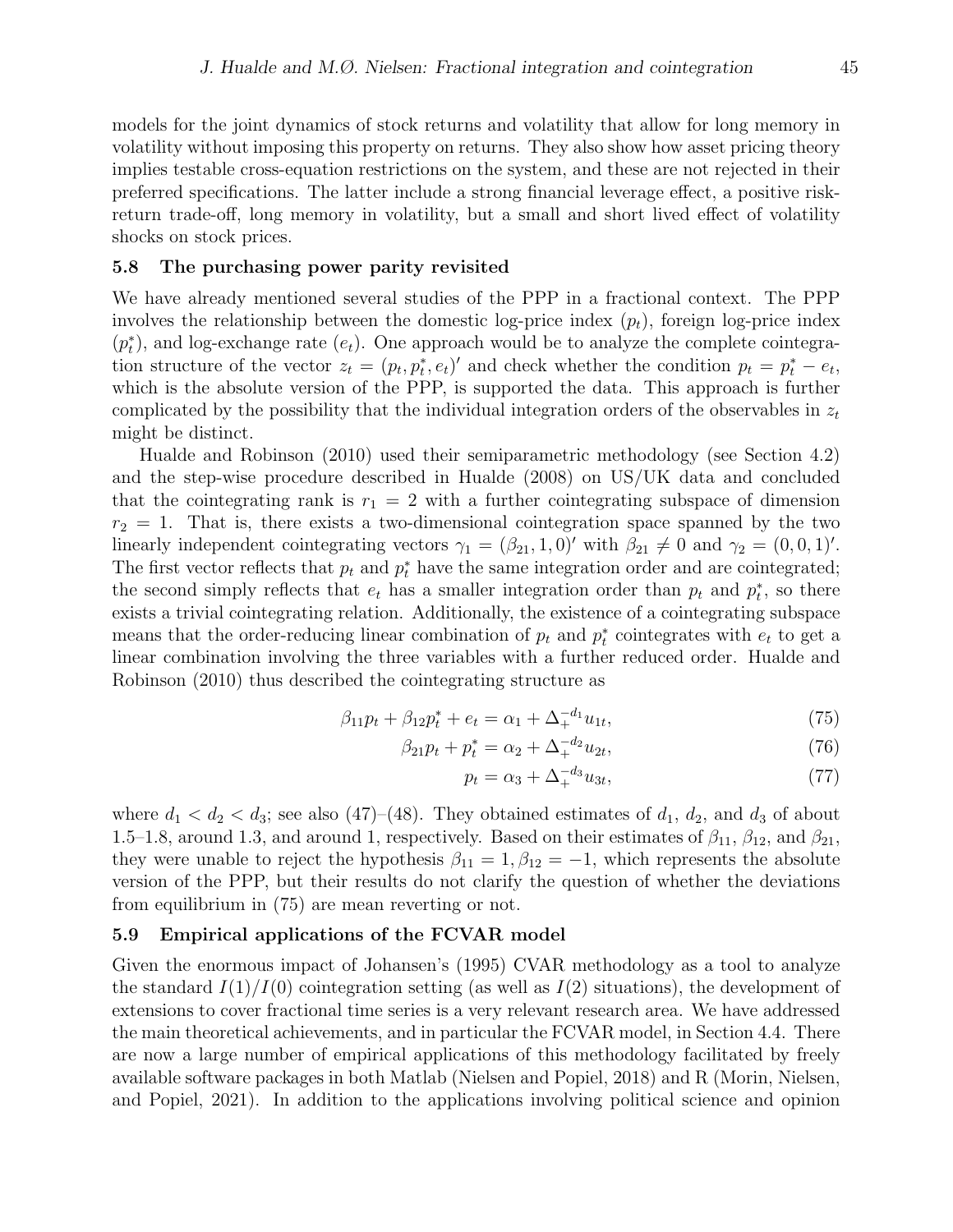models for the joint dynamics of stock returns and volatility that allow for long memory in volatility without imposing this property on returns. They also show how asset pricing theory implies testable cross-equation restrictions on the system, and these are not rejected in their preferred specifications. The latter include a strong financial leverage effect, a positive risk-return trade-off, long memory in volatility, but a small and short lived effect of volatility shocks on stock prices.

### 5.8 The purchasing power parity revisited

We have already mentioned several studies of the PPP in a fractional context. The PPP involves the relationship between the domestic log-price index ($p_t$), foreign log-price index ($p_t^*$), and log-exchange rate ($e_t$). One approach would be to analyze the complete cointegration structure of the vector $z_t = (p_t, p_t^*, e_t)'$ and check whether the condition $p_t = p_t^* - e_t$, which is the absolute version of the PPP, is supported the data. This approach is further complicated by the possibility that the individual integration orders of the observables in $z_t$ might be distinct.

Hualde and Robinson (2010) used their semiparametric methodology (see Section 4.2) and the step-wise procedure described in Hualde (2008) on US/UK data and concluded that the cointegrating rank is $r_1 = 2$ with a further cointegrating subspace of dimension $r_2 = 1$. That is, there exists a two-dimensional cointegration space spanned by the two linearly independent cointegrating vectors $\gamma_1 = (\beta_{21}, 1, 0)'$ with $\beta_{21} \neq 0$ and $\gamma_2 = (0, 0, 1)'$. The first vector reflects that $p_t$ and $p_t^*$ have the same integration order and are cointegrated; the second simply reflects that $e_t$ has a smaller integration order than $p_t$ and $p_t^*$, so there exists a trivial cointegrating relation. Additionally, the existence of a cointegrating subspace means that the order-reducing linear combination of $p_t$ and $p_t^*$ cointegrates with $e_t$ to get a linear combination involving the three variables with a further reduced order. Hualde and Robinson (2010) thus described the cointegrating structure as

$$\beta_{11} p_t + \beta_{12} p_t^* + e_t = \alpha_1 + \Delta_+^{-d_1} u_{1t}, \tag{75}$$

$$\beta_{21} p_t + p_t^* = \alpha_2 + \Delta_+^{-d_2} u_{2t}, \tag{76}$$

$$p_t = \alpha_3 + \Delta_+^{-d_3} u_{3t}, \tag{77}$$

where $d_1 < d_2 < d_3$; see also (47)–(48). They obtained estimates of $d_1$, $d_2$, and $d_3$ of about 1.5–1.8, around 1.3, and around 1, respectively. Based on their estimates of $\beta_{11}$, $\beta_{12}$, and $\beta_{21}$, they were unable to reject the hypothesis $\beta_{11} = 1, \beta_{12} = -1$, which represents the absolute version of the PPP, but their results do not clarify the question of whether the deviations from equilibrium in (75) are mean reverting or not.

### 5.9 Empirical applications of the FCVAR model

Given the enormous impact of Johansen's (1995) CVAR methodology as a tool to analyze the standard $I(1)/I(0)$ cointegration setting (as well as $I(2)$ situations), the development of extensions to cover fractional time series is a very relevant research area. We have addressed the main theoretical achievements, and in particular the FCVAR model, in Section 4.4. There are now a large number of empirical applications of this methodology facilitated by freely available software packages in both Matlab (Nielsen and Popiel, 2018) and R (Morin, Nielsen, and Popiel, 2021). In addition to the applications involving political science and opinion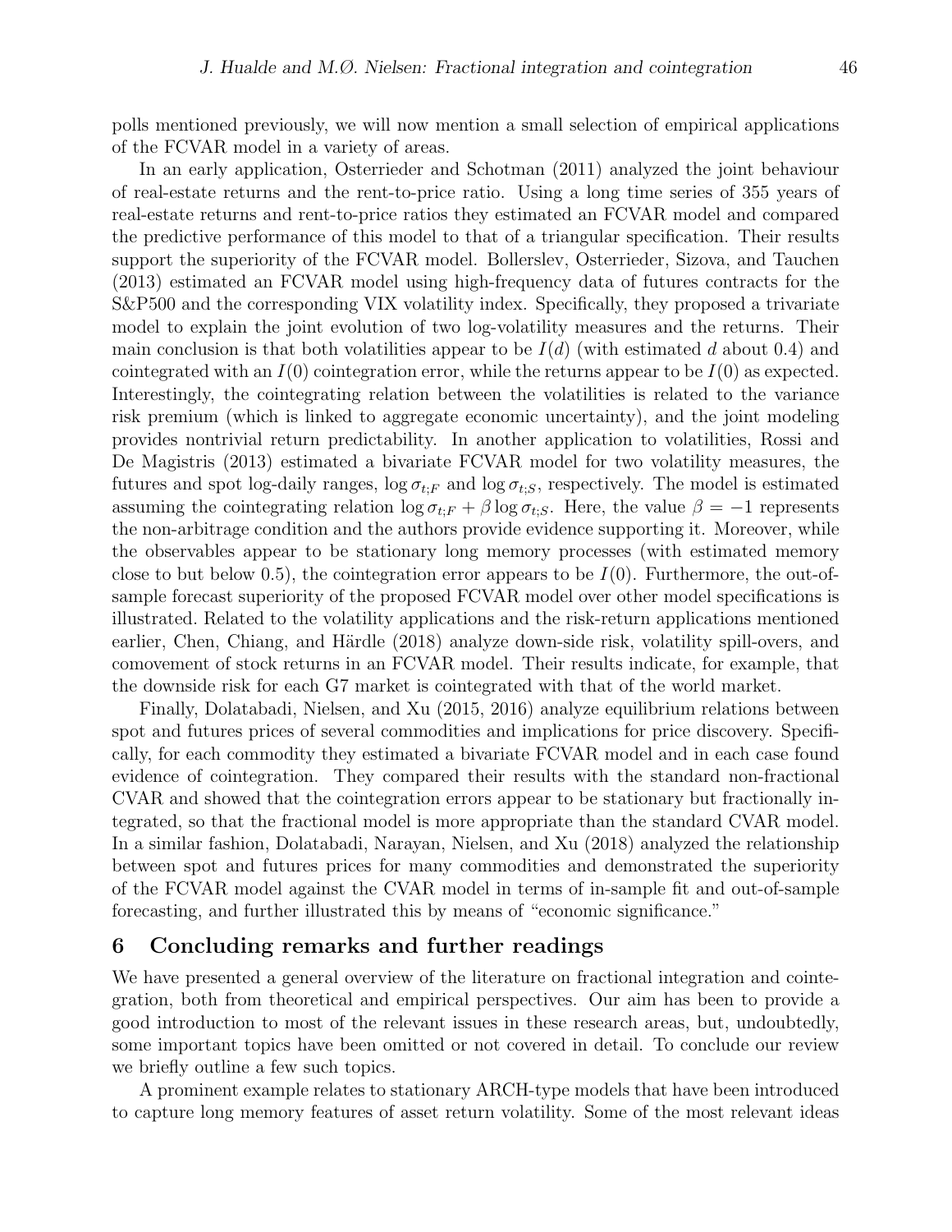polls mentioned previously, we will now mention a small selection of empirical applications of the FCVAR model in a variety of areas.

In an early application, Osterrieder and Schotman (2011) analyzed the joint behaviour of real-estate returns and the rent-to-price ratio. Using a long time series of 355 years of real-estate returns and rent-to-price ratios they estimated an FCVAR model and compared the predictive performance of this model to that of a triangular specification. Their results support the superiority of the FCVAR model. Bollerslev, Osterrieder, Sizova, and Tauchen (2013) estimated an FCVAR model using high-frequency data of futures contracts for the S&P500 and the corresponding VIX volatility index. Specifically, they proposed a trivariate model to explain the joint evolution of two log-volatility measures and the returns. Their main conclusion is that both volatilities appear to be $I(d)$ (with estimated $d$ about 0.4) and cointegrated with an $I(0)$ cointegration error, while the returns appear to be $I(0)$ as expected. Interestingly, the cointegrating relation between the volatilities is related to the variance risk premium (which is linked to aggregate economic uncertainty), and the joint modeling provides nontrivial return predictability. In another application to volatilities, Rossi and De Magistris (2013) estimated a bivariate FCVAR model for two volatility measures, the futures and spot log-daily ranges, $\log \sigma_{t;F}$ and $\log \sigma_{t;S}$, respectively. The model is estimated assuming the cointegrating relation $\log \sigma_{t;F} + \beta \log \sigma_{t;S}$. Here, the value $\beta = -1$ represents the non-arbitrage condition and the authors provide evidence supporting it. Moreover, while the observables appear to be stationary long memory processes (with estimated memory close to but below 0.5), the cointegration error appears to be $I(0)$. Furthermore, the out-of-sample forecast superiority of the proposed FCVAR model over other model specifications is illustrated. Related to the volatility applications and the risk-return applications mentioned earlier, Chen, Chiang, and Härdle (2018) analyze down-side risk, volatility spill-overs, and comovement of stock returns in an FCVAR model. Their results indicate, for example, that the downside risk for each G7 market is cointegrated with that of the world market.

Finally, Dolatabadi, Nielsen, and Xu (2015, 2016) analyze equilibrium relations between spot and futures prices of several commodities and implications for price discovery. Specifically, for each commodity they estimated a bivariate FCVAR model and in each case found evidence of cointegration. They compared their results with the standard non-fractional CVAR and showed that the cointegration errors appear to be stationary but fractionally integrated, so that the fractional model is more appropriate than the standard CVAR model. In a similar fashion, Dolatabadi, Narayan, Nielsen, and Xu (2018) analyzed the relationship between spot and futures prices for many commodities and demonstrated the superiority of the FCVAR model against the CVAR model in terms of in-sample fit and out-of-sample forecasting, and further illustrated this by means of "economic significance."

## 6 Concluding remarks and further readings

We have presented a general overview of the literature on fractional integration and cointegration, both from theoretical and empirical perspectives. Our aim has been to provide a good introduction to most of the relevant issues in these research areas, but, undoubtedly, some important topics have been omitted or not covered in detail. To conclude our review we briefly outline a few such topics.

A prominent example relates to stationary ARCH-type models that have been introduced to capture long memory features of asset return volatility. Some of the most relevant ideas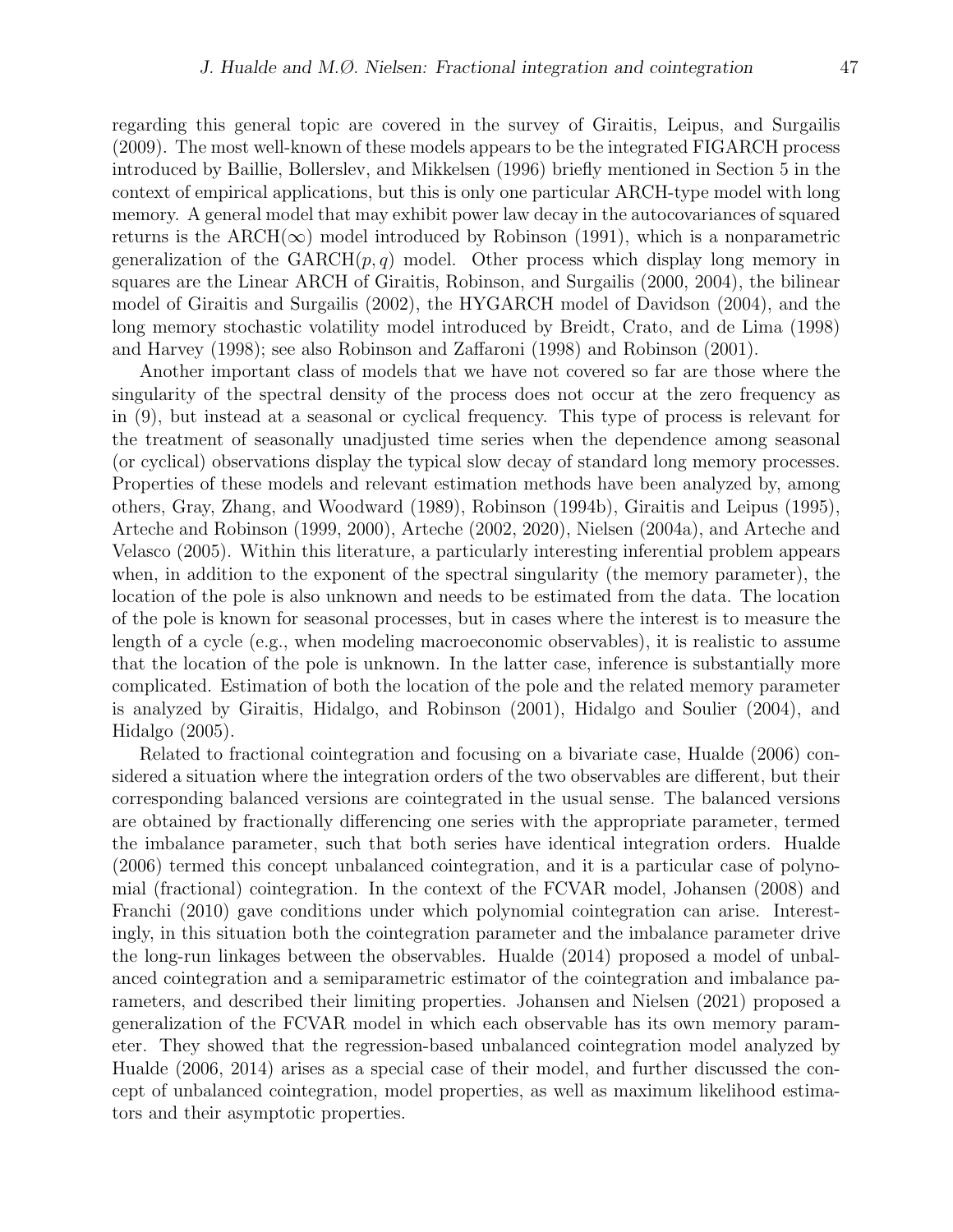regarding this general topic are covered in the survey of Giraitis, Leipus, and Surgailis (2009). The most well-known of these models appears to be the integrated FIGARCH process introduced by Baillie, Bollerslev, and Mikkelsen (1996) briefly mentioned in Section 5 in the context of empirical applications, but this is only one particular ARCH-type model with long memory. A general model that may exhibit power law decay in the autocovariances of squared returns is the ARCH($\infty$) model introduced by Robinson (1991), which is a nonparametric generalization of the GARCH($p, q$) model. Other process which display long memory in squares are the Linear ARCH of Giraitis, Robinson, and Surgailis (2000, 2004), the bilinear model of Giraitis and Surgailis (2002), the HYGARCH model of Davidson (2004), and the long memory stochastic volatility model introduced by Breidt, Crato, and de Lima (1998) and Harvey (1998); see also Robinson and Zaffaroni (1998) and Robinson (2001).

Another important class of models that we have not covered so far are those where the singularity of the spectral density of the process does not occur at the zero frequency as in (9), but instead at a seasonal or cyclical frequency. This type of process is relevant for the treatment of seasonally unadjusted time series when the dependence among seasonal (or cyclical) observations display the typical slow decay of standard long memory processes. Properties of these models and relevant estimation methods have been analyzed by, among others, Gray, Zhang, and Woodward (1989), Robinson (1994b), Giraitis and Leipus (1995), Arteche and Robinson (1999, 2000), Arteche (2002, 2020), Nielsen (2004a), and Arteche and Velasco (2005). Within this literature, a particularly interesting inferential problem appears when, in addition to the exponent of the spectral singularity (the memory parameter), the location of the pole is also unknown and needs to be estimated from the data. The location of the pole is known for seasonal processes, but in cases where the interest is to measure the length of a cycle (e.g., when modeling macroeconomic observables), it is realistic to assume that the location of the pole is unknown. In the latter case, inference is substantially more complicated. Estimation of both the location of the pole and the related memory parameter is analyzed by Giraitis, Hidalgo, and Robinson (2001), Hidalgo and Soulier (2004), and Hidalgo (2005).

Related to fractional cointegration and focusing on a bivariate case, Hualde (2006) considered a situation where the integration orders of the two observables are different, but their corresponding balanced versions are cointegrated in the usual sense. The balanced versions are obtained by fractionally differencing one series with the appropriate parameter, termed the imbalance parameter, such that both series have identical integration orders. Hualde (2006) termed this concept unbalanced cointegration, and it is a particular case of polynomial (fractional) cointegration. In the context of the FCVAR model, Johansen (2008) and Franchi (2010) gave conditions under which polynomial cointegration can arise. Interestingly, in this situation both the cointegration parameter and the imbalance parameter drive the long-run linkages between the observables. Hualde (2014) proposed a model of unbalanced cointegration and a semiparametric estimator of the cointegration and imbalance parameters, and described their limiting properties. Johansen and Nielsen (2021) proposed a generalization of the FCVAR model in which each observable has its own memory parameter. They showed that the regression-based unbalanced cointegration model analyzed by Hualde (2006, 2014) arises as a special case of their model, and further discussed the concept of unbalanced cointegration, model properties, as well as maximum likelihood estimators and their asymptotic properties.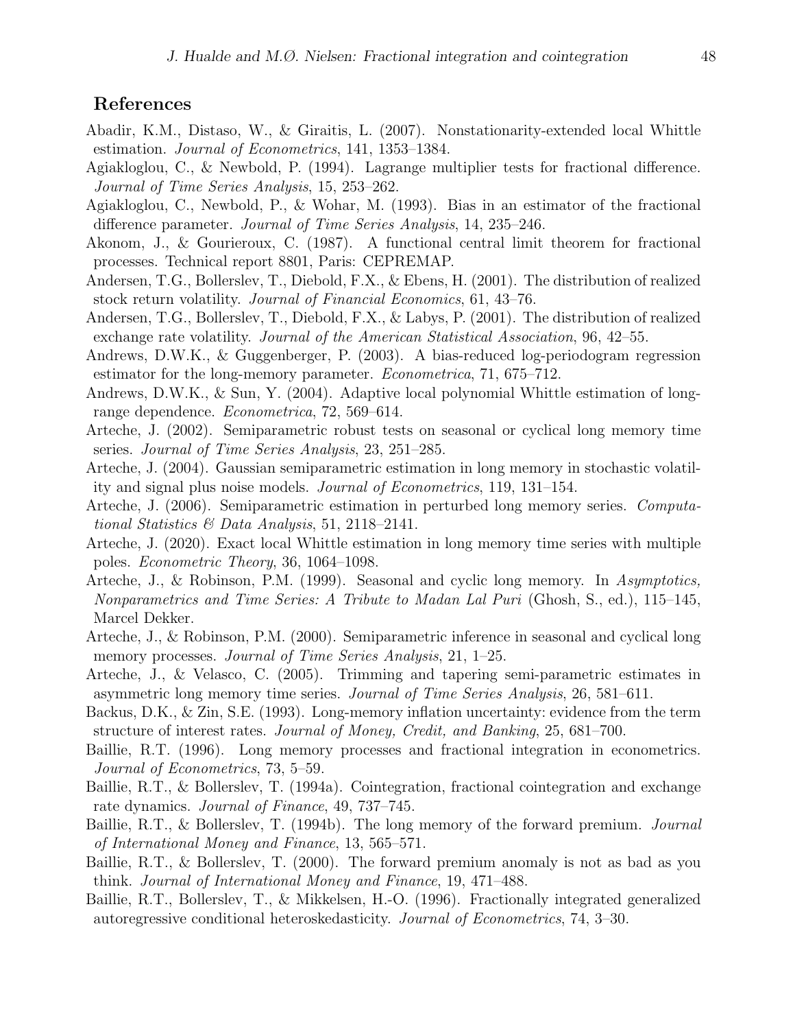## References

Abadir, K.M., Distaso, W., & Giraitis, L. (2007). Nonstationarity-extended local Whittle estimation. *Journal of Econometrics*, 141, 1353–1384.

Agiakloglou, C., & Newbold, P. (1994). Lagrange multiplier tests for fractional difference. *Journal of Time Series Analysis*, 15, 253–262.

Agiakloglou, C., Newbold, P., & Wohar, M. (1993). Bias in an estimator of the fractional difference parameter. *Journal of Time Series Analysis*, 14, 235–246.

Akonom, J., & Gourieroux, C. (1987). A functional central limit theorem for fractional processes. Technical report 8801, Paris: CEPREMAP.

Andersen, T.G., Bollerslev, T., Diebold, F.X., & Ebens, H. (2001). The distribution of realized stock return volatility. *Journal of Financial Economics*, 61, 43–76.

Andersen, T.G., Bollerslev, T., Diebold, F.X., & Labys, P. (2001). The distribution of realized exchange rate volatility. *Journal of the American Statistical Association*, 96, 42–55.

Andrews, D.W.K., & Guggenberger, P. (2003). A bias-reduced log-periodogram regression estimator for the long-memory parameter. *Econometrica*, 71, 675–712.

Andrews, D.W.K., & Sun, Y. (2004). Adaptive local polynomial Whittle estimation of long-range dependence. *Econometrica*, 72, 569–614.

Arteche, J. (2002). Semiparametric robust tests on seasonal or cyclical long memory time series. *Journal of Time Series Analysis*, 23, 251–285.

Arteche, J. (2004). Gaussian semiparametric estimation in long memory in stochastic volatility and signal plus noise models. *Journal of Econometrics*, 119, 131–154.

Arteche, J. (2006). Semiparametric estimation in perturbed long memory series. *Computational Statistics & Data Analysis*, 51, 2118–2141.

Arteche, J. (2020). Exact local Whittle estimation in long memory time series with multiple poles. *Econometric Theory*, 36, 1064–1098.

Arteche, J., & Robinson, P.M. (1999). Seasonal and cyclic long memory. In *Asymptotics, Nonparametrics and Time Series: A Tribute to Madan Lal Puri* (Ghosh, S., ed.), 115–145, Marcel Dekker.

Arteche, J., & Robinson, P.M. (2000). Semiparametric inference in seasonal and cyclical long memory processes. *Journal of Time Series Analysis*, 21, 1–25.

Arteche, J., & Velasco, C. (2005). Trimming and tapering semi-parametric estimates in asymmetric long memory time series. *Journal of Time Series Analysis*, 26, 581–611.

Backus, D.K., & Zin, S.E. (1993). Long-memory inflation uncertainty: evidence from the term structure of interest rates. *Journal of Money, Credit, and Banking*, 25, 681–700.

Baillie, R.T. (1996). Long memory processes and fractional integration in econometrics. *Journal of Econometrics*, 73, 5–59.

Baillie, R.T., & Bollerslev, T. (1994a). Cointegration, fractional cointegration and exchange rate dynamics. *Journal of Finance*, 49, 737–745.

Baillie, R.T., & Bollerslev, T. (1994b). The long memory of the forward premium. *Journal of International Money and Finance*, 13, 565–571.

Baillie, R.T., & Bollerslev, T. (2000). The forward premium anomaly is not as bad as you think. *Journal of International Money and Finance*, 19, 471–488.

Baillie, R.T., Bollerslev, T., & Mikkelsen, H.-O. (1996). Fractionally integrated generalized autoregressive conditional heteroskedasticity. *Journal of Econometrics*, 74, 3–30.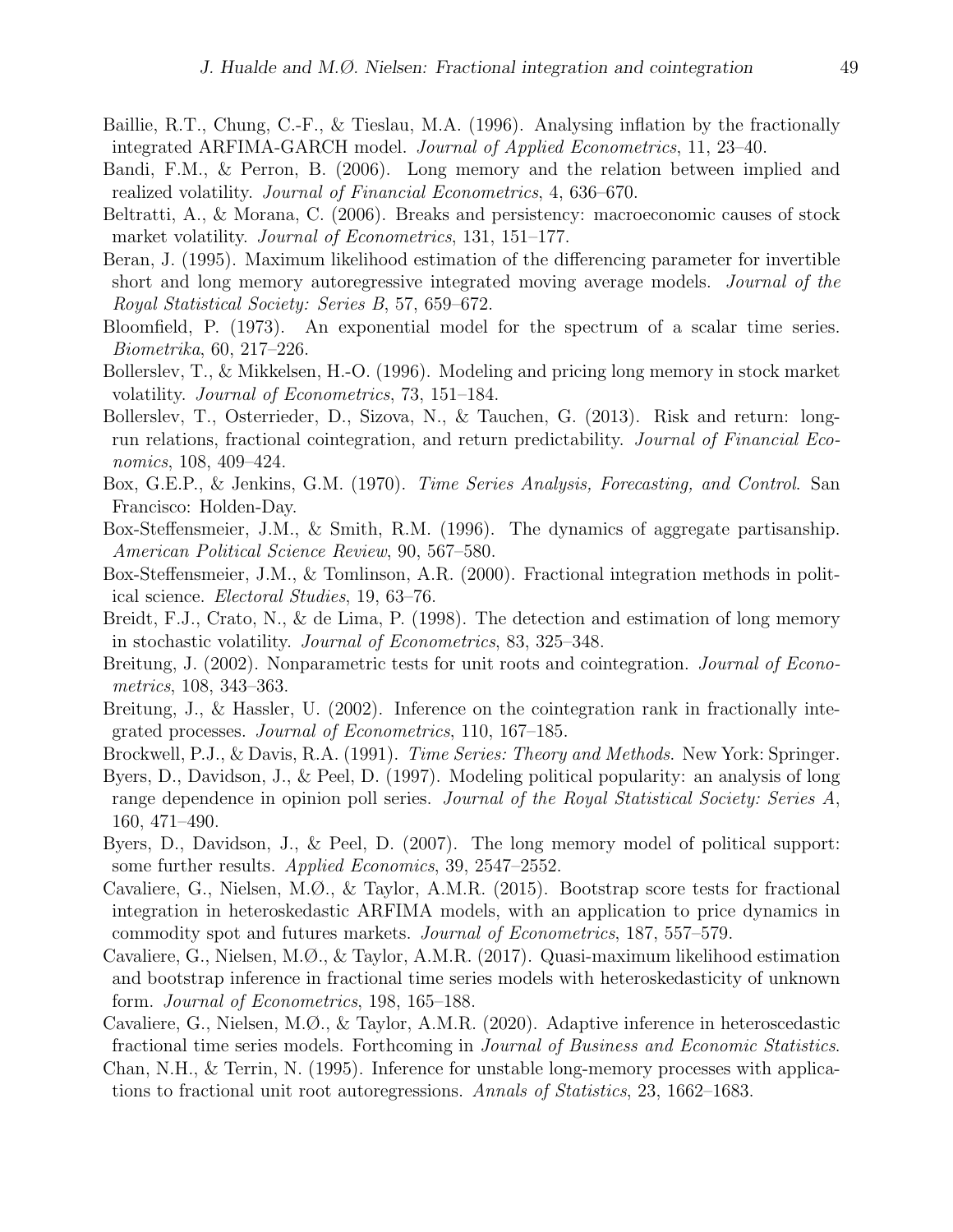Baillie, R.T., Chung, C.-F., & Tieslau, M.A. (1996). Analysing inflation by the fractionally integrated ARFIMA-GARCH model. *Journal of Applied Econometrics*, 11, 23–40.

Bandi, F.M., & Perron, B. (2006). Long memory and the relation between implied and realized volatility. *Journal of Financial Econometrics*, 4, 636–670.

Beltratti, A., & Morana, C. (2006). Breaks and persistency: macroeconomic causes of stock market volatility. *Journal of Econometrics*, 131, 151–177.

Beran, J. (1995). Maximum likelihood estimation of the differencing parameter for invertible short and long memory autoregressive integrated moving average models. *Journal of the Royal Statistical Society: Series B*, 57, 659–672.

Bloomfield, P. (1973). An exponential model for the spectrum of a scalar time series. *Biometrika*, 60, 217–226.

Bollerslev, T., & Mikkelsen, H.-O. (1996). Modeling and pricing long memory in stock market volatility. *Journal of Econometrics*, 73, 151–184.

Bollerslev, T., Osterrieder, D., Sizova, N., & Tauchen, G. (2013). Risk and return: long-run relations, fractional cointegration, and return predictability. *Journal of Financial Economics*, 108, 409–424.

Box, G.E.P., & Jenkins, G.M. (1970). *Time Series Analysis, Forecasting, and Control*. San Francisco: Holden-Day.

Box-Steffensmeier, J.M., & Smith, R.M. (1996). The dynamics of aggregate partisanship. *American Political Science Review*, 90, 567–580.

Box-Steffensmeier, J.M., & Tomlinson, A.R. (2000). Fractional integration methods in political science. *Electoral Studies*, 19, 63–76.

Breidt, F.J., Crato, N., & de Lima, P. (1998). The detection and estimation of long memory in stochastic volatility. *Journal of Econometrics*, 83, 325–348.

Breitung, J. (2002). Nonparametric tests for unit roots and cointegration. *Journal of Econometrics*, 108, 343–363.

Breitung, J., & Hassler, U. (2002). Inference on the cointegration rank in fractionally integrated processes. *Journal of Econometrics*, 110, 167–185.

Brockwell, P.J., & Davis, R.A. (1991). *Time Series: Theory and Methods*. New York: Springer.

Byers, D., Davidson, J., & Peel, D. (1997). Modeling political popularity: an analysis of long range dependence in opinion poll series. *Journal of the Royal Statistical Society: Series A*, 160, 471–490.

Byers, D., Davidson, J., & Peel, D. (2007). The long memory model of political support: some further results. *Applied Economics*, 39, 2547–2552.

Cavaliere, G., Nielsen, M.Ø., & Taylor, A.M.R. (2015). Bootstrap score tests for fractional integration in heteroskedastic ARFIMA models, with an application to price dynamics in commodity spot and futures markets. *Journal of Econometrics*, 187, 557–579.

Cavaliere, G., Nielsen, M.Ø., & Taylor, A.M.R. (2017). Quasi-maximum likelihood estimation and bootstrap inference in fractional time series models with heteroskedasticity of unknown form. *Journal of Econometrics*, 198, 165–188.

Cavaliere, G., Nielsen, M.Ø., & Taylor, A.M.R. (2020). Adaptive inference in heteroscedastic fractional time series models. Forthcoming in *Journal of Business and Economic Statistics*.

Chan, N.H., & Terrin, N. (1995). Inference for unstable long-memory processes with applications to fractional unit root autoregressions. *Annals of Statistics*, 23, 1662–1683.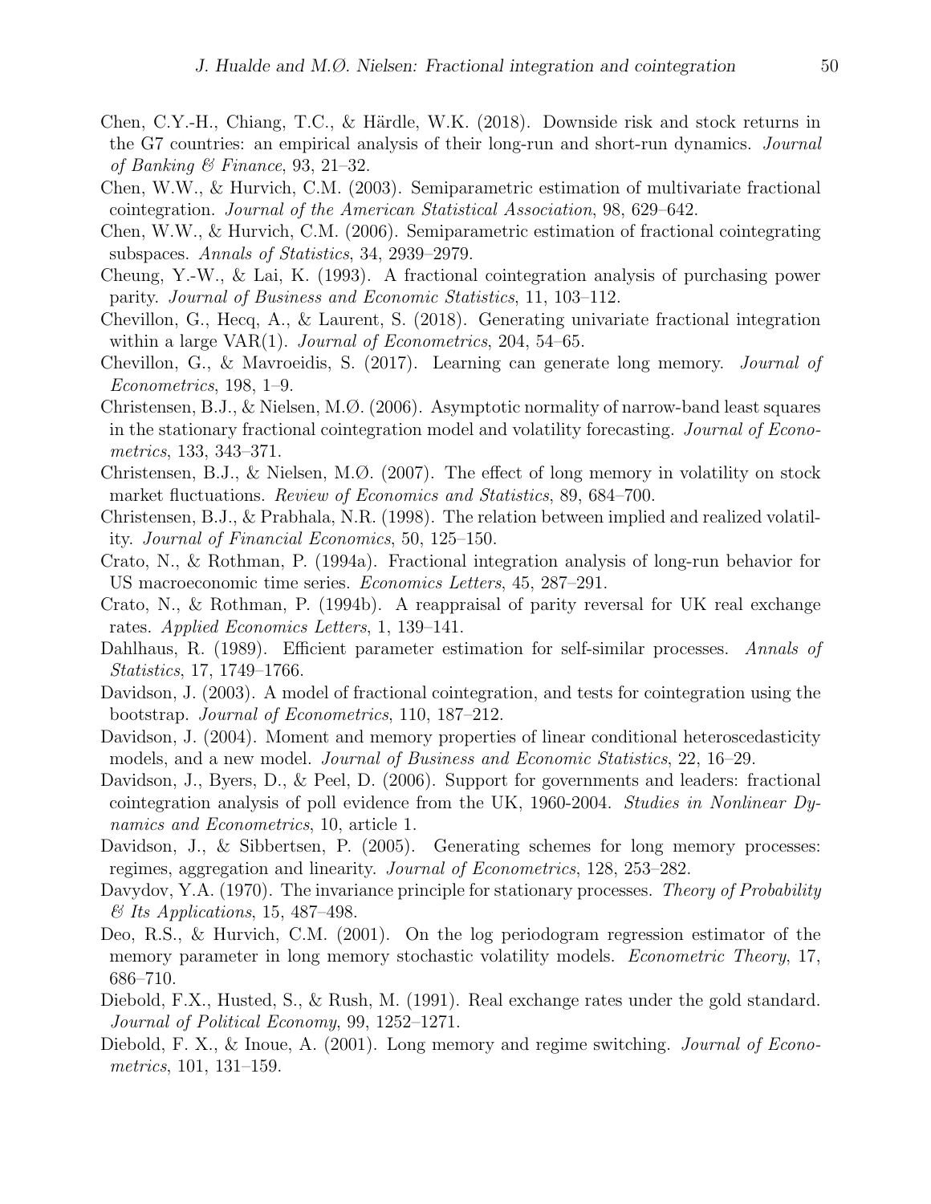Chen, C.Y.-H., Chiang, T.C., & Härdle, W.K. (2018). Downside risk and stock returns in the G7 countries: an empirical analysis of their long-run and short-run dynamics. *Journal of Banking & Finance*, 93, 21–32.

Chen, W.W., & Hurvich, C.M. (2003). Semiparametric estimation of multivariate fractional cointegration. *Journal of the American Statistical Association*, 98, 629–642.

Chen, W.W., & Hurvich, C.M. (2006). Semiparametric estimation of fractional cointegrating subspaces. *Annals of Statistics*, 34, 2939–2979.

Cheung, Y.-W., & Lai, K. (1993). A fractional cointegration analysis of purchasing power parity. *Journal of Business and Economic Statistics*, 11, 103–112.

Chevillon, G., Hecq, A., & Laurent, S. (2018). Generating univariate fractional integration within a large VAR(1). *Journal of Econometrics*, 204, 54–65.

Chevillon, G., & Mavroeidis, S. (2017). Learning can generate long memory. *Journal of Econometrics*, 198, 1–9.

Christensen, B.J., & Nielsen, M.Ø. (2006). Asymptotic normality of narrow-band least squares in the stationary fractional cointegration model and volatility forecasting. *Journal of Econometrics*, 133, 343–371.

Christensen, B.J., & Nielsen, M.Ø. (2007). The effect of long memory in volatility on stock market fluctuations. *Review of Economics and Statistics*, 89, 684–700.

Christensen, B.J., & Prabhala, N.R. (1998). The relation between implied and realized volatility. *Journal of Financial Economics*, 50, 125–150.

Crato, N., & Rothman, P. (1994a). Fractional integration analysis of long-run behavior for US macroeconomic time series. *Economics Letters*, 45, 287–291.

Crato, N., & Rothman, P. (1994b). A reappraisal of parity reversal for UK real exchange rates. *Applied Economics Letters*, 1, 139–141.

Dahlhaus, R. (1989). Efficient parameter estimation for self-similar processes. *Annals of Statistics*, 17, 1749–1766.

Davidson, J. (2003). A model of fractional cointegration, and tests for cointegration using the bootstrap. *Journal of Econometrics*, 110, 187–212.

Davidson, J. (2004). Moment and memory properties of linear conditional heteroscedasticity models, and a new model. *Journal of Business and Economic Statistics*, 22, 16–29.

Davidson, J., Byers, D., & Peel, D. (2006). Support for governments and leaders: fractional cointegration analysis of poll evidence from the UK, 1960-2004. *Studies in Nonlinear Dynamics and Econometrics*, 10, article 1.

Davidson, J., & Sibbertsen, P. (2005). Generating schemes for long memory processes: regimes, aggregation and linearity. *Journal of Econometrics*, 128, 253–282.

Davydov, Y.A. (1970). The invariance principle for stationary processes. *Theory of Probability & Its Applications*, 15, 487–498.

Deo, R.S., & Hurvich, C.M. (2001). On the log periodogram regression estimator of the memory parameter in long memory stochastic volatility models. *Econometric Theory*, 17, 686–710.

Diebold, F.X., Husted, S., & Rush, M. (1991). Real exchange rates under the gold standard. *Journal of Political Economy*, 99, 1252–1271.

Diebold, F. X., & Inoue, A. (2001). Long memory and regime switching. *Journal of Econometrics*, 101, 131–159.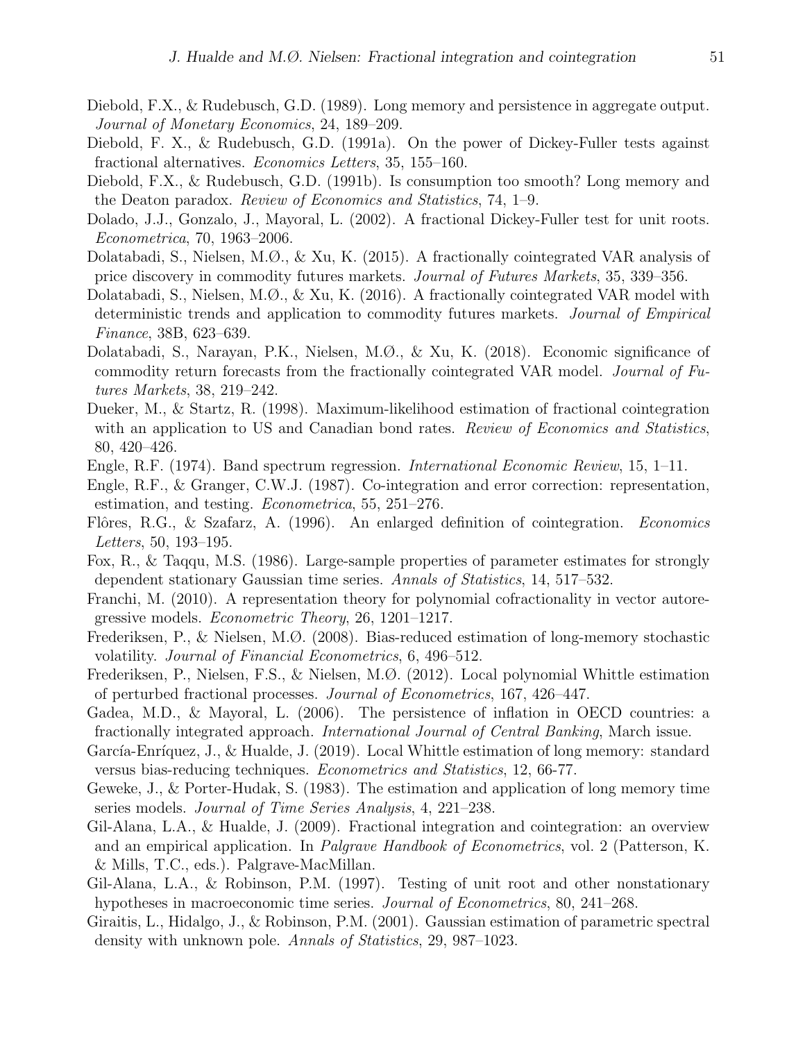Diebold, F.X., & Rudebusch, G.D. (1989). Long memory and persistence in aggregate output. *Journal of Monetary Economics*, 24, 189–209.

Diebold, F. X., & Rudebusch, G.D. (1991a). On the power of Dickey-Fuller tests against fractional alternatives. *Economics Letters*, 35, 155–160.

Diebold, F.X., & Rudebusch, G.D. (1991b). Is consumption too smooth? Long memory and the Deaton paradox. *Review of Economics and Statistics*, 74, 1–9.

Dolado, J.J., Gonzalo, J., Mayoral, L. (2002). A fractional Dickey-Fuller test for unit roots. *Econometrica*, 70, 1963–2006.

Dolatabadi, S., Nielsen, M.Ø., & Xu, K. (2015). A fractionally cointegrated VAR analysis of price discovery in commodity futures markets. *Journal of Futures Markets*, 35, 339–356.

Dolatabadi, S., Nielsen, M.Ø., & Xu, K. (2016). A fractionally cointegrated VAR model with deterministic trends and application to commodity futures markets. *Journal of Empirical Finance*, 38B, 623–639.

Dolatabadi, S., Narayan, P.K., Nielsen, M.Ø., & Xu, K. (2018). Economic significance of commodity return forecasts from the fractionally cointegrated VAR model. *Journal of Futures Markets*, 38, 219–242.

Dueker, M., & Startz, R. (1998). Maximum-likelihood estimation of fractional cointegration with an application to US and Canadian bond rates. *Review of Economics and Statistics*, 80, 420–426.

Engle, R.F. (1974). Band spectrum regression. *International Economic Review*, 15, 1–11.

Engle, R.F., & Granger, C.W.J. (1987). Co-integration and error correction: representation, estimation, and testing. *Econometrica*, 55, 251–276.

Flôres, R.G., & Szafarz, A. (1996). An enlarged definition of cointegration. *Economics Letters*, 50, 193–195.

Fox, R., & Taqqu, M.S. (1986). Large-sample properties of parameter estimates for strongly dependent stationary Gaussian time series. *Annals of Statistics*, 14, 517–532.

Franchi, M. (2010). A representation theory for polynomial cofractionality in vector autoregressive models. *Econometric Theory*, 26, 1201–1217.

Frederiksen, P., & Nielsen, M.Ø. (2008). Bias-reduced estimation of long-memory stochastic volatility. *Journal of Financial Econometrics*, 6, 496–512.

Frederiksen, P., Nielsen, F.S., & Nielsen, M.Ø. (2012). Local polynomial Whittle estimation of perturbed fractional processes. *Journal of Econometrics*, 167, 426–447.

Gadea, M.D., & Mayoral, L. (2006). The persistence of inflation in OECD countries: a fractionally integrated approach. *International Journal of Central Banking*, March issue.

García-Enríquez, J., & Hualde, J. (2019). Local Whittle estimation of long memory: standard versus bias-reducing techniques. *Econometrics and Statistics*, 12, 66-77.

Geweke, J., & Porter-Hudak, S. (1983). The estimation and application of long memory time series models. *Journal of Time Series Analysis*, 4, 221–238.

Gil-Alana, L.A., & Hualde, J. (2009). Fractional integration and cointegration: an overview and an empirical application. In *Palgrave Handbook of Econometrics*, vol. 2 (Patterson, K. & Mills, T.C., eds.). Palgrave-MacMillan.

Gil-Alana, L.A., & Robinson, P.M. (1997). Testing of unit root and other nonstationary hypotheses in macroeconomic time series. *Journal of Econometrics*, 80, 241–268.

Giraitis, L., Hidalgo, J., & Robinson, P.M. (2001). Gaussian estimation of parametric spectral density with unknown pole. *Annals of Statistics*, 29, 987–1023.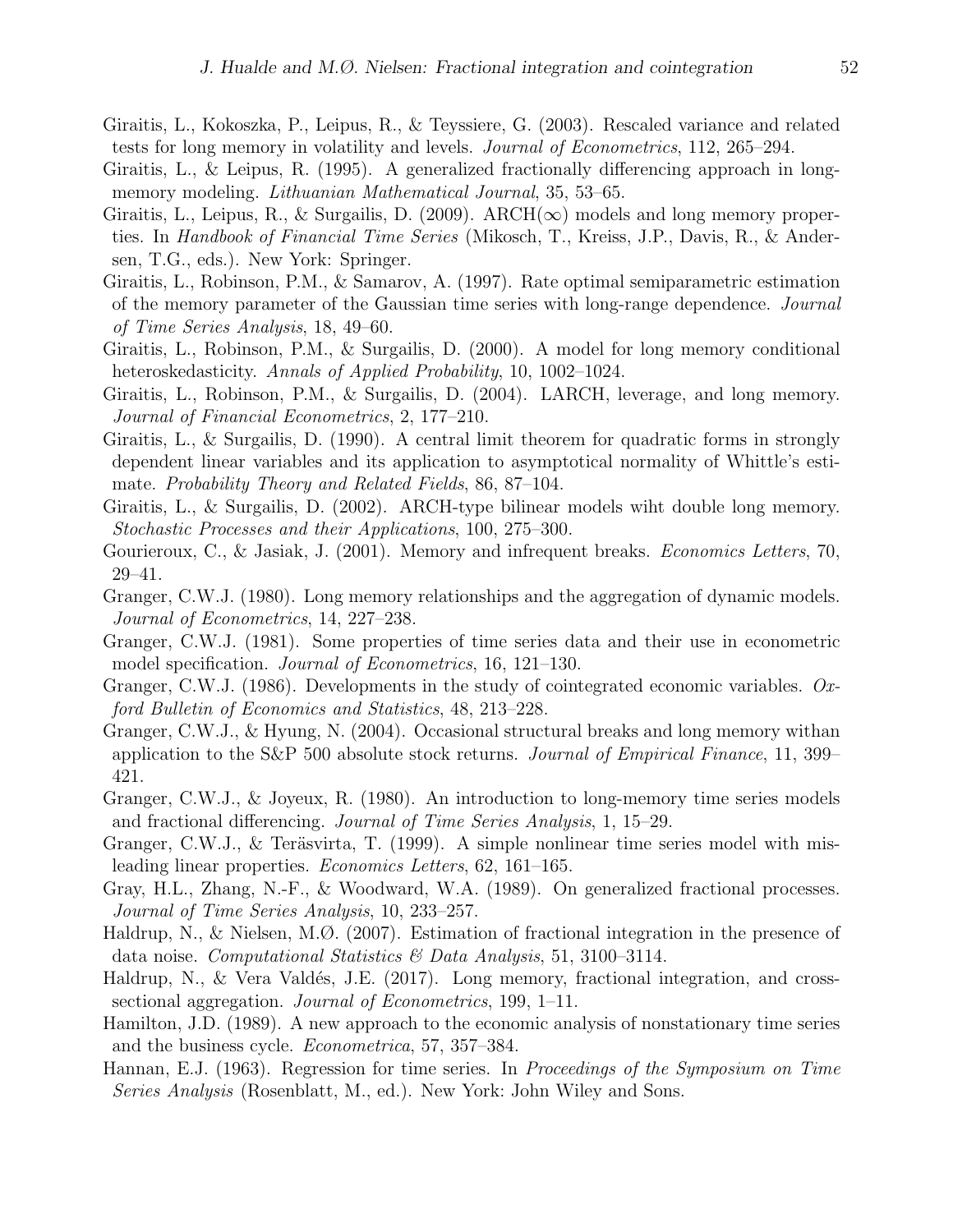Giraitis, L., Kokoszka, P., Leipus, R., & Teyssiere, G. (2003). Rescaled variance and related tests for long memory in volatility and levels. *Journal of Econometrics*, 112, 265–294.

Giraitis, L., & Leipus, R. (1995). A generalized fractionally differencing approach in long-memory modeling. *Lithuanian Mathematical Journal*, 35, 53–65.

Giraitis, L., Leipus, R., & Surgailis, D. (2009). ARCH($\infty$) models and long memory properties. In *Handbook of Financial Time Series* (Mikosch, T., Kreiss, J.P., Davis, R., & Andersen, T.G., eds.). New York: Springer.

Giraitis, L., Robinson, P.M., & Samarov, A. (1997). Rate optimal semiparametric estimation of the memory parameter of the Gaussian time series with long-range dependence. *Journal of Time Series Analysis*, 18, 49–60.

Giraitis, L., Robinson, P.M., & Surgailis, D. (2000). A model for long memory conditional heteroskedasticity. *Annals of Applied Probability*, 10, 1002–1024.

Giraitis, L., Robinson, P.M., & Surgailis, D. (2004). LARCH, leverage, and long memory. *Journal of Financial Econometrics*, 2, 177–210.

Giraitis, L., & Surgailis, D. (1990). A central limit theorem for quadratic forms in strongly dependent linear variables and its application to asymptotical normality of Whittle's estimate. *Probability Theory and Related Fields*, 86, 87–104.

Giraitis, L., & Surgailis, D. (2002). ARCH-type bilinear models wiht double long memory. *Stochastic Processes and their Applications*, 100, 275–300.

Gourieroux, C., & Jasiak, J. (2001). Memory and infrequent breaks. *Economics Letters*, 70, 29–41.

Granger, C.W.J. (1980). Long memory relationships and the aggregation of dynamic models. *Journal of Econometrics*, 14, 227–238.

Granger, C.W.J. (1981). Some properties of time series data and their use in econometric model specification. *Journal of Econometrics*, 16, 121–130.

Granger, C.W.J. (1986). Developments in the study of cointegrated economic variables. *Oxford Bulletin of Economics and Statistics*, 48, 213–228.

Granger, C.W.J., & Hyung, N. (2004). Occasional structural breaks and long memory withan application to the S&P 500 absolute stock returns. *Journal of Empirical Finance*, 11, 399–421.

Granger, C.W.J., & Joyeux, R. (1980). An introduction to long-memory time series models and fractional differencing. *Journal of Time Series Analysis*, 1, 15–29.

Granger, C.W.J., & Teräsvirta, T. (1999). A simple nonlinear time series model with misleading linear properties. *Economics Letters*, 62, 161–165.

Gray, H.L., Zhang, N.-F., & Woodward, W.A. (1989). On generalized fractional processes. *Journal of Time Series Analysis*, 10, 233–257.

Haldrup, N., & Nielsen, M.Ø. (2007). Estimation of fractional integration in the presence of data noise. *Computational Statistics & Data Analysis*, 51, 3100–3114.

Haldrup, N., & Vera Valdés, J.E. (2017). Long memory, fractional integration, and cross-sectional aggregation. *Journal of Econometrics*, 199, 1–11.

Hamilton, J.D. (1989). A new approach to the economic analysis of nonstationary time series and the business cycle. *Econometrica*, 57, 357–384.

Hannan, E.J. (1963). Regression for time series. In *Proceedings of the Symposium on Time Series Analysis* (Rosenblatt, M., ed.). New York: John Wiley and Sons.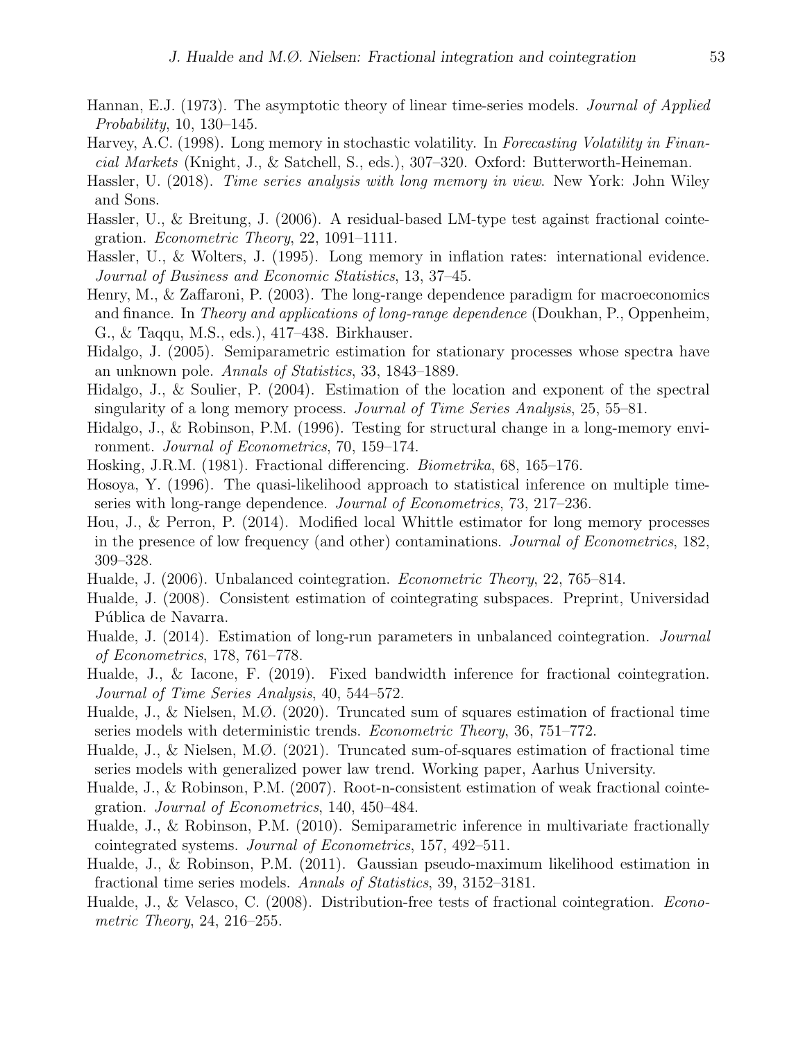Hannan, E.J. (1973). The asymptotic theory of linear time-series models. *Journal of Applied Probability*, 10, 130–145.

Harvey, A.C. (1998). Long memory in stochastic volatility. In *Forecasting Volatility in Financial Markets* (Knight, J., & Satchell, S., eds.), 307–320. Oxford: Butterworth-Heineman.

Hassler, U. (2018). *Time series analysis with long memory in view*. New York: John Wiley and Sons.

Hassler, U., & Breitung, J. (2006). A residual-based LM-type test against fractional cointegration. *Econometric Theory*, 22, 1091–1111.

Hassler, U., & Wolters, J. (1995). Long memory in inflation rates: international evidence. *Journal of Business and Economic Statistics*, 13, 37–45.

Henry, M., & Zaffaroni, P. (2003). The long-range dependence paradigm for macroeconomics and finance. In *Theory and applications of long-range dependence* (Doukhan, P., Oppenheim, G., & Taqqu, M.S., eds.), 417–438. Birkhauser.

Hidalgo, J. (2005). Semiparametric estimation for stationary processes whose spectra have an unknown pole. *Annals of Statistics*, 33, 1843–1889.

Hidalgo, J., & Soulier, P. (2004). Estimation of the location and exponent of the spectral singularity of a long memory process. *Journal of Time Series Analysis*, 25, 55–81.

Hidalgo, J., & Robinson, P.M. (1996). Testing for structural change in a long-memory environment. *Journal of Econometrics*, 70, 159–174.

Hosking, J.R.M. (1981). Fractional differencing. *Biometrika*, 68, 165–176.

Hosoya, Y. (1996). The quasi-likelihood approach to statistical inference on multiple time-series with long-range dependence. *Journal of Econometrics*, 73, 217–236.

Hou, J., & Perron, P. (2014). Modified local Whittle estimator for long memory processes in the presence of low frequency (and other) contaminations. *Journal of Econometrics*, 182, 309–328.

Hualde, J. (2006). Unbalanced cointegration. *Econometric Theory*, 22, 765–814.

Hualde, J. (2008). Consistent estimation of cointegrating subspaces. Preprint, Universidad Pública de Navarra.

Hualde, J. (2014). Estimation of long-run parameters in unbalanced cointegration. *Journal of Econometrics*, 178, 761–778.

Hualde, J., & Iacone, F. (2019). Fixed bandwidth inference for fractional cointegration. *Journal of Time Series Analysis*, 40, 544–572.

Hualde, J., & Nielsen, M.Ø. (2020). Truncated sum of squares estimation of fractional time series models with deterministic trends. *Econometric Theory*, 36, 751–772.

Hualde, J., & Nielsen, M.Ø. (2021). Truncated sum-of-squares estimation of fractional time series models with generalized power law trend. Working paper, Aarhus University.

Hualde, J., & Robinson, P.M. (2007). Root-n-consistent estimation of weak fractional cointegration. *Journal of Econometrics*, 140, 450–484.

Hualde, J., & Robinson, P.M. (2010). Semiparametric inference in multivariate fractionally cointegrated systems. *Journal of Econometrics*, 157, 492–511.

Hualde, J., & Robinson, P.M. (2011). Gaussian pseudo-maximum likelihood estimation in fractional time series models. *Annals of Statistics*, 39, 3152–3181.

Hualde, J., & Velasco, C. (2008). Distribution-free tests of fractional cointegration. *Econometric Theory*, 24, 216–255.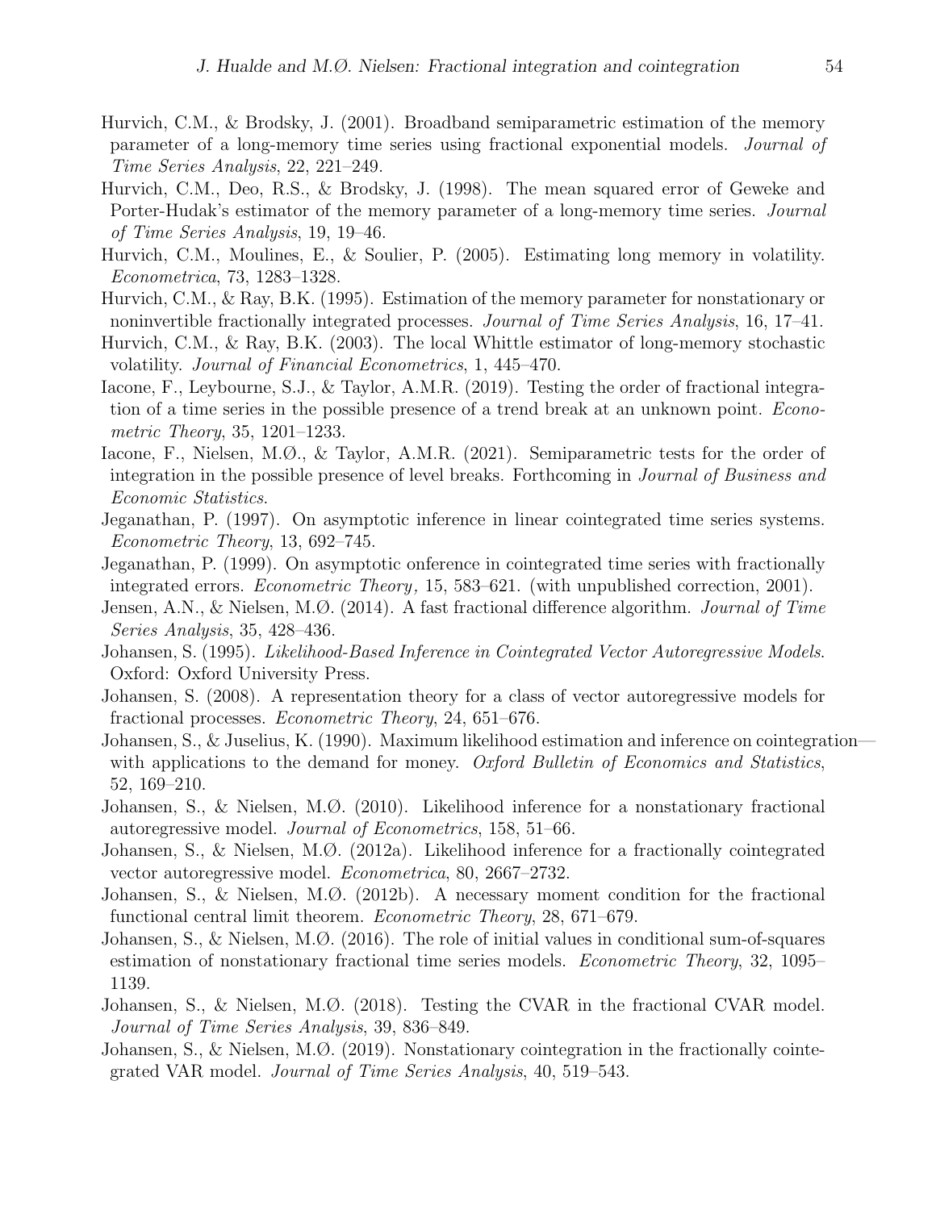Hurvich, C.M., & Brodsky, J. (2001). Broadband semiparametric estimation of the memory parameter of a long-memory time series using fractional exponential models. *Journal of Time Series Analysis*, 22, 221–249.

Hurvich, C.M., Deo, R.S., & Brodsky, J. (1998). The mean squared error of Geweke and Porter-Hudak's estimator of the memory parameter of a long-memory time series. *Journal of Time Series Analysis*, 19, 19–46.

Hurvich, C.M., Moulines, E., & Soulier, P. (2005). Estimating long memory in volatility. *Econometrica*, 73, 1283–1328.

Hurvich, C.M., & Ray, B.K. (1995). Estimation of the memory parameter for nonstationary or noninvertible fractionally integrated processes. *Journal of Time Series Analysis*, 16, 17–41.

Hurvich, C.M., & Ray, B.K. (2003). The local Whittle estimator of long-memory stochastic volatility. *Journal of Financial Econometrics*, 1, 445–470.

Iacone, F., Leybourne, S.J., & Taylor, A.M.R. (2019). Testing the order of fractional integration of a time series in the possible presence of a trend break at an unknown point. *Econometric Theory*, 35, 1201–1233.

Iacone, F., Nielsen, M.Ø., & Taylor, A.M.R. (2021). Semiparametric tests for the order of integration in the possible presence of level breaks. Forthcoming in *Journal of Business and Economic Statistics*.

Jeganathan, P. (1997). On asymptotic inference in linear cointegrated time series systems. *Econometric Theory*, 13, 692–745.

Jeganathan, P. (1999). On asymptotic onference in cointegrated time series with fractionally integrated errors. *Econometric Theory,* 15, 583–621. (with unpublished correction, 2001).

Jensen, A.N., & Nielsen, M.Ø. (2014). A fast fractional difference algorithm. *Journal of Time Series Analysis*, 35, 428–436.

Johansen, S. (1995). *Likelihood-Based Inference in Cointegrated Vector Autoregressive Models*. Oxford: Oxford University Press.

Johansen, S. (2008). A representation theory for a class of vector autoregressive models for fractional processes. *Econometric Theory*, 24, 651–676.

Johansen, S., & Juselius, K. (1990). Maximum likelihood estimation and inference on cointegration—with applications to the demand for money. *Oxford Bulletin of Economics and Statistics*, 52, 169–210.

Johansen, S., & Nielsen, M.Ø. (2010). Likelihood inference for a nonstationary fractional autoregressive model. *Journal of Econometrics*, 158, 51–66.

Johansen, S., & Nielsen, M.Ø. (2012a). Likelihood inference for a fractionally cointegrated vector autoregressive model. *Econometrica*, 80, 2667–2732.

Johansen, S., & Nielsen, M.Ø. (2012b). A necessary moment condition for the fractional functional central limit theorem. *Econometric Theory*, 28, 671–679.

Johansen, S., & Nielsen, M.Ø. (2016). The role of initial values in conditional sum-of-squares estimation of nonstationary fractional time series models. *Econometric Theory*, 32, 1095–1139.

Johansen, S., & Nielsen, M.Ø. (2018). Testing the CVAR in the fractional CVAR model. *Journal of Time Series Analysis*, 39, 836–849.

Johansen, S., & Nielsen, M.Ø. (2019). Nonstationary cointegration in the fractionally cointegrated VAR model. *Journal of Time Series Analysis*, 40, 519–543.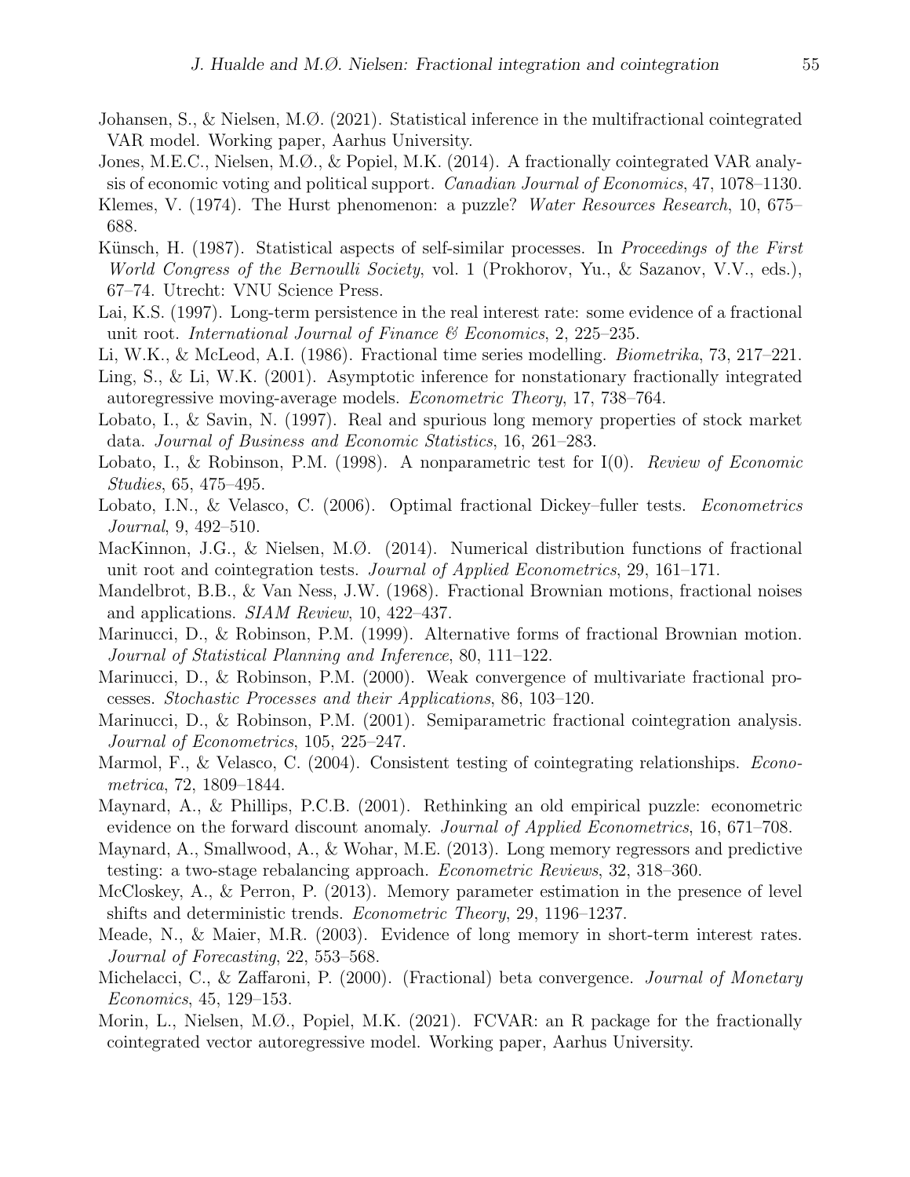Johansen, S., & Nielsen, M.Ø. (2021). Statistical inference in the multifractional cointegrated VAR model. Working paper, Aarhus University.

Jones, M.E.C., Nielsen, M.Ø., & Popiel, M.K. (2014). A fractionally cointegrated VAR analysis of economic voting and political support. *Canadian Journal of Economics*, 47, 1078–1130.

Klemes, V. (1974). The Hurst phenomenon: a puzzle? *Water Resources Research*, 10, 675–688.

Künsch, H. (1987). Statistical aspects of self-similar processes. In *Proceedings of the First World Congress of the Bernoulli Society*, vol. 1 (Prokhorov, Yu., & Sazanov, V.V., eds.), 67–74. Utrecht: VNU Science Press.

Lai, K.S. (1997). Long-term persistence in the real interest rate: some evidence of a fractional unit root. *International Journal of Finance & Economics*, 2, 225–235.

Li, W.K., & McLeod, A.I. (1986). Fractional time series modelling. *Biometrika*, 73, 217–221.

Ling, S., & Li, W.K. (2001). Asymptotic inference for nonstationary fractionally integrated autoregressive moving-average models. *Econometric Theory*, 17, 738–764.

Lobato, I., & Savin, N. (1997). Real and spurious long memory properties of stock market data. *Journal of Business and Economic Statistics*, 16, 261–283.

Lobato, I., & Robinson, P.M. (1998). A nonparametric test for I(0). *Review of Economic Studies*, 65, 475–495.

Lobato, I.N., & Velasco, C. (2006). Optimal fractional Dickey–fuller tests. *Econometrics Journal*, 9, 492–510.

MacKinnon, J.G., & Nielsen, M.Ø. (2014). Numerical distribution functions of fractional unit root and cointegration tests. *Journal of Applied Econometrics*, 29, 161–171.

Mandelbrot, B.B., & Van Ness, J.W. (1968). Fractional Brownian motions, fractional noises and applications. *SIAM Review*, 10, 422–437.

Marinucci, D., & Robinson, P.M. (1999). Alternative forms of fractional Brownian motion. *Journal of Statistical Planning and Inference*, 80, 111–122.

Marinucci, D., & Robinson, P.M. (2000). Weak convergence of multivariate fractional processes. *Stochastic Processes and their Applications*, 86, 103–120.

Marinucci, D., & Robinson, P.M. (2001). Semiparametric fractional cointegration analysis. *Journal of Econometrics*, 105, 225–247.

Marmol, F., & Velasco, C. (2004). Consistent testing of cointegrating relationships. *Econometrica*, 72, 1809–1844.

Maynard, A., & Phillips, P.C.B. (2001). Rethinking an old empirical puzzle: econometric evidence on the forward discount anomaly. *Journal of Applied Econometrics*, 16, 671–708.

Maynard, A., Smallwood, A., & Wohar, M.E. (2013). Long memory regressors and predictive testing: a two-stage rebalancing approach. *Econometric Reviews*, 32, 318–360.

McCloskey, A., & Perron, P. (2013). Memory parameter estimation in the presence of level shifts and deterministic trends. *Econometric Theory*, 29, 1196–1237.

Meade, N., & Maier, M.R. (2003). Evidence of long memory in short-term interest rates. *Journal of Forecasting*, 22, 553–568.

Michelacci, C., & Zaffaroni, P. (2000). (Fractional) beta convergence. *Journal of Monetary Economics*, 45, 129–153.

Morin, L., Nielsen, M.Ø., Popiel, M.K. (2021). FCVAR: an R package for the fractionally cointegrated vector autoregressive model. Working paper, Aarhus University.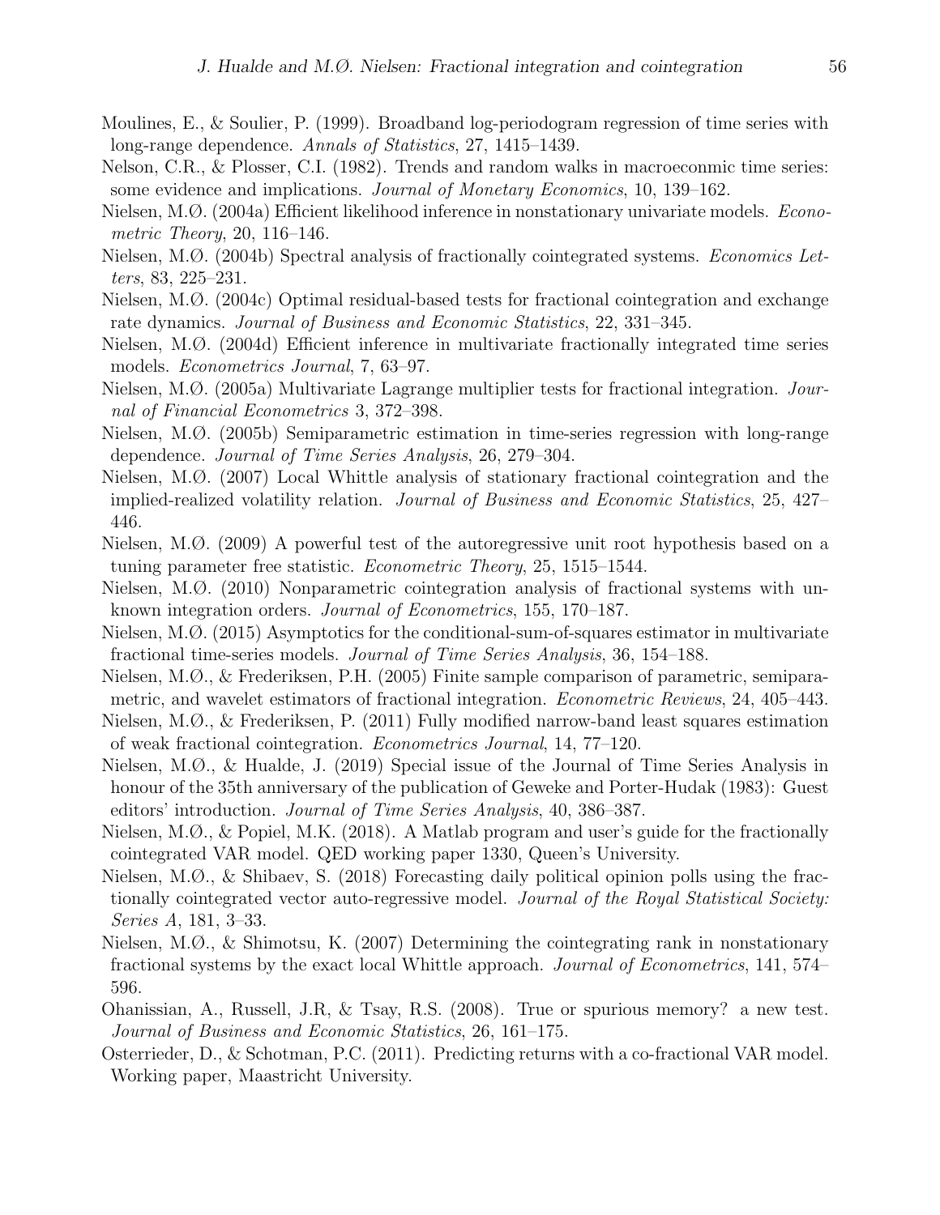Moulines, E., & Soulier, P. (1999). Broadband log-periodogram regression of time series with long-range dependence. *Annals of Statistics*, 27, 1415–1439.

Nelson, C.R., & Plosser, C.I. (1982). Trends and random walks in macroeconmic time series: some evidence and implications. *Journal of Monetary Economics*, 10, 139–162.

Nielsen, M.Ø. (2004a) Efficient likelihood inference in nonstationary univariate models. *Econometric Theory*, 20, 116–146.

Nielsen, M.Ø. (2004b) Spectral analysis of fractionally cointegrated systems. *Economics Letters*, 83, 225–231.

Nielsen, M.Ø. (2004c) Optimal residual-based tests for fractional cointegration and exchange rate dynamics. *Journal of Business and Economic Statistics*, 22, 331–345.

Nielsen, M.Ø. (2004d) Efficient inference in multivariate fractionally integrated time series models. *Econometrics Journal*, 7, 63–97.

Nielsen, M.Ø. (2005a) Multivariate Lagrange multiplier tests for fractional integration. *Journal of Financial Econometrics* 3, 372–398.

Nielsen, M.Ø. (2005b) Semiparametric estimation in time-series regression with long-range dependence. *Journal of Time Series Analysis*, 26, 279–304.

Nielsen, M.Ø. (2007) Local Whittle analysis of stationary fractional cointegration and the implied-realized volatility relation. *Journal of Business and Economic Statistics*, 25, 427–446.

Nielsen, M.Ø. (2009) A powerful test of the autoregressive unit root hypothesis based on a tuning parameter free statistic. *Econometric Theory*, 25, 1515–1544.

Nielsen, M.Ø. (2010) Nonparametric cointegration analysis of fractional systems with unknown integration orders. *Journal of Econometrics*, 155, 170–187.

Nielsen, M.Ø. (2015) Asymptotics for the conditional-sum-of-squares estimator in multivariate fractional time-series models. *Journal of Time Series Analysis*, 36, 154–188.

Nielsen, M.Ø., & Frederiksen, P.H. (2005) Finite sample comparison of parametric, semiparametric, and wavelet estimators of fractional integration. *Econometric Reviews*, 24, 405–443.

Nielsen, M.Ø., & Frederiksen, P. (2011) Fully modified narrow-band least squares estimation of weak fractional cointegration. *Econometrics Journal*, 14, 77–120.

Nielsen, M.Ø., & Hualde, J. (2019) Special issue of the Journal of Time Series Analysis in honour of the 35th anniversary of the publication of Geweke and Porter-Hudak (1983): Guest editors' introduction. *Journal of Time Series Analysis*, 40, 386–387.

Nielsen, M.Ø., & Popiel, M.K. (2018). A Matlab program and user's guide for the fractionally cointegrated VAR model. QED working paper 1330, Queen's University.

Nielsen, M.Ø., & Shibaev, S. (2018) Forecasting daily political opinion polls using the fractionally cointegrated vector auto-regressive model. *Journal of the Royal Statistical Society: Series A*, 181, 3–33.

Nielsen, M.Ø., & Shimotsu, K. (2007) Determining the cointegrating rank in nonstationary fractional systems by the exact local Whittle approach. *Journal of Econometrics*, 141, 574–596.

Ohanissian, A., Russell, J.R, & Tsay, R.S. (2008). True or spurious memory? a new test. *Journal of Business and Economic Statistics*, 26, 161–175.

Osterrieder, D., & Schotman, P.C. (2011). Predicting returns with a co-fractional VAR model. Working paper, Maastricht University.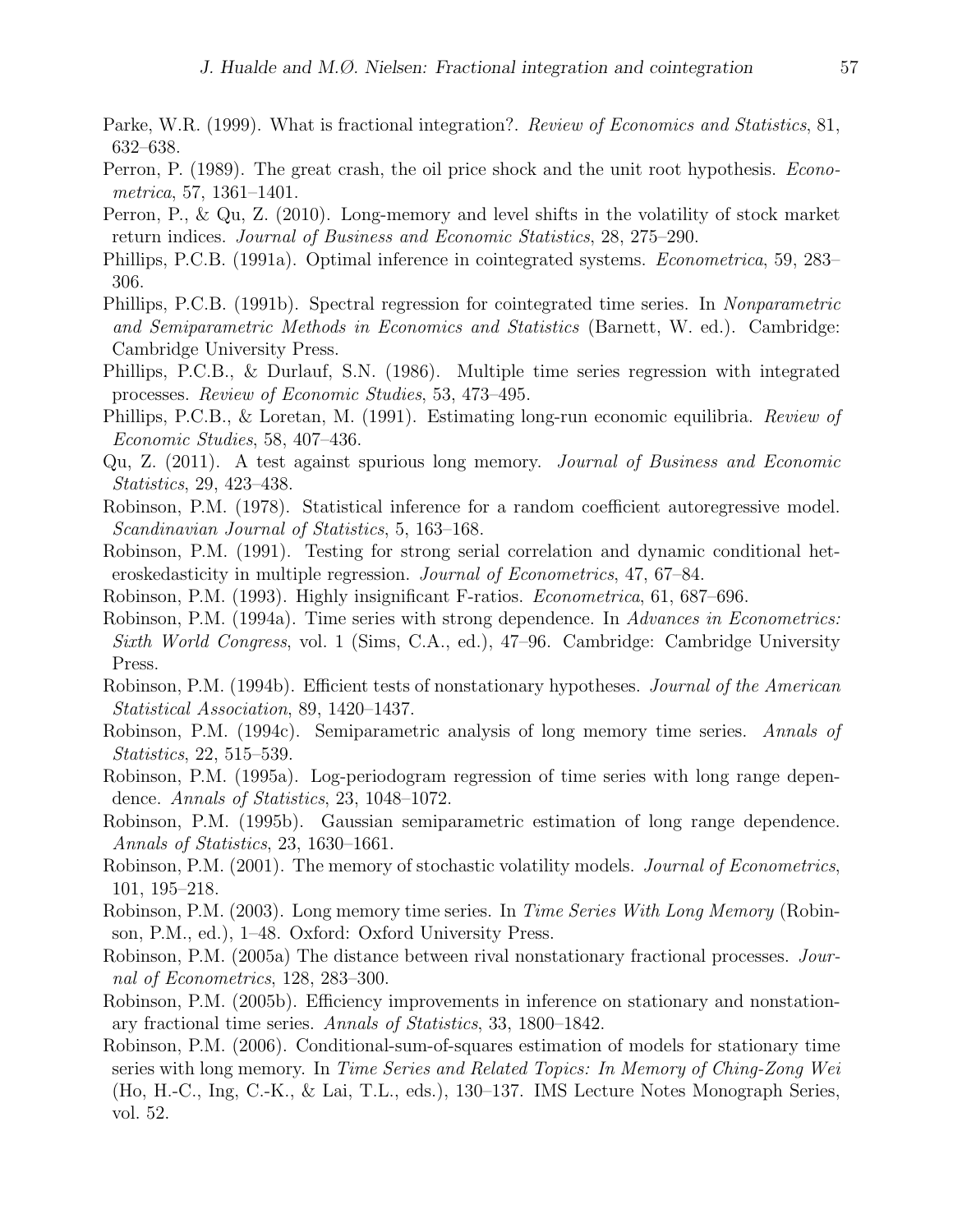Parke, W.R. (1999). What is fractional integration?. *Review of Economics and Statistics*, 81, 632–638.

Perron, P. (1989). The great crash, the oil price shock and the unit root hypothesis. *Econometrica*, 57, 1361–1401.

Perron, P., & Qu, Z. (2010). Long-memory and level shifts in the volatility of stock market return indices. *Journal of Business and Economic Statistics*, 28, 275–290.

Phillips, P.C.B. (1991a). Optimal inference in cointegrated systems. *Econometrica*, 59, 283–306.

Phillips, P.C.B. (1991b). Spectral regression for cointegrated time series. In *Nonparametric and Semiparametric Methods in Economics and Statistics* (Barnett, W. ed.). Cambridge: Cambridge University Press.

Phillips, P.C.B., & Durlauf, S.N. (1986). Multiple time series regression with integrated processes. *Review of Economic Studies*, 53, 473–495.

Phillips, P.C.B., & Loretan, M. (1991). Estimating long-run economic equilibria. *Review of Economic Studies*, 58, 407–436.

Qu, Z. (2011). A test against spurious long memory. *Journal of Business and Economic Statistics*, 29, 423–438.

Robinson, P.M. (1978). Statistical inference for a random coefficient autoregressive model. *Scandinavian Journal of Statistics*, 5, 163–168.

Robinson, P.M. (1991). Testing for strong serial correlation and dynamic conditional heteroskedasticity in multiple regression. *Journal of Econometrics*, 47, 67–84.

Robinson, P.M. (1993). Highly insignificant F-ratios. *Econometrica*, 61, 687–696.

Robinson, P.M. (1994a). Time series with strong dependence. In *Advances in Econometrics: Sixth World Congress*, vol. 1 (Sims, C.A., ed.), 47–96. Cambridge: Cambridge University Press.

Robinson, P.M. (1994b). Efficient tests of nonstationary hypotheses. *Journal of the American Statistical Association*, 89, 1420–1437.

Robinson, P.M. (1994c). Semiparametric analysis of long memory time series. *Annals of Statistics*, 22, 515–539.

Robinson, P.M. (1995a). Log-periodogram regression of time series with long range dependence. *Annals of Statistics*, 23, 1048–1072.

Robinson, P.M. (1995b). Gaussian semiparametric estimation of long range dependence. *Annals of Statistics*, 23, 1630–1661.

Robinson, P.M. (2001). The memory of stochastic volatility models. *Journal of Econometrics*, 101, 195–218.

Robinson, P.M. (2003). Long memory time series. In *Time Series With Long Memory* (Robinson, P.M., ed.), 1–48. Oxford: Oxford University Press.

Robinson, P.M. (2005a) The distance between rival nonstationary fractional processes. *Journal of Econometrics*, 128, 283–300.

Robinson, P.M. (2005b). Efficiency improvements in inference on stationary and nonstationary fractional time series. *Annals of Statistics*, 33, 1800–1842.

Robinson, P.M. (2006). Conditional-sum-of-squares estimation of models for stationary time series with long memory. In *Time Series and Related Topics: In Memory of Ching-Zong Wei* (Ho, H.-C., Ing, C.-K., & Lai, T.L., eds.), 130–137. IMS Lecture Notes Monograph Series, vol. 52.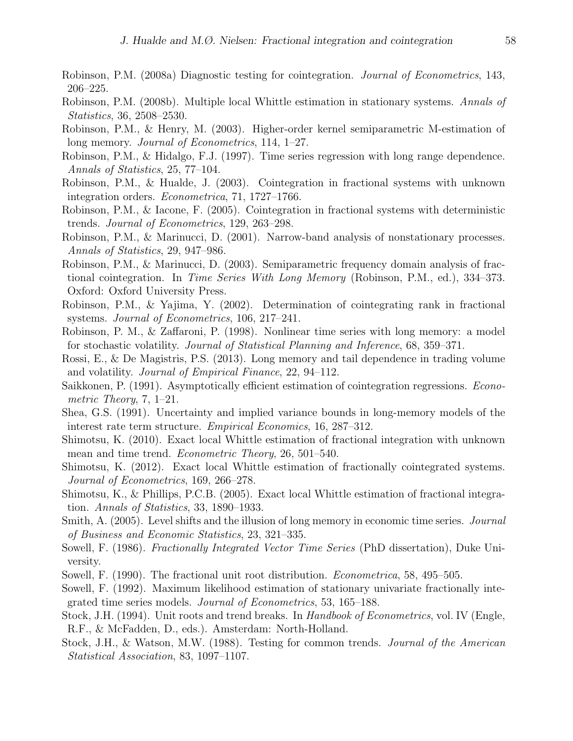Robinson, P.M. (2008a) Diagnostic testing for cointegration. *Journal of Econometrics*, 143, 206–225.

Robinson, P.M. (2008b). Multiple local Whittle estimation in stationary systems. *Annals of Statistics*, 36, 2508–2530.

Robinson, P.M., & Henry, M. (2003). Higher-order kernel semiparametric M-estimation of long memory. *Journal of Econometrics*, 114, 1–27.

Robinson, P.M., & Hidalgo, F.J. (1997). Time series regression with long range dependence. *Annals of Statistics*, 25, 77–104.

Robinson, P.M., & Hualde, J. (2003). Cointegration in fractional systems with unknown integration orders. *Econometrica*, 71, 1727–1766.

Robinson, P.M., & Iacone, F. (2005). Cointegration in fractional systems with deterministic trends. *Journal of Econometrics*, 129, 263–298.

Robinson, P.M., & Marinucci, D. (2001). Narrow-band analysis of nonstationary processes. *Annals of Statistics*, 29, 947–986.

Robinson, P.M., & Marinucci, D. (2003). Semiparametric frequency domain analysis of fractional cointegration. In *Time Series With Long Memory* (Robinson, P.M., ed.), 334–373. Oxford: Oxford University Press.

Robinson, P.M., & Yajima, Y. (2002). Determination of cointegrating rank in fractional systems. *Journal of Econometrics*, 106, 217–241.

Robinson, P. M., & Zaffaroni, P. (1998). Nonlinear time series with long memory: a model for stochastic volatility. *Journal of Statistical Planning and Inference*, 68, 359–371.

Rossi, E., & De Magistris, P.S. (2013). Long memory and tail dependence in trading volume and volatility. *Journal of Empirical Finance*, 22, 94–112.

Saikkonen, P. (1991). Asymptotically efficient estimation of cointegration regressions. *Econometric Theory*, 7, 1–21.

Shea, G.S. (1991). Uncertainty and implied variance bounds in long-memory models of the interest rate term structure. *Empirical Economics*, 16, 287–312.

Shimotsu, K. (2010). Exact local Whittle estimation of fractional integration with unknown mean and time trend. *Econometric Theory*, 26, 501–540.

Shimotsu, K. (2012). Exact local Whittle estimation of fractionally cointegrated systems. *Journal of Econometrics*, 169, 266–278.

Shimotsu, K., & Phillips, P.C.B. (2005). Exact local Whittle estimation of fractional integration. *Annals of Statistics*, 33, 1890–1933.

Smith, A. (2005). Level shifts and the illusion of long memory in economic time series. *Journal of Business and Economic Statistics*, 23, 321–335.

Sowell, F. (1986). *Fractionally Integrated Vector Time Series* (PhD dissertation), Duke University.

Sowell, F. (1990). The fractional unit root distribution. *Econometrica*, 58, 495–505.

Sowell, F. (1992). Maximum likelihood estimation of stationary univariate fractionally integrated time series models. *Journal of Econometrics*, 53, 165–188.

Stock, J.H. (1994). Unit roots and trend breaks. In *Handbook of Econometrics*, vol. IV (Engle, R.F., & McFadden, D., eds.). Amsterdam: North-Holland.

Stock, J.H., & Watson, M.W. (1988). Testing for common trends. *Journal of the American Statistical Association*, 83, 1097–1107.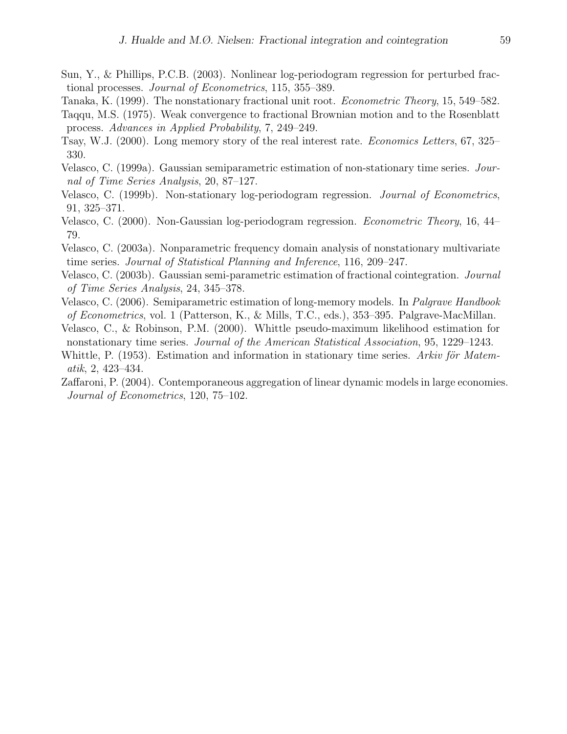Sun, Y., & Phillips, P.C.B. (2003). Nonlinear log-periodogram regression for perturbed fractional processes. *Journal of Econometrics*, 115, 355–389.

Tanaka, K. (1999). The nonstationary fractional unit root. *Econometric Theory*, 15, 549–582.

Taqqu, M.S. (1975). Weak convergence to fractional Brownian motion and to the Rosenblatt process. *Advances in Applied Probability*, 7, 249–249.

Tsay, W.J. (2000). Long memory story of the real interest rate. *Economics Letters*, 67, 325–330.

Velasco, C. (1999a). Gaussian semiparametric estimation of non-stationary time series. *Journal of Time Series Analysis*, 20, 87–127.

Velasco, C. (1999b). Non-stationary log-periodogram regression. *Journal of Econometrics*, 91, 325–371.

Velasco, C. (2000). Non-Gaussian log-periodogram regression. *Econometric Theory*, 16, 44–79.

Velasco, C. (2003a). Nonparametric frequency domain analysis of nonstationary multivariate time series. *Journal of Statistical Planning and Inference*, 116, 209–247.

Velasco, C. (2003b). Gaussian semi-parametric estimation of fractional cointegration. *Journal of Time Series Analysis*, 24, 345–378.

Velasco, C. (2006). Semiparametric estimation of long-memory models. In *Palgrave Handbook of Econometrics*, vol. 1 (Patterson, K., & Mills, T.C., eds.), 353–395. Palgrave-MacMillan.

Velasco, C., & Robinson, P.M. (2000). Whittle pseudo-maximum likelihood estimation for nonstationary time series. *Journal of the American Statistical Association*, 95, 1229–1243.

Whittle, P. (1953). Estimation and information in stationary time series. *Arkiv för Matematik*, 2, 423–434.

Zaffaroni, P. (2004). Contemporaneous aggregation of linear dynamic models in large economies. *Journal of Econometrics*, 120, 75–102.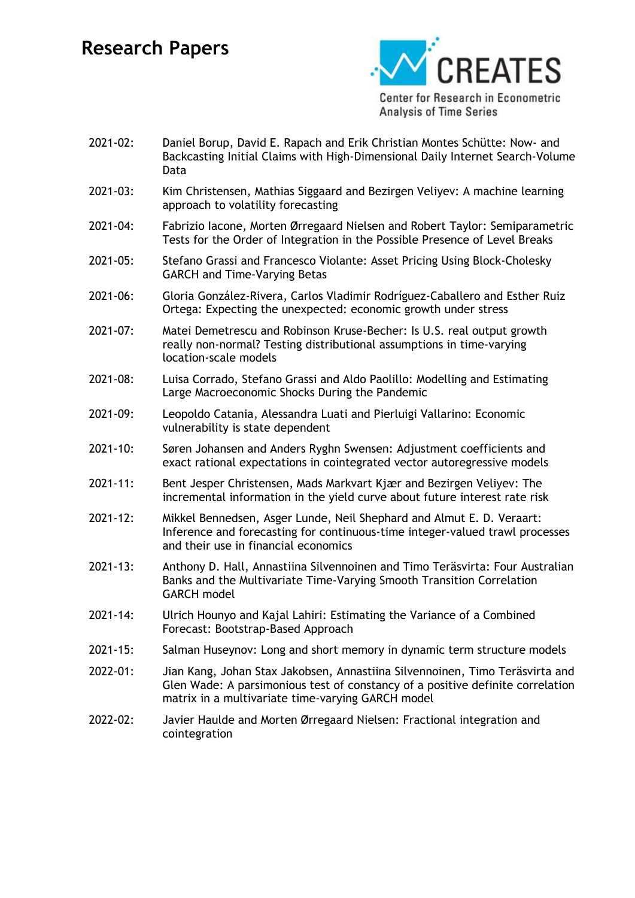# Research Papers

CREATES

Center for Research in Econometric Analysis of Time Series

2021-02: Daniel Borup, David E. Rapach and Erik Christian Montes Schütte: Now- and Backcasting Initial Claims with High-Dimensional Daily Internet Search-Volume Data

2021-03: Kim Christensen, Mathias Siggaard and Bezirgen Veliyev: A machine learning approach to volatility forecasting

2021-04: Fabrizio Iacone, Morten Ørregaard Nielsen and Robert Taylor: Semiparametric Tests for the Order of Integration in the Possible Presence of Level Breaks

2021-05: Stefano Grassi and Francesco Violante: Asset Pricing Using Block-Cholesky GARCH and Time-Varying Betas

2021-06: Gloria González-Rivera, Carlos Vladimir Rodríguez-Caballero and Esther Ruiz Ortega: Expecting the unexpected: economic growth under stress

2021-07: Matei Demetrescu and Robinson Kruse-Becher: Is U.S. real output growth really non-normal? Testing distributional assumptions in time-varying location-scale models

2021-08: Luisa Corrado, Stefano Grassi and Aldo Paolillo: Modelling and Estimating Large Macroeconomic Shocks During the Pandemic

2021-09: Leopoldo Catania, Alessandra Luati and Pierluigi Vallarino: Economic vulnerability is state dependent

2021-10: Søren Johansen and Anders Ryghn Swensen: Adjustment coefficients and exact rational expectations in cointegrated vector autoregressive models

2021-11: Bent Jesper Christensen, Mads Markvart Kjær and Bezirgen Veliyev: The incremental information in the yield curve about future interest rate risk

2021-12: Mikkel Bennedsen, Asger Lunde, Neil Shephard and Almut E. D. Veraart: Inference and forecasting for continuous-time integer-valued trawl processes and their use in financial economics

2021-13: Anthony D. Hall, Annastiina Silvennoinen and Timo Teräsvirta: Four Australian Banks and the Multivariate Time-Varying Smooth Transition Correlation GARCH model

2021-14: Ulrich Hounyo and Kajal Lahiri: Estimating the Variance of a Combined Forecast: Bootstrap-Based Approach

2021-15: Salman Huseynov: Long and short memory in dynamic term structure models

2022-01: Jian Kang, Johan Stax Jakobsen, Annastiina Silvennoinen, Timo Teräsvirta and Glen Wade: A parsimonious test of constancy of a positive definite correlation matrix in a multivariate time-varying GARCH model

2022-02: Javier Haulde and Morten Ørregaard Nielsen: Fractional integration and cointegration